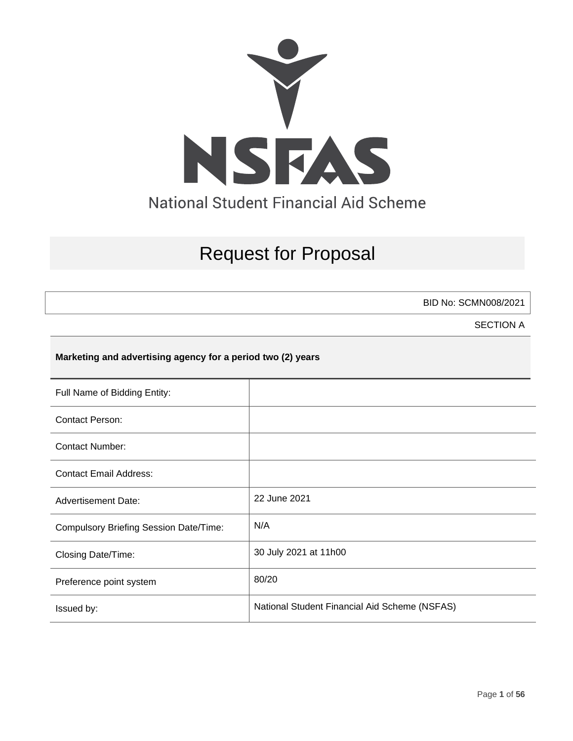NSFAS

National Student Financial Aid Scheme

# Request for Proposal

BID No: SCMN008/2021

SECTION A

**Marketing and advertising agency for a period two (2) years**

| | |
|---|---|
| Full Name of Bidding Entity: | |
| Contact Person: | |
| Contact Number: | |
| Contact Email Address: | |
| Advertisement Date: | 22 June 2021 |
| Compulsory Briefing Session Date/Time: | N/A |
| Closing Date/Time: | 30 July 2021 at 11h00 |
| Preference point system | 80/20 |
| Issued by: | National Student Financial Aid Scheme (NSFAS) |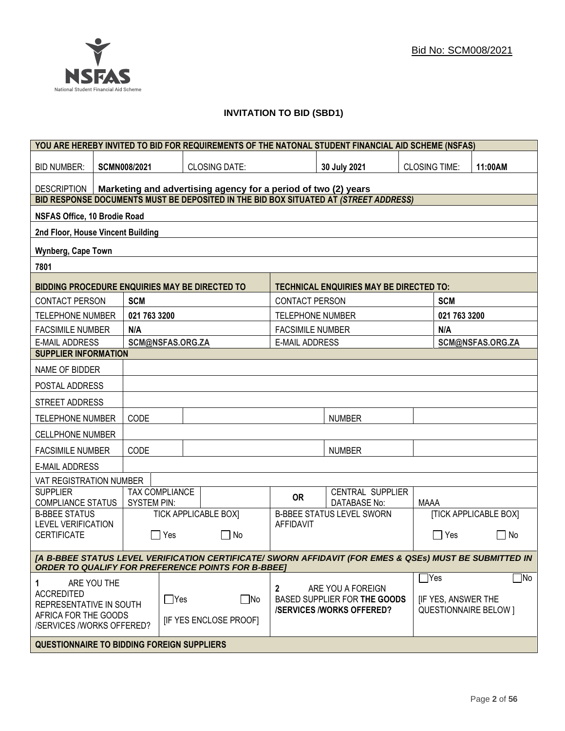Bid No: SCM008/2021

# INVITATION TO BID (SBD1)

| YOU ARE HEREBY INVITED TO BID FOR REQUIREMENTS OF THE NATONAL STUDENT FINANCIAL AID SCHEME (NSFAS) | | | | | | |
|---|---|---|---|---|---|---|
| BID NUMBER: | SCMN008/2021 | CLOSING DATE: | | 30 July 2021 | CLOSING TIME: | 11:00AM |
| DESCRIPTION | **Marketing and advertising agency for a period of two (2) years** | | | | | |

| BID RESPONSE DOCUMENTS MUST BE DEPOSITED IN THE BID BOX SITUATED AT *(STREET ADDRESS)* |
|---|
| NSFAS Office, 10 Brodie Road |
| 2nd Floor, House Vincent Building |
| Wynberg, Cape Town |
| 7801 |

| BIDDING PROCEDURE ENQUIRIES MAY BE DIRECTED TO | | TECHNICAL ENQUIRIES MAY BE DIRECTED TO: | |
|---|---|---|---|
| CONTACT PERSON | SCM | CONTACT PERSON | SCM |
| TELEPHONE NUMBER | 021 763 3200 | TELEPHONE NUMBER | 021 763 3200 |
| FACSIMILE NUMBER | N/A | FACSIMILE NUMBER | N/A |
| E-MAIL ADDRESS | SCM@NSFAS.ORG.ZA | E-MAIL ADDRESS | SCM@NSFAS.ORG.ZA |

| SUPPLIER INFORMATION | | | | | | |
|---|---|---|---|---|---|---|
| NAME OF BIDDER | | | | | | |
| POSTAL ADDRESS | | | | | | |
| STREET ADDRESS | | | | | | |
| TELEPHONE NUMBER | CODE | | | NUMBER | | |
| CELLPHONE NUMBER | | | | | | |
| FACSIMILE NUMBER | CODE | | | NUMBER | | |
| E-MAIL ADDRESS | | | | | | |
| VAT REGISTRATION NUMBER | | | | | | |
| SUPPLIER COMPLIANCE STATUS | TAX COMPLIANCE SYSTEM PIN: | | OR | CENTRAL SUPPLIER DATABASE No: | MAAA | |
| B-BBEE STATUS LEVEL VERIFICATION CERTIFICATE | TICK APPLICABLE BOX] ☐ Yes ☐ No | | B-BBEE STATUS LEVEL SWORN AFFIDAVIT | | [TICK APPLICABLE BOX] ☐ Yes ☐ No | |

***[A B-BBEE STATUS LEVEL VERIFICATION CERTIFICATE/ SWORN AFFIDAVIT (FOR EMES & QSEs) MUST BE SUBMITTED IN ORDER TO QUALIFY FOR PREFERENCE POINTS FOR B-BBEE]***

| | | | |
|---|---|---|---|
| **1** ARE YOU THE ACCREDITED REPRESENTATIVE IN SOUTH AFRICA FOR THE GOODS /SERVICES /WORKS OFFERED? | ☐Yes ☐No [IF YES ENCLOSE PROOF] | **2** ARE YOU A FOREIGN BASED SUPPLIER FOR **THE GOODS /SERVICES /WORKS OFFERED?** | ☐Yes ☐No [IF YES, ANSWER THE QUESTIONNAIRE BELOW ] |

**QUESTIONNAIRE TO BIDDING FOREIGN SUPPLIERS**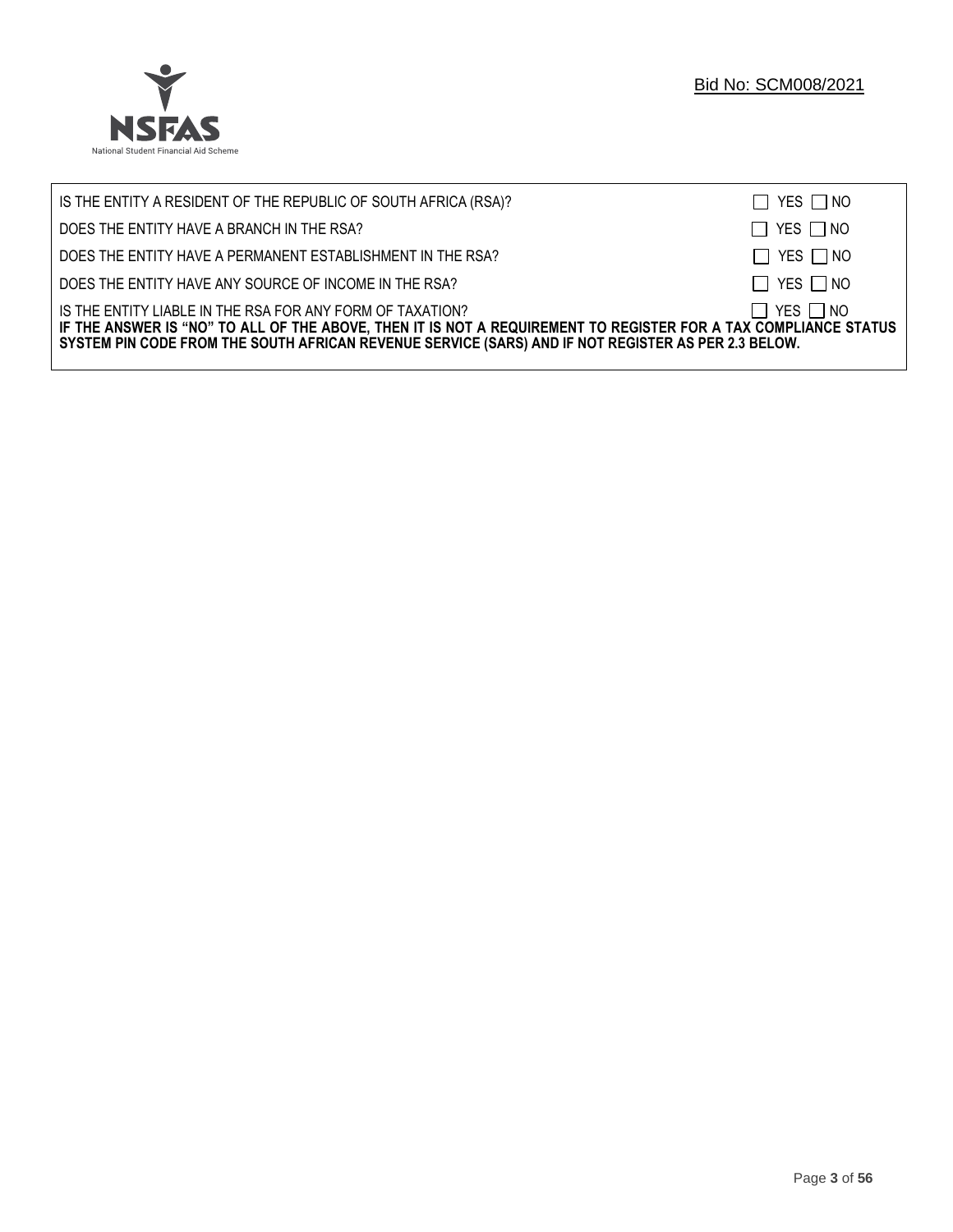| | |
|---|---|
| IS THE ENTITY A RESIDENT OF THE REPUBLIC OF SOUTH AFRICA (RSA)? | ☐ YES ☐ NO |
| DOES THE ENTITY HAVE A BRANCH IN THE RSA? | ☐ YES ☐ NO |
| DOES THE ENTITY HAVE A PERMANENT ESTABLISHMENT IN THE RSA? | ☐ YES ☐ NO |
| DOES THE ENTITY HAVE ANY SOURCE OF INCOME IN THE RSA? | ☐ YES ☐ NO |
| IS THE ENTITY LIABLE IN THE RSA FOR ANY FORM OF TAXATION? | ☐ YES ☐ NO |

**IF THE ANSWER IS "NO" TO ALL OF THE ABOVE, THEN IT IS NOT A REQUIREMENT TO REGISTER FOR A TAX COMPLIANCE STATUS SYSTEM PIN CODE FROM THE SOUTH AFRICAN REVENUE SERVICE (SARS) AND IF NOT REGISTER AS PER 2.3 BELOW.**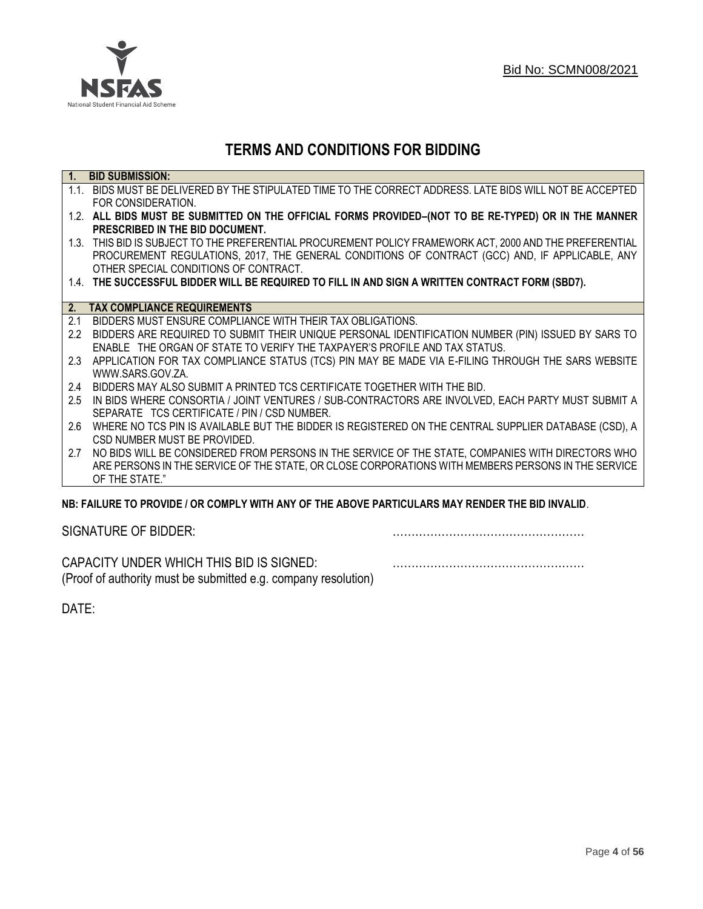Bid No: SCMN008/2021

# TERMS AND CONDITIONS FOR BIDDING

| | |
|---|---|
| **1.** | **BID SUBMISSION:** |
| 1.1. | BIDS MUST BE DELIVERED BY THE STIPULATED TIME TO THE CORRECT ADDRESS. LATE BIDS WILL NOT BE ACCEPTED FOR CONSIDERATION. |
| 1.2. | **ALL BIDS MUST BE SUBMITTED ON THE OFFICIAL FORMS PROVIDED–(NOT TO BE RE-TYPED) OR IN THE MANNER PRESCRIBED IN THE BID DOCUMENT.** |
| 1.3. | THIS BID IS SUBJECT TO THE PREFERENTIAL PROCUREMENT POLICY FRAMEWORK ACT, 2000 AND THE PREFERENTIAL PROCUREMENT REGULATIONS, 2017, THE GENERAL CONDITIONS OF CONTRACT (GCC) AND, IF APPLICABLE, ANY OTHER SPECIAL CONDITIONS OF CONTRACT. |
| 1.4. | **THE SUCCESSFUL BIDDER WILL BE REQUIRED TO FILL IN AND SIGN A WRITTEN CONTRACT FORM (SBD7).** |
| **2.** | **TAX COMPLIANCE REQUIREMENTS** |
| 2.1 | BIDDERS MUST ENSURE COMPLIANCE WITH THEIR TAX OBLIGATIONS. |
| 2.2 | BIDDERS ARE REQUIRED TO SUBMIT THEIR UNIQUE PERSONAL IDENTIFICATION NUMBER (PIN) ISSUED BY SARS TO ENABLE THE ORGAN OF STATE TO VERIFY THE TAXPAYER'S PROFILE AND TAX STATUS. |
| 2.3 | APPLICATION FOR TAX COMPLIANCE STATUS (TCS) PIN MAY BE MADE VIA E-FILING THROUGH THE SARS WEBSITE WWW.SARS.GOV.ZA. |
| 2.4 | BIDDERS MAY ALSO SUBMIT A PRINTED TCS CERTIFICATE TOGETHER WITH THE BID. |
| 2.5 | IN BIDS WHERE CONSORTIA / JOINT VENTURES / SUB-CONTRACTORS ARE INVOLVED, EACH PARTY MUST SUBMIT A SEPARATE TCS CERTIFICATE / PIN / CSD NUMBER. |
| 2.6 | WHERE NO TCS PIN IS AVAILABLE BUT THE BIDDER IS REGISTERED ON THE CENTRAL SUPPLIER DATABASE (CSD), A CSD NUMBER MUST BE PROVIDED. |
| 2.7 | NO BIDS WILL BE CONSIDERED FROM PERSONS IN THE SERVICE OF THE STATE, COMPANIES WITH DIRECTORS WHO ARE PERSONS IN THE SERVICE OF THE STATE, OR CLOSE CORPORATIONS WITH MEMBERS PERSONS IN THE SERVICE OF THE STATE." |

**NB: FAILURE TO PROVIDE / OR COMPLY WITH ANY OF THE ABOVE PARTICULARS MAY RENDER THE BID INVALID**.

SIGNATURE OF BIDDER: ……………………………………………

CAPACITY UNDER WHICH THIS BID IS SIGNED: ……………………………………………
(Proof of authority must be submitted e.g. company resolution)

DATE: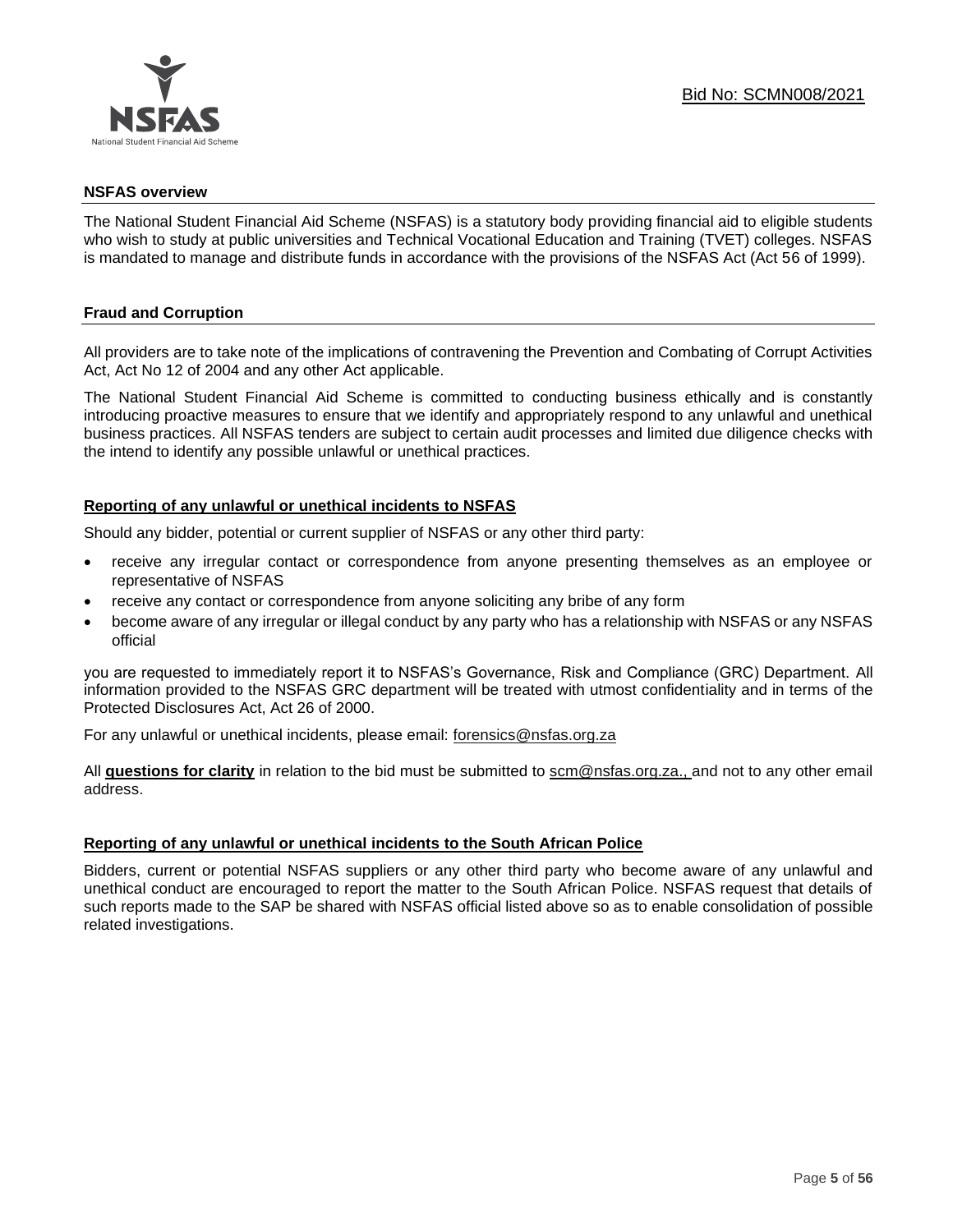Bid No: SCMN008/2021

## NSFAS overview

The National Student Financial Aid Scheme (NSFAS) is a statutory body providing financial aid to eligible students who wish to study at public universities and Technical Vocational Education and Training (TVET) colleges. NSFAS is mandated to manage and distribute funds in accordance with the provisions of the NSFAS Act (Act 56 of 1999).

## Fraud and Corruption

All providers are to take note of the implications of contravening the Prevention and Combating of Corrupt Activities Act, Act No 12 of 2004 and any other Act applicable.

The National Student Financial Aid Scheme is committed to conducting business ethically and is constantly introducing proactive measures to ensure that we identify and appropriately respond to any unlawful and unethical business practices. All NSFAS tenders are subject to certain audit processes and limited due diligence checks with the intend to identify any possible unlawful or unethical practices.

### Reporting of any unlawful or unethical incidents to NSFAS

Should any bidder, potential or current supplier of NSFAS or any other third party:

- receive any irregular contact or correspondence from anyone presenting themselves as an employee or representative of NSFAS
- receive any contact or correspondence from anyone soliciting any bribe of any form
- become aware of any irregular or illegal conduct by any party who has a relationship with NSFAS or any NSFAS official

you are requested to immediately report it to NSFAS's Governance, Risk and Compliance (GRC) Department. All information provided to the NSFAS GRC department will be treated with utmost confidentiality and in terms of the Protected Disclosures Act, Act 26 of 2000.

For any unlawful or unethical incidents, please email: forensics@nsfas.org.za

All **questions for clarity** in relation to the bid must be submitted to scm@nsfas.org.za., and not to any other email address.

### Reporting of any unlawful or unethical incidents to the South African Police

Bidders, current or potential NSFAS suppliers or any other third party who become aware of any unlawful and unethical conduct are encouraged to report the matter to the South African Police. NSFAS request that details of such reports made to the SAP be shared with NSFAS official listed above so as to enable consolidation of possible related investigations.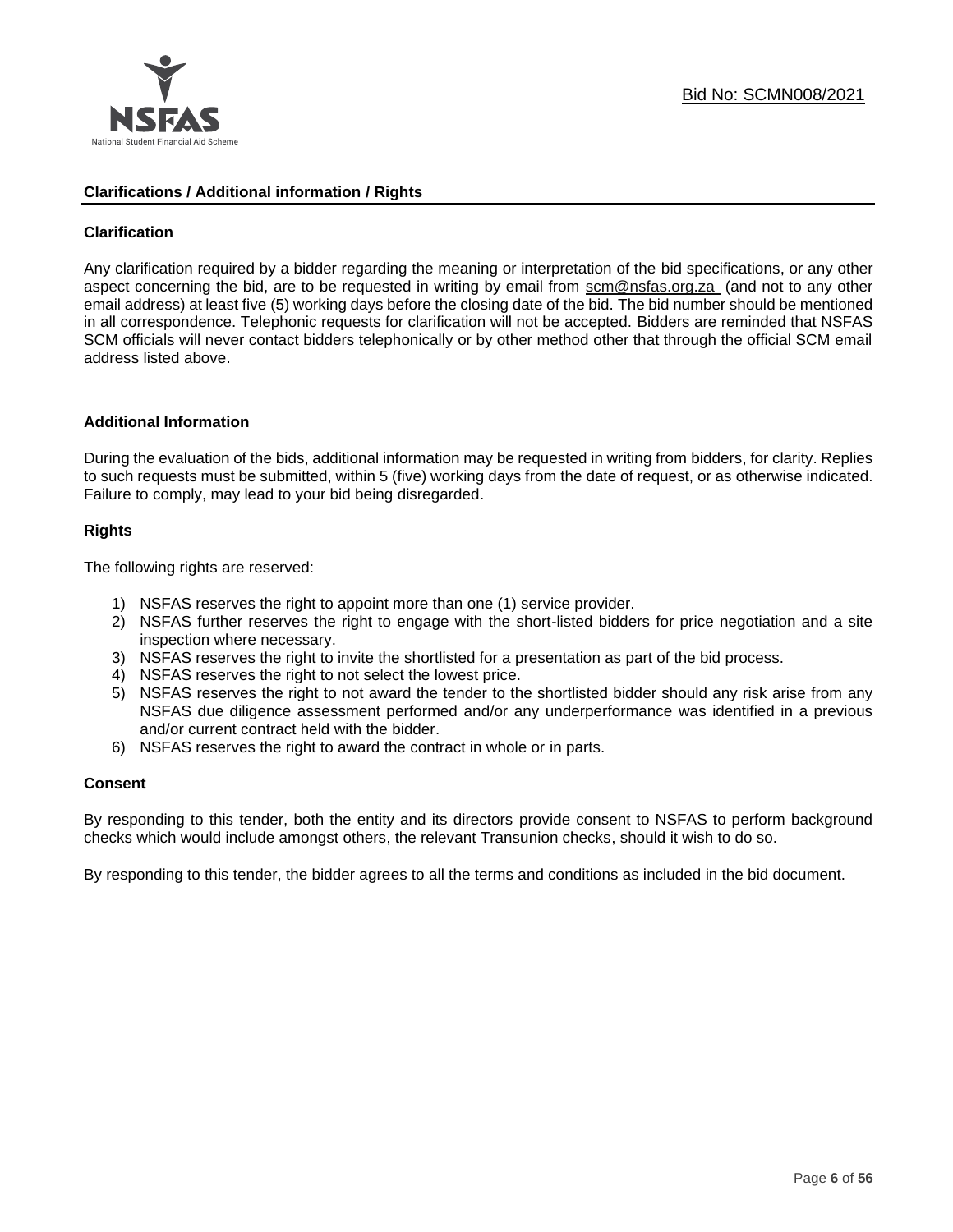## Clarifications / Additional information / Rights

### Clarification

Any clarification required by a bidder regarding the meaning or interpretation of the bid specifications, or any other aspect concerning the bid, are to be requested in writing by email from scm@nsfas.org.za (and not to any other email address) at least five (5) working days before the closing date of the bid. The bid number should be mentioned in all correspondence. Telephonic requests for clarification will not be accepted. Bidders are reminded that NSFAS SCM officials will never contact bidders telephonically or by other method other that through the official SCM email address listed above.

### Additional Information

During the evaluation of the bids, additional information may be requested in writing from bidders, for clarity. Replies to such requests must be submitted, within 5 (five) working days from the date of request, or as otherwise indicated. Failure to comply, may lead to your bid being disregarded.

### Rights

The following rights are reserved:

1) NSFAS reserves the right to appoint more than one (1) service provider.
2) NSFAS further reserves the right to engage with the short-listed bidders for price negotiation and a site inspection where necessary.
3) NSFAS reserves the right to invite the shortlisted for a presentation as part of the bid process.
4) NSFAS reserves the right to not select the lowest price.
5) NSFAS reserves the right to not award the tender to the shortlisted bidder should any risk arise from any NSFAS due diligence assessment performed and/or any underperformance was identified in a previous and/or current contract held with the bidder.
6) NSFAS reserves the right to award the contract in whole or in parts.

### Consent

By responding to this tender, both the entity and its directors provide consent to NSFAS to perform background checks which would include amongst others, the relevant Transunion checks, should it wish to do so.

By responding to this tender, the bidder agrees to all the terms and conditions as included in the bid document.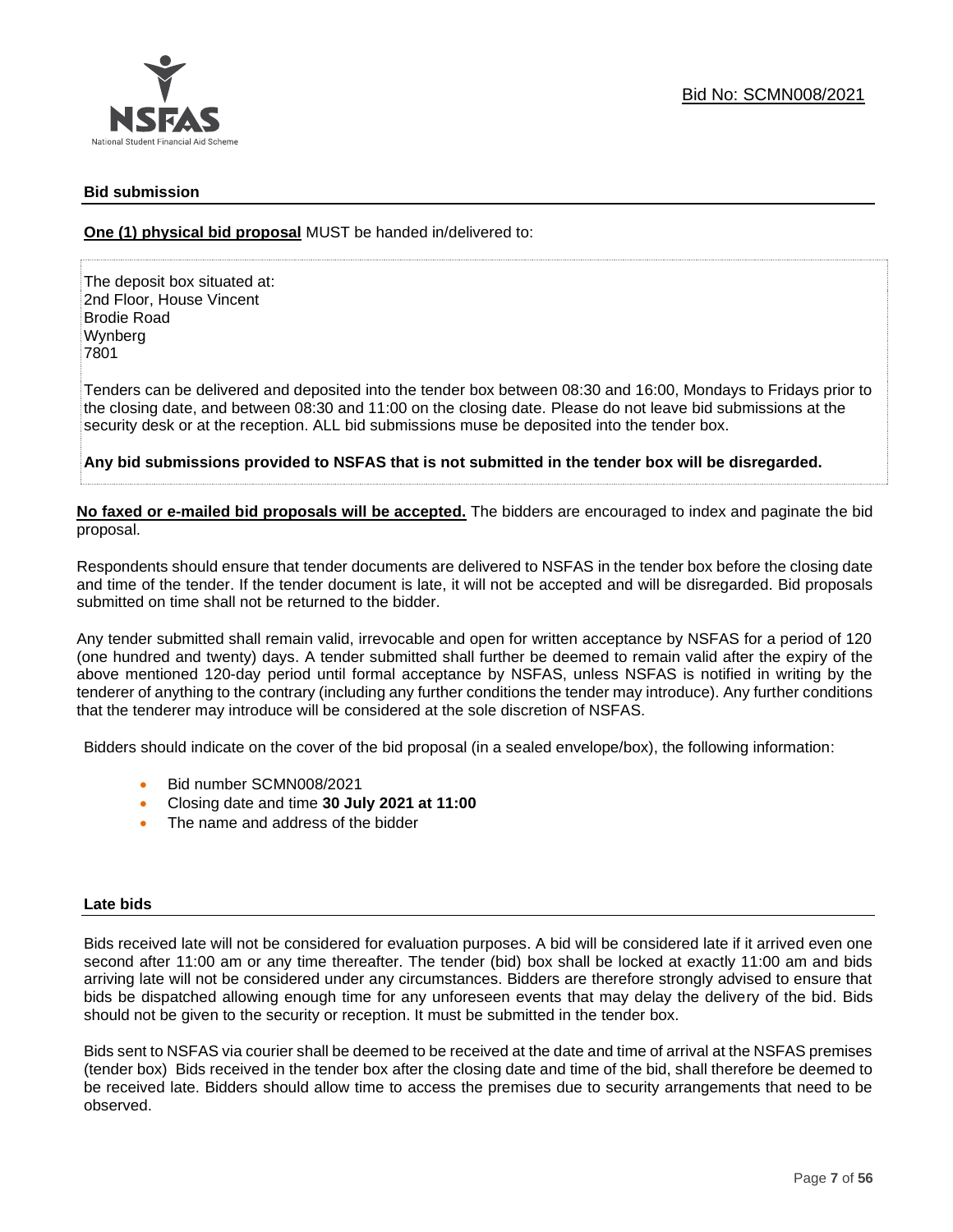Bid No: SCMN008/2021

## Bid submission

**One (1) physical bid proposal** MUST be handed in/delivered to:

The deposit box situated at:
2nd Floor, House Vincent
Brodie Road
Wynberg
7801

Tenders can be delivered and deposited into the tender box between 08:30 and 16:00, Mondays to Fridays prior to the closing date, and between 08:30 and 11:00 on the closing date. Please do not leave bid submissions at the security desk or at the reception. ALL bid submissions muse be deposited into the tender box.

**Any bid submissions provided to NSFAS that is not submitted in the tender box will be disregarded.**

**No faxed or e-mailed bid proposals will be accepted.** The bidders are encouraged to index and paginate the bid proposal.

Respondents should ensure that tender documents are delivered to NSFAS in the tender box before the closing date and time of the tender. If the tender document is late, it will not be accepted and will be disregarded. Bid proposals submitted on time shall not be returned to the bidder.

Any tender submitted shall remain valid, irrevocable and open for written acceptance by NSFAS for a period of 120 (one hundred and twenty) days. A tender submitted shall further be deemed to remain valid after the expiry of the above mentioned 120-day period until formal acceptance by NSFAS, unless NSFAS is notified in writing by the tenderer of anything to the contrary (including any further conditions the tender may introduce). Any further conditions that the tenderer may introduce will be considered at the sole discretion of NSFAS.

Bidders should indicate on the cover of the bid proposal (in a sealed envelope/box), the following information:

- Bid number SCMN008/2021
- Closing date and time **30 July 2021 at 11:00**
- The name and address of the bidder

## Late bids

Bids received late will not be considered for evaluation purposes. A bid will be considered late if it arrived even one second after 11:00 am or any time thereafter. The tender (bid) box shall be locked at exactly 11:00 am and bids arriving late will not be considered under any circumstances. Bidders are therefore strongly advised to ensure that bids be dispatched allowing enough time for any unforeseen events that may delay the delivery of the bid. Bids should not be given to the security or reception. It must be submitted in the tender box.

Bids sent to NSFAS via courier shall be deemed to be received at the date and time of arrival at the NSFAS premises (tender box) Bids received in the tender box after the closing date and time of the bid, shall therefore be deemed to be received late. Bidders should allow time to access the premises due to security arrangements that need to be observed.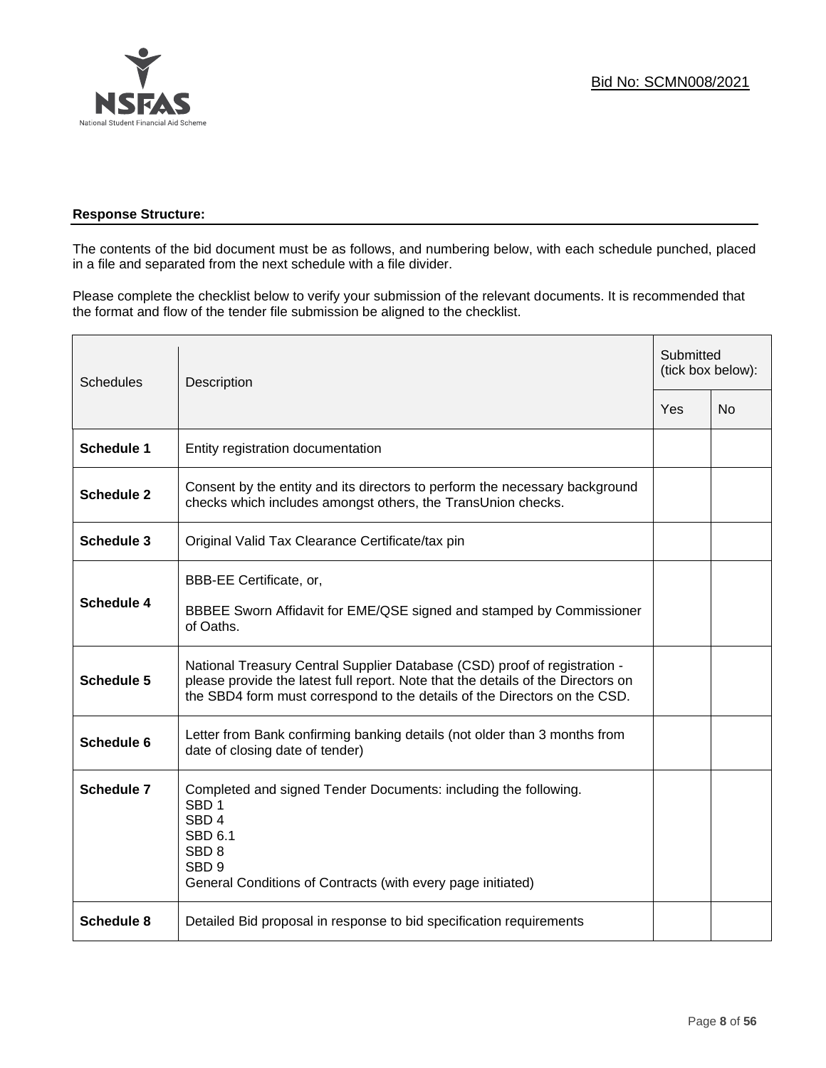**Response Structure:**

The contents of the bid document must be as follows, and numbering below, with each schedule punched, placed in a file and separated from the next schedule with a file divider.

Please complete the checklist below to verify your submission of the relevant documents. It is recommended that the format and flow of the tender file submission be aligned to the checklist.

| Schedules | Description | Submitted (tick box below): | |
|---|---|---|---|
| | | Yes | No |
| **Schedule 1** | Entity registration documentation | | |
| **Schedule 2** | Consent by the entity and its directors to perform the necessary background checks which includes amongst others, the TransUnion checks. | | |
| **Schedule 3** | Original Valid Tax Clearance Certificate/tax pin | | |
| **Schedule 4** | BBB-EE Certificate, or,<br><br>BBBEE Sworn Affidavit for EME/QSE signed and stamped by Commissioner of Oaths. | | |
| **Schedule 5** | National Treasury Central Supplier Database (CSD) proof of registration - please provide the latest full report. Note that the details of the Directors on the SBD4 form must correspond to the details of the Directors on the CSD. | | |
| **Schedule 6** | Letter from Bank confirming banking details (not older than 3 months from date of closing date of tender) | | |
| **Schedule 7** | Completed and signed Tender Documents: including the following.<br>SBD 1<br>SBD 4<br>SBD 6.1<br>SBD 8<br>SBD 9<br>General Conditions of Contracts (with every page initiated) | | |
| **Schedule 8** | Detailed Bid proposal in response to bid specification requirements | | |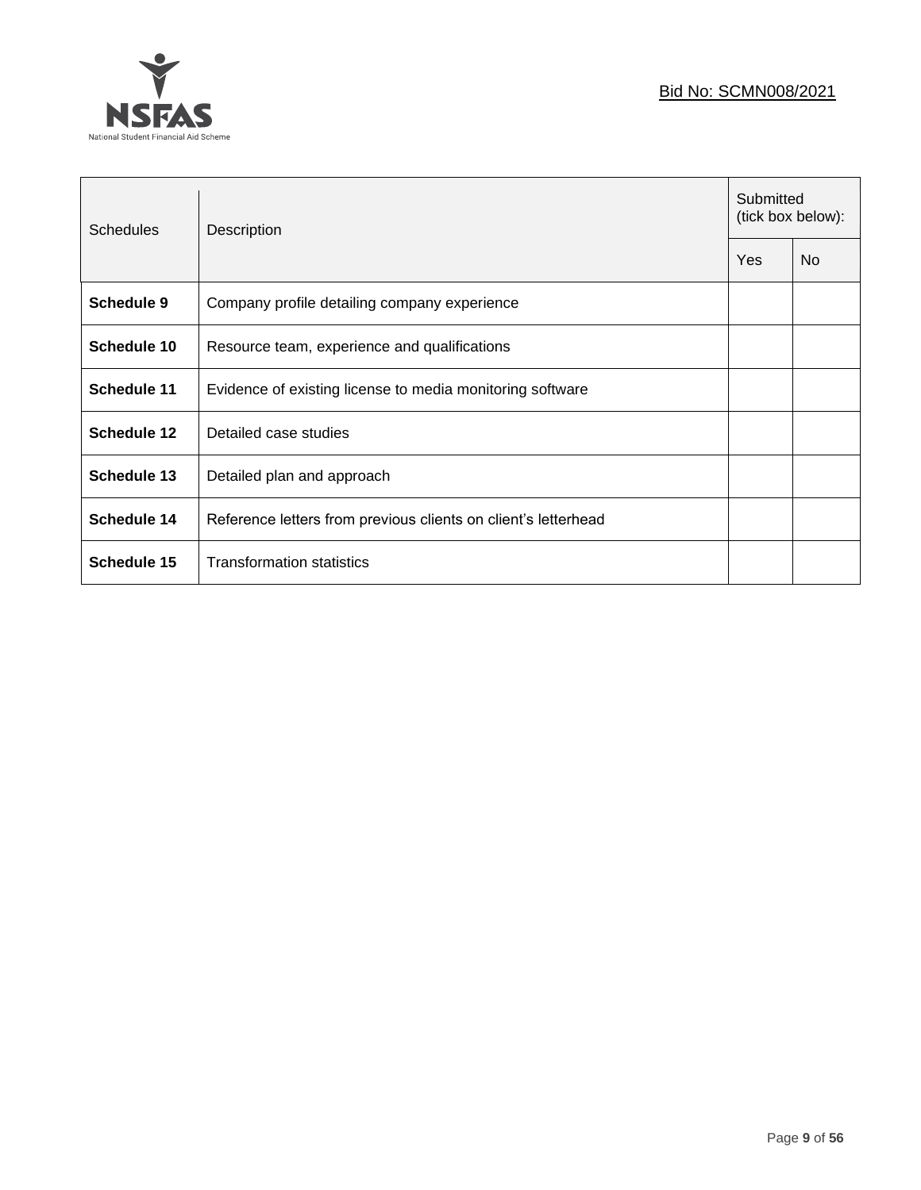| Schedules | Description | Submitted (tick box below): | |
|---|---|---|---|
| | | Yes | No |
| **Schedule 9** | Company profile detailing company experience | | |
| **Schedule 10** | Resource team, experience and qualifications | | |
| **Schedule 11** | Evidence of existing license to media monitoring software | | |
| **Schedule 12** | Detailed case studies | | |
| **Schedule 13** | Detailed plan and approach | | |
| **Schedule 14** | Reference letters from previous clients on client's letterhead | | |
| **Schedule 15** | Transformation statistics | | |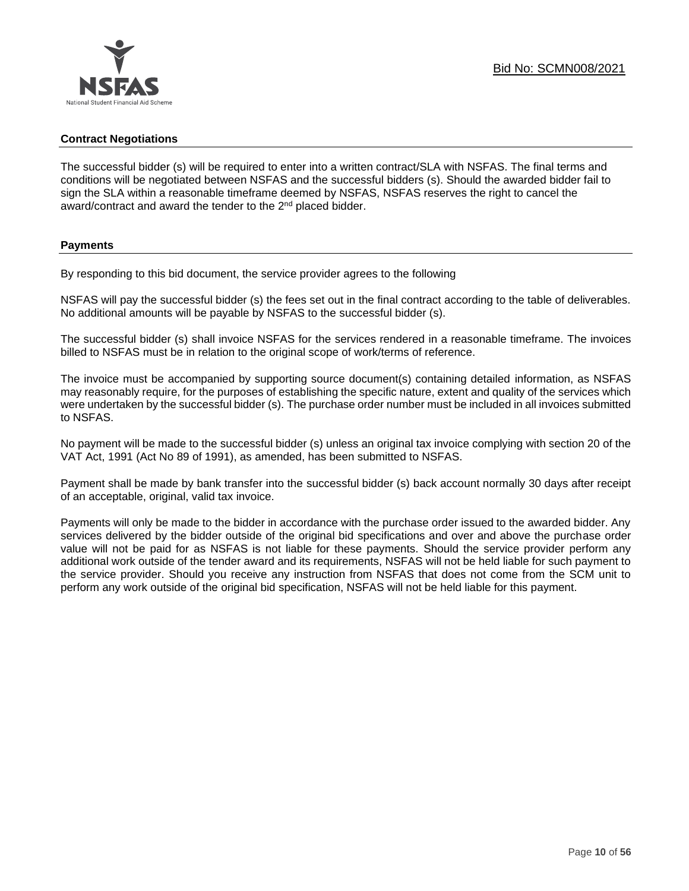### Contract Negotiations

The successful bidder (s) will be required to enter into a written contract/SLA with NSFAS. The final terms and conditions will be negotiated between NSFAS and the successful bidders (s). Should the awarded bidder fail to sign the SLA within a reasonable timeframe deemed by NSFAS, NSFAS reserves the right to cancel the award/contract and award the tender to the 2nd placed bidder.

### Payments

By responding to this bid document, the service provider agrees to the following

NSFAS will pay the successful bidder (s) the fees set out in the final contract according to the table of deliverables. No additional amounts will be payable by NSFAS to the successful bidder (s).

The successful bidder (s) shall invoice NSFAS for the services rendered in a reasonable timeframe. The invoices billed to NSFAS must be in relation to the original scope of work/terms of reference.

The invoice must be accompanied by supporting source document(s) containing detailed information, as NSFAS may reasonably require, for the purposes of establishing the specific nature, extent and quality of the services which were undertaken by the successful bidder (s). The purchase order number must be included in all invoices submitted to NSFAS.

No payment will be made to the successful bidder (s) unless an original tax invoice complying with section 20 of the VAT Act, 1991 (Act No 89 of 1991), as amended, has been submitted to NSFAS.

Payment shall be made by bank transfer into the successful bidder (s) back account normally 30 days after receipt of an acceptable, original, valid tax invoice.

Payments will only be made to the bidder in accordance with the purchase order issued to the awarded bidder. Any services delivered by the bidder outside of the original bid specifications and over and above the purchase order value will not be paid for as NSFAS is not liable for these payments. Should the service provider perform any additional work outside of the tender award and its requirements, NSFAS will not be held liable for such payment to the service provider. Should you receive any instruction from NSFAS that does not come from the SCM unit to perform any work outside of the original bid specification, NSFAS will not be held liable for this payment.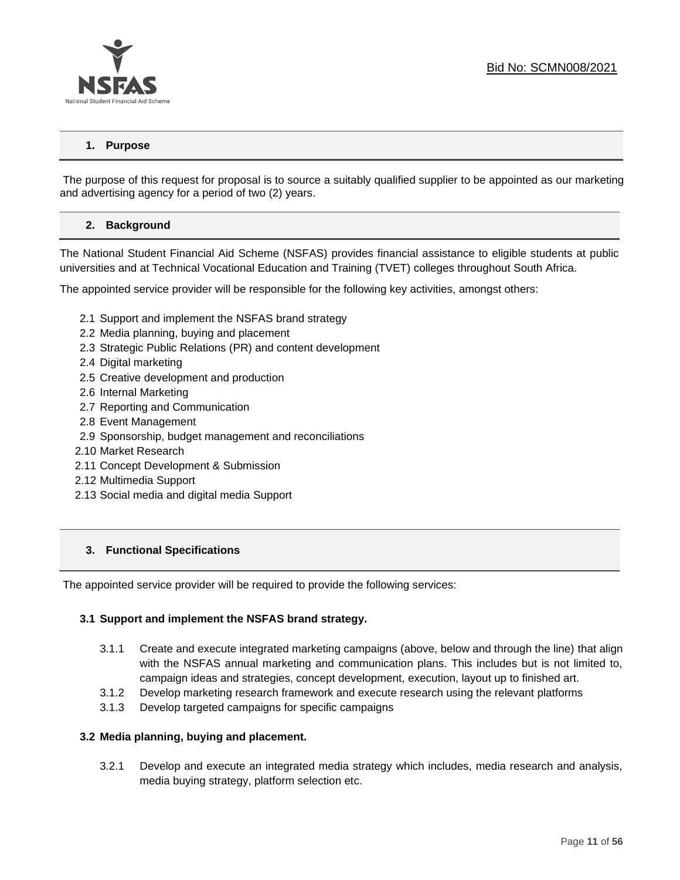## 1. Purpose

The purpose of this request for proposal is to source a suitably qualified supplier to be appointed as our marketing and advertising agency for a period of two (2) years.

## 2. Background

The National Student Financial Aid Scheme (NSFAS) provides financial assistance to eligible students at public universities and at Technical Vocational Education and Training (TVET) colleges throughout South Africa.

The appointed service provider will be responsible for the following key activities, amongst others:

- 2.1 Support and implement the NSFAS brand strategy
- 2.2 Media planning, buying and placement
- 2.3 Strategic Public Relations (PR) and content development
- 2.4 Digital marketing
- 2.5 Creative development and production
- 2.6 Internal Marketing
- 2.7 Reporting and Communication
- 2.8 Event Management
- 2.9 Sponsorship, budget management and reconciliations
- 2.10 Market Research
- 2.11 Concept Development & Submission
- 2.12 Multimedia Support
- 2.13 Social media and digital media Support

## 3. Functional Specifications

The appointed service provider will be required to provide the following services:

### 3.1 Support and implement the NSFAS brand strategy.

- 3.1.1 Create and execute integrated marketing campaigns (above, below and through the line) that align with the NSFAS annual marketing and communication plans. This includes but is not limited to, campaign ideas and strategies, concept development, execution, layout up to finished art.
- 3.1.2 Develop marketing research framework and execute research using the relevant platforms
- 3.1.3 Develop targeted campaigns for specific campaigns

### 3.2 Media planning, buying and placement.

- 3.2.1 Develop and execute an integrated media strategy which includes, media research and analysis, media buying strategy, platform selection etc.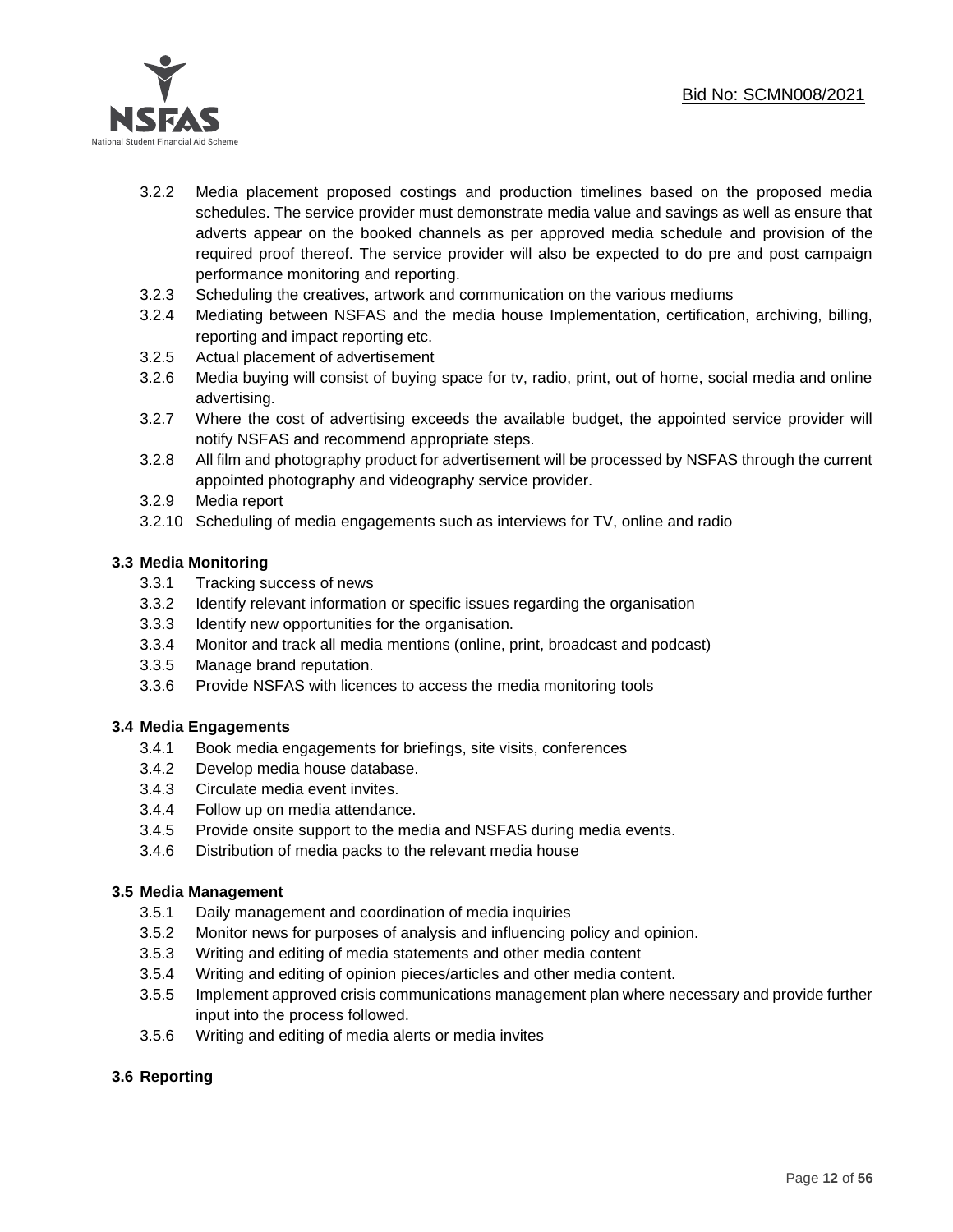3.2.2 Media placement proposed costings and production timelines based on the proposed media schedules. The service provider must demonstrate media value and savings as well as ensure that adverts appear on the booked channels as per approved media schedule and provision of the required proof thereof. The service provider will also be expected to do pre and post campaign performance monitoring and reporting.

3.2.3 Scheduling the creatives, artwork and communication on the various mediums

3.2.4 Mediating between NSFAS and the media house Implementation, certification, archiving, billing, reporting and impact reporting etc.

3.2.5 Actual placement of advertisement

3.2.6 Media buying will consist of buying space for tv, radio, print, out of home, social media and online advertising.

3.2.7 Where the cost of advertising exceeds the available budget, the appointed service provider will notify NSFAS and recommend appropriate steps.

3.2.8 All film and photography product for advertisement will be processed by NSFAS through the current appointed photography and videography service provider.

3.2.9 Media report

3.2.10 Scheduling of media engagements such as interviews for TV, online and radio

### 3.3 Media Monitoring

3.3.1 Tracking success of news

3.3.2 Identify relevant information or specific issues regarding the organisation

3.3.3 Identify new opportunities for the organisation.

3.3.4 Monitor and track all media mentions (online, print, broadcast and podcast)

3.3.5 Manage brand reputation.

3.3.6 Provide NSFAS with licences to access the media monitoring tools

### 3.4 Media Engagements

3.4.1 Book media engagements for briefings, site visits, conferences

3.4.2 Develop media house database.

3.4.3 Circulate media event invites.

3.4.4 Follow up on media attendance.

3.4.5 Provide onsite support to the media and NSFAS during media events.

3.4.6 Distribution of media packs to the relevant media house

### 3.5 Media Management

3.5.1 Daily management and coordination of media inquiries

3.5.2 Monitor news for purposes of analysis and influencing policy and opinion.

3.5.3 Writing and editing of media statements and other media content

3.5.4 Writing and editing of opinion pieces/articles and other media content.

3.5.5 Implement approved crisis communications management plan where necessary and provide further input into the process followed.

3.5.6 Writing and editing of media alerts or media invites

### 3.6 Reporting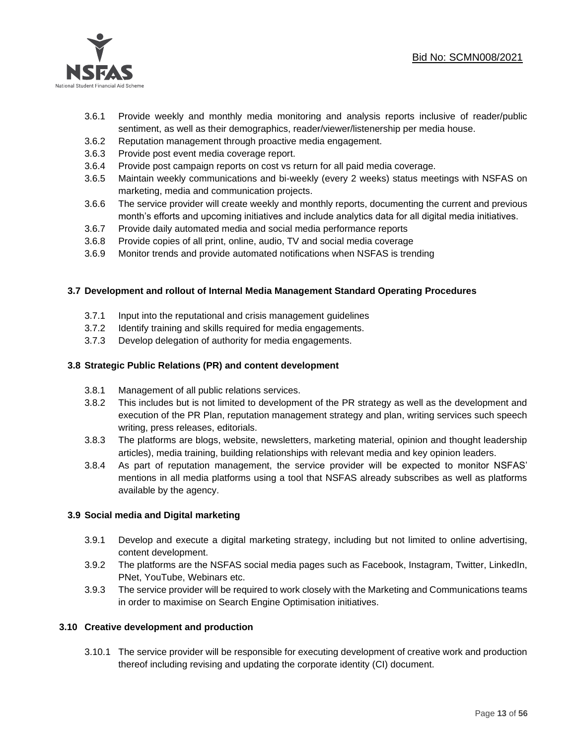3.6.1 Provide weekly and monthly media monitoring and analysis reports inclusive of reader/public sentiment, as well as their demographics, reader/viewer/listenership per media house.

3.6.2 Reputation management through proactive media engagement.

3.6.3 Provide post event media coverage report.

3.6.4 Provide post campaign reports on cost vs return for all paid media coverage.

3.6.5 Maintain weekly communications and bi-weekly (every 2 weeks) status meetings with NSFAS on marketing, media and communication projects.

3.6.6 The service provider will create weekly and monthly reports, documenting the current and previous month's efforts and upcoming initiatives and include analytics data for all digital media initiatives.

3.6.7 Provide daily automated media and social media performance reports

3.6.8 Provide copies of all print, online, audio, TV and social media coverage

3.6.9 Monitor trends and provide automated notifications when NSFAS is trending

### 3.7 Development and rollout of Internal Media Management Standard Operating Procedures

3.7.1 Input into the reputational and crisis management guidelines

3.7.2 Identify training and skills required for media engagements.

3.7.3 Develop delegation of authority for media engagements.

### 3.8 Strategic Public Relations (PR) and content development

3.8.1 Management of all public relations services.

3.8.2 This includes but is not limited to development of the PR strategy as well as the development and execution of the PR Plan, reputation management strategy and plan, writing services such speech writing, press releases, editorials.

3.8.3 The platforms are blogs, website, newsletters, marketing material, opinion and thought leadership articles), media training, building relationships with relevant media and key opinion leaders.

3.8.4 As part of reputation management, the service provider will be expected to monitor NSFAS' mentions in all media platforms using a tool that NSFAS already subscribes as well as platforms available by the agency.

### 3.9 Social media and Digital marketing

3.9.1 Develop and execute a digital marketing strategy, including but not limited to online advertising, content development.

3.9.2 The platforms are the NSFAS social media pages such as Facebook, Instagram, Twitter, LinkedIn, PNet, YouTube, Webinars etc.

3.9.3 The service provider will be required to work closely with the Marketing and Communications teams in order to maximise on Search Engine Optimisation initiatives.

### 3.10 Creative development and production

3.10.1 The service provider will be responsible for executing development of creative work and production thereof including revising and updating the corporate identity (CI) document.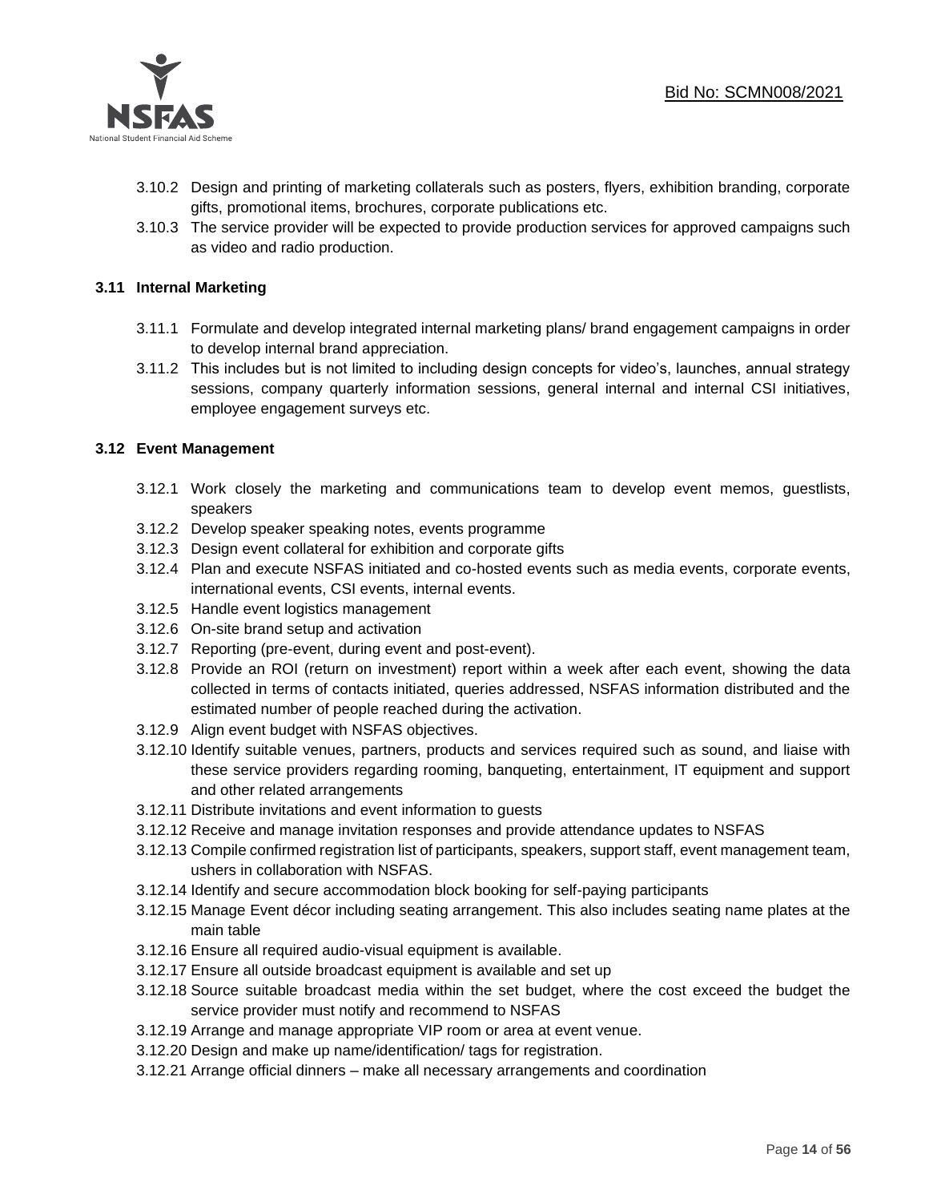3.10.2 Design and printing of marketing collaterals such as posters, flyers, exhibition branding, corporate gifts, promotional items, brochures, corporate publications etc.

3.10.3 The service provider will be expected to provide production services for approved campaigns such as video and radio production.

### 3.11 Internal Marketing

3.11.1 Formulate and develop integrated internal marketing plans/ brand engagement campaigns in order to develop internal brand appreciation.

3.11.2 This includes but is not limited to including design concepts for video's, launches, annual strategy sessions, company quarterly information sessions, general internal and internal CSI initiatives, employee engagement surveys etc.

### 3.12 Event Management

3.12.1 Work closely the marketing and communications team to develop event memos, guestlists, speakers

3.12.2 Develop speaker speaking notes, events programme

3.12.3 Design event collateral for exhibition and corporate gifts

3.12.4 Plan and execute NSFAS initiated and co-hosted events such as media events, corporate events, international events, CSI events, internal events.

3.12.5 Handle event logistics management

3.12.6 On-site brand setup and activation

3.12.7 Reporting (pre-event, during event and post-event).

3.12.8 Provide an ROI (return on investment) report within a week after each event, showing the data collected in terms of contacts initiated, queries addressed, NSFAS information distributed and the estimated number of people reached during the activation.

3.12.9 Align event budget with NSFAS objectives.

3.12.10 Identify suitable venues, partners, products and services required such as sound, and liaise with these service providers regarding rooming, banqueting, entertainment, IT equipment and support and other related arrangements

3.12.11 Distribute invitations and event information to guests

3.12.12 Receive and manage invitation responses and provide attendance updates to NSFAS

3.12.13 Compile confirmed registration list of participants, speakers, support staff, event management team, ushers in collaboration with NSFAS.

3.12.14 Identify and secure accommodation block booking for self-paying participants

3.12.15 Manage Event décor including seating arrangement. This also includes seating name plates at the main table

3.12.16 Ensure all required audio-visual equipment is available.

3.12.17 Ensure all outside broadcast equipment is available and set up

3.12.18 Source suitable broadcast media within the set budget, where the cost exceed the budget the service provider must notify and recommend to NSFAS

3.12.19 Arrange and manage appropriate VIP room or area at event venue.

3.12.20 Design and make up name/identification/ tags for registration.

3.12.21 Arrange official dinners – make all necessary arrangements and coordination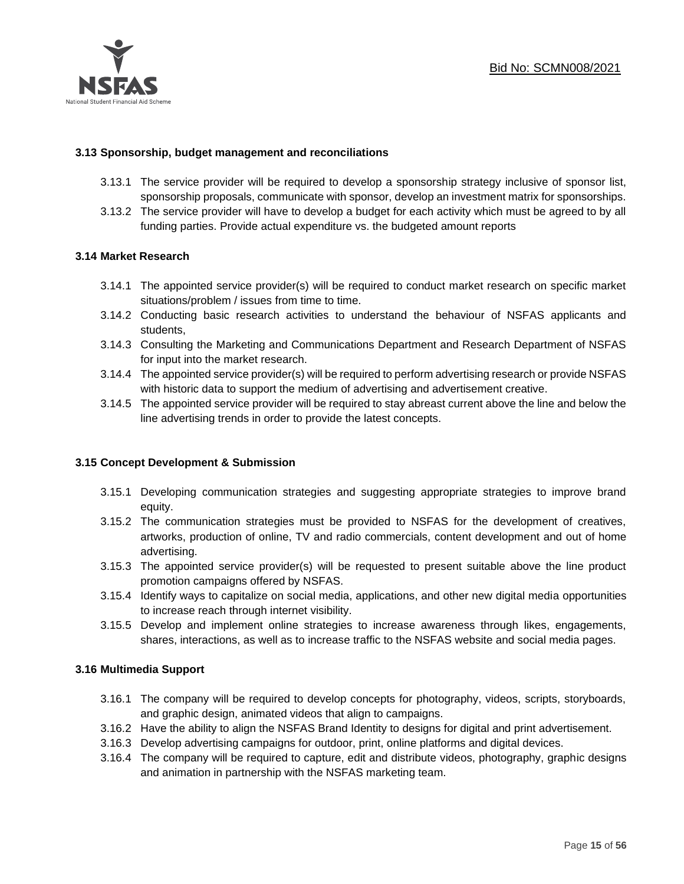### 3.13 Sponsorship, budget management and reconciliations

3.13.1 The service provider will be required to develop a sponsorship strategy inclusive of sponsor list, sponsorship proposals, communicate with sponsor, develop an investment matrix for sponsorships.

3.13.2 The service provider will have to develop a budget for each activity which must be agreed to by all funding parties. Provide actual expenditure vs. the budgeted amount reports

### 3.14 Market Research

3.14.1 The appointed service provider(s) will be required to conduct market research on specific market situations/problem / issues from time to time.

3.14.2 Conducting basic research activities to understand the behaviour of NSFAS applicants and students,

3.14.3 Consulting the Marketing and Communications Department and Research Department of NSFAS for input into the market research.

3.14.4 The appointed service provider(s) will be required to perform advertising research or provide NSFAS with historic data to support the medium of advertising and advertisement creative.

3.14.5 The appointed service provider will be required to stay abreast current above the line and below the line advertising trends in order to provide the latest concepts.

### 3.15 Concept Development & Submission

3.15.1 Developing communication strategies and suggesting appropriate strategies to improve brand equity.

3.15.2 The communication strategies must be provided to NSFAS for the development of creatives, artworks, production of online, TV and radio commercials, content development and out of home advertising.

3.15.3 The appointed service provider(s) will be requested to present suitable above the line product promotion campaigns offered by NSFAS.

3.15.4 Identify ways to capitalize on social media, applications, and other new digital media opportunities to increase reach through internet visibility.

3.15.5 Develop and implement online strategies to increase awareness through likes, engagements, shares, interactions, as well as to increase traffic to the NSFAS website and social media pages.

### 3.16 Multimedia Support

3.16.1 The company will be required to develop concepts for photography, videos, scripts, storyboards, and graphic design, animated videos that align to campaigns.

3.16.2 Have the ability to align the NSFAS Brand Identity to designs for digital and print advertisement.

3.16.3 Develop advertising campaigns for outdoor, print, online platforms and digital devices.

3.16.4 The company will be required to capture, edit and distribute videos, photography, graphic designs and animation in partnership with the NSFAS marketing team.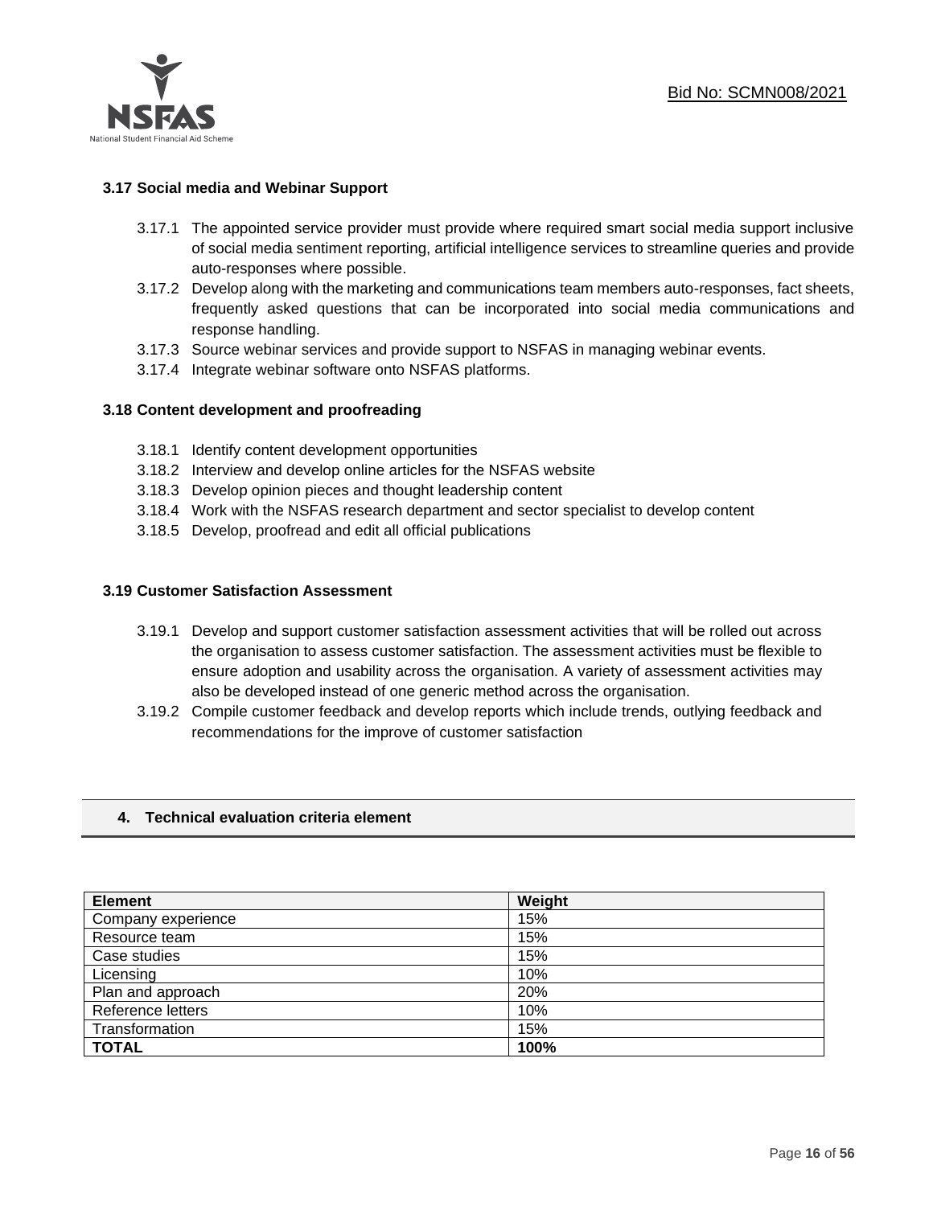### 3.17 Social media and Webinar Support

3.17.1 The appointed service provider must provide where required smart social media support inclusive of social media sentiment reporting, artificial intelligence services to streamline queries and provide auto-responses where possible.

3.17.2 Develop along with the marketing and communications team members auto-responses, fact sheets, frequently asked questions that can be incorporated into social media communications and response handling.

3.17.3 Source webinar services and provide support to NSFAS in managing webinar events.

3.17.4 Integrate webinar software onto NSFAS platforms.

### 3.18 Content development and proofreading

3.18.1 Identify content development opportunities

3.18.2 Interview and develop online articles for the NSFAS website

3.18.3 Develop opinion pieces and thought leadership content

3.18.4 Work with the NSFAS research department and sector specialist to develop content

3.18.5 Develop, proofread and edit all official publications

### 3.19 Customer Satisfaction Assessment

3.19.1 Develop and support customer satisfaction assessment activities that will be rolled out across the organisation to assess customer satisfaction. The assessment activities must be flexible to ensure adoption and usability across the organisation. A variety of assessment activities may also be developed instead of one generic method across the organisation.

3.19.2 Compile customer feedback and develop reports which include trends, outlying feedback and recommendations for the improve of customer satisfaction

## 4. Technical evaluation criteria element

| Element | Weight |
|---|---|
| Company experience | 15% |
| Resource team | 15% |
| Case studies | 15% |
| Licensing | 10% |
| Plan and approach | 20% |
| Reference letters | 10% |
| Transformation | 15% |
| **TOTAL** | **100%** |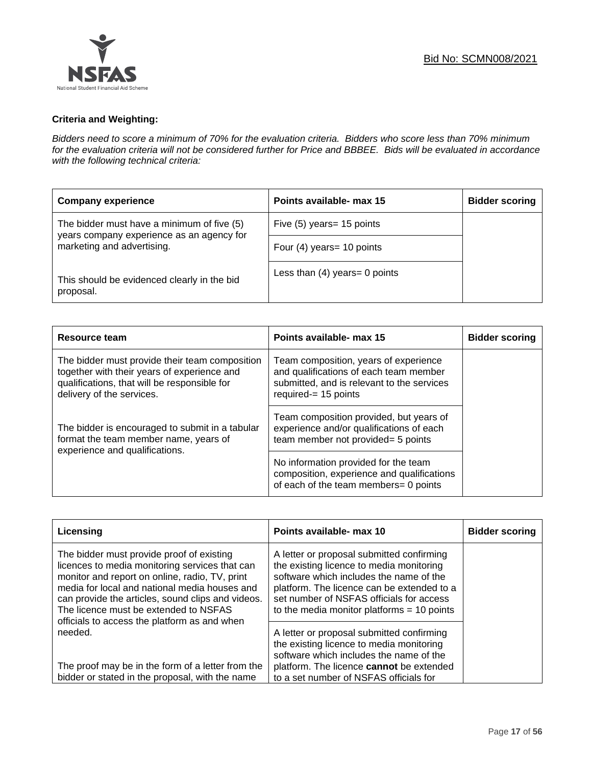**Criteria and Weighting:**

*Bidders need to score a minimum of 70% for the evaluation criteria. Bidders who score less than 70% minimum for the evaluation criteria will not be considered further for Price and BBBEE. Bids will be evaluated in accordance with the following technical criteria:*

| **Company experience** | **Points available- max 15** | **Bidder scoring** |
|---|---|---|
| The bidder must have a minimum of five (5) years company experience as an agency for marketing and advertising.<br><br>This should be evidenced clearly in the bid proposal. | Five (5) years= 15 points | |
| | Four (4) years= 10 points | |
| | Less than (4) years= 0 points | |

| **Resource team** | **Points available- max 15** | **Bidder scoring** |
|---|---|---|
| The bidder must provide their team composition together with their years of experience and qualifications, that will be responsible for delivery of the services.<br><br>The bidder is encouraged to submit in a tabular format the team member name, years of experience and qualifications. | Team composition, years of experience and qualifications of each team member submitted, and is relevant to the services required-= 15 points | |
| | Team composition provided, but years of experience and/or qualifications of each team member not provided= 5 points | |
| | No information provided for the team composition, experience and qualifications of each of the team members= 0 points | |

| **Licensing** | **Points available- max 10** | **Bidder scoring** |
|---|---|---|
| The bidder must provide proof of existing licences to media monitoring services that can monitor and report on online, radio, TV, print media for local and national media houses and can provide the articles, sound clips and videos. The licence must be extended to NSFAS officials to access the platform as and when needed.<br><br>The proof may be in the form of a letter from the bidder or stated in the proposal, with the name | A letter or proposal submitted confirming the existing licence to media monitoring software which includes the name of the platform. The licence can be extended to a set number of NSFAS officials for access to the media monitor platforms = 10 points | |
| | A letter or proposal submitted confirming the existing licence to media monitoring software which includes the name of the platform. The licence **cannot** be extended to a set number of NSFAS officials for | |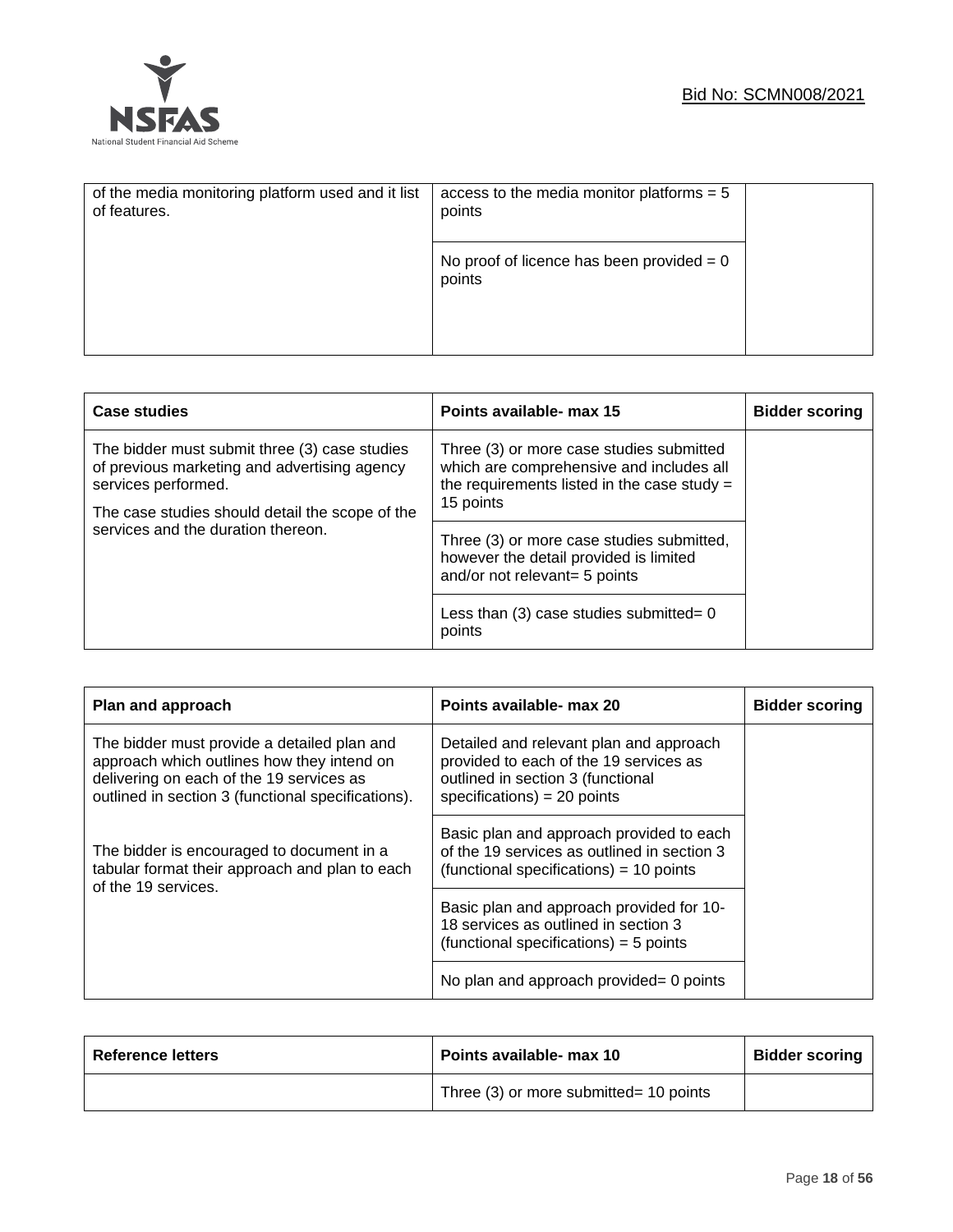| | | |
|---|---|---|
| of the media monitoring platform used and it list of features. | access to the media monitor platforms = 5 points | |
| | No proof of licence has been provided = 0 points | |

| Case studies | Points available- max 15 | Bidder scoring |
|---|---|---|
| The bidder must submit three (3) case studies of previous marketing and advertising agency services performed.<br><br>The case studies should detail the scope of the services and the duration thereon. | Three (3) or more case studies submitted which are comprehensive and includes all the requirements listed in the case study = 15 points | |
| | Three (3) or more case studies submitted, however the detail provided is limited and/or not relevant= 5 points | |
| | Less than (3) case studies submitted= 0 points | |

| Plan and approach | Points available- max 20 | Bidder scoring |
|---|---|---|
| The bidder must provide a detailed plan and approach which outlines how they intend on delivering on each of the 19 services as outlined in section 3 (functional specifications).<br><br>The bidder is encouraged to document in a tabular format their approach and plan to each of the 19 services. | Detailed and relevant plan and approach provided to each of the 19 services as outlined in section 3 (functional specifications) = 20 points | |
| | Basic plan and approach provided to each of the 19 services as outlined in section 3 (functional specifications) = 10 points | |
| | Basic plan and approach provided for 10-18 services as outlined in section 3 (functional specifications) = 5 points | |
| | No plan and approach provided= 0 points | |

| Reference letters | Points available- max 10 | Bidder scoring |
|---|---|---|
| | Three (3) or more submitted= 10 points | |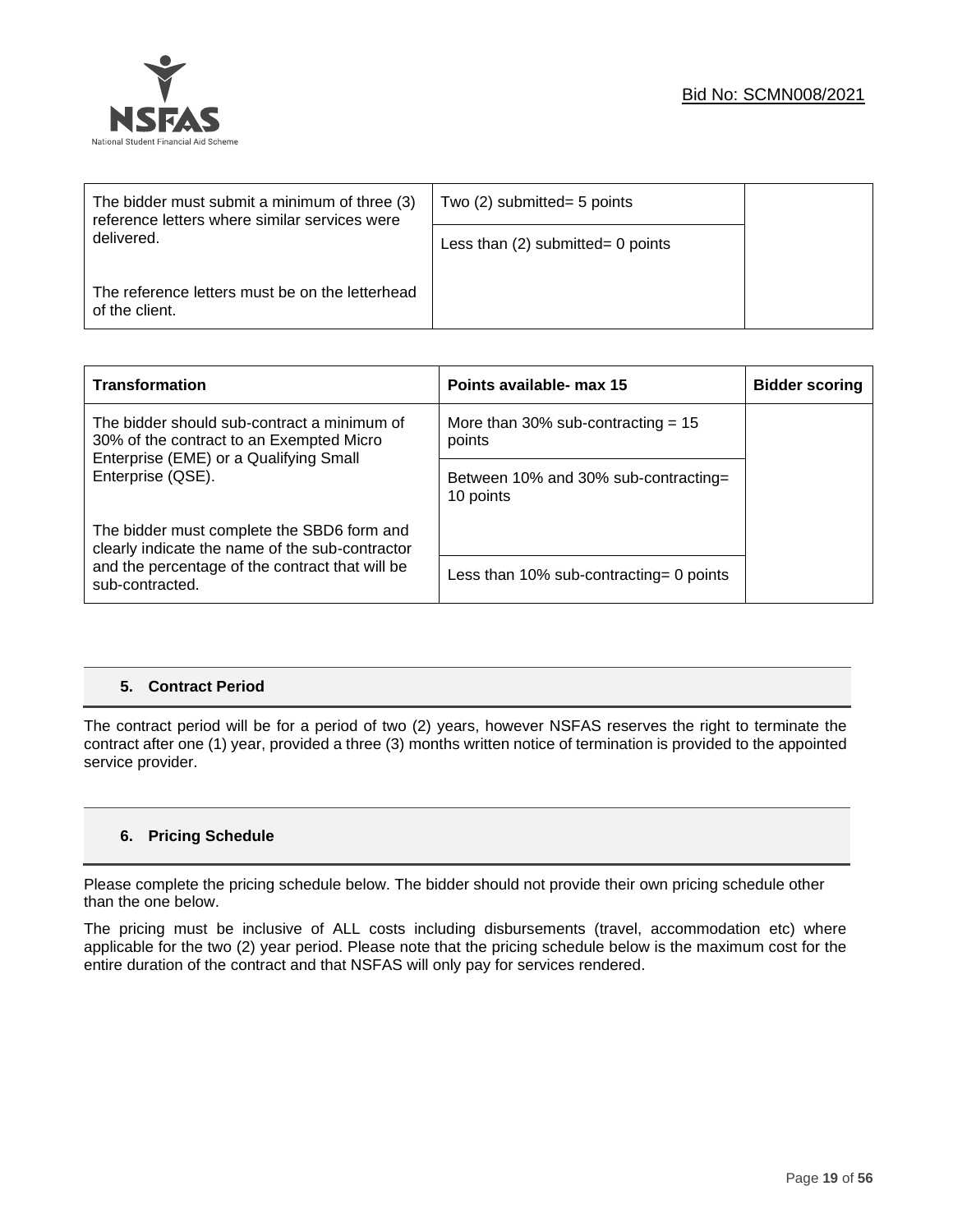| | | |
|---|---|---|
| The bidder must submit a minimum of three (3) reference letters where similar services were delivered.<br><br>The reference letters must be on the letterhead of the client. | Two (2) submitted= 5 points | |
| | Less than (2) submitted= 0 points | |

| Transformation | Points available- max 15 | Bidder scoring |
|---|---|---|
| The bidder should sub-contract a minimum of 30% of the contract to an Exempted Micro Enterprise (EME) or a Qualifying Small Enterprise (QSE).<br><br>The bidder must complete the SBD6 form and clearly indicate the name of the sub-contractor and the percentage of the contract that will be sub-contracted. | More than 30% sub-contracting = 15 points | |
| | Between 10% and 30% sub-contracting= 10 points | |
| | Less than 10% sub-contracting= 0 points | |

## 5. Contract Period

The contract period will be for a period of two (2) years, however NSFAS reserves the right to terminate the contract after one (1) year, provided a three (3) months written notice of termination is provided to the appointed service provider.

## 6. Pricing Schedule

Please complete the pricing schedule below. The bidder should not provide their own pricing schedule other than the one below.

The pricing must be inclusive of ALL costs including disbursements (travel, accommodation etc) where applicable for the two (2) year period. Please note that the pricing schedule below is the maximum cost for the entire duration of the contract and that NSFAS will only pay for services rendered.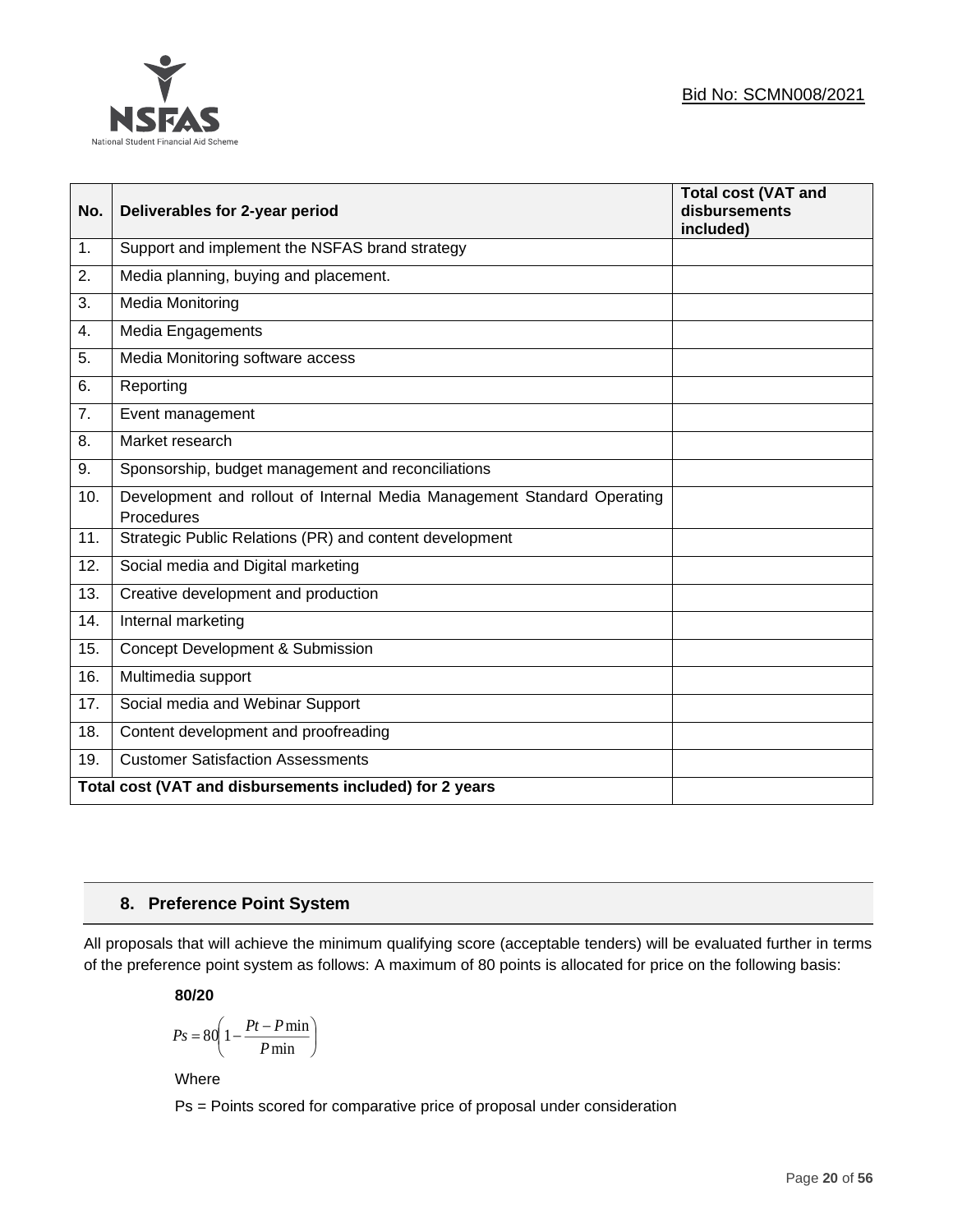| No. | Deliverables for 2-year period | Total cost (VAT and disbursements included) |
|---|---|---|
| 1. | Support and implement the NSFAS brand strategy | |
| 2. | Media planning, buying and placement. | |
| 3. | Media Monitoring | |
| 4. | Media Engagements | |
| 5. | Media Monitoring software access | |
| 6. | Reporting | |
| 7. | Event management | |
| 8. | Market research | |
| 9. | Sponsorship, budget management and reconciliations | |
| 10. | Development and rollout of Internal Media Management Standard Operating Procedures | |
| 11. | Strategic Public Relations (PR) and content development | |
| 12. | Social media and Digital marketing | |
| 13. | Creative development and production | |
| 14. | Internal marketing | |
| 15. | Concept Development & Submission | |
| 16. | Multimedia support | |
| 17. | Social media and Webinar Support | |
| 18. | Content development and proofreading | |
| 19. | Customer Satisfaction Assessments | |
| **Total cost (VAT and disbursements included) for 2 years** | | |

## 8. Preference Point System

All proposals that will achieve the minimum qualifying score (acceptable tenders) will be evaluated further in terms of the preference point system as follows: A maximum of 80 points is allocated for price on the following basis:

**80/20**

$$Ps = 80\left(1 - \frac{Pt - P\min}{P\min}\right)$$

Where

Ps = Points scored for comparative price of proposal under consideration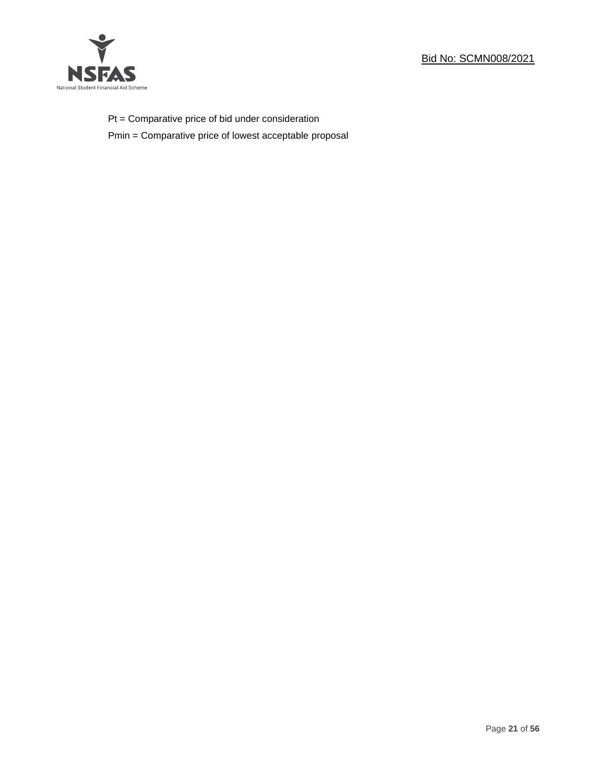Pt = Comparative price of bid under consideration

Pmin = Comparative price of lowest acceptable proposal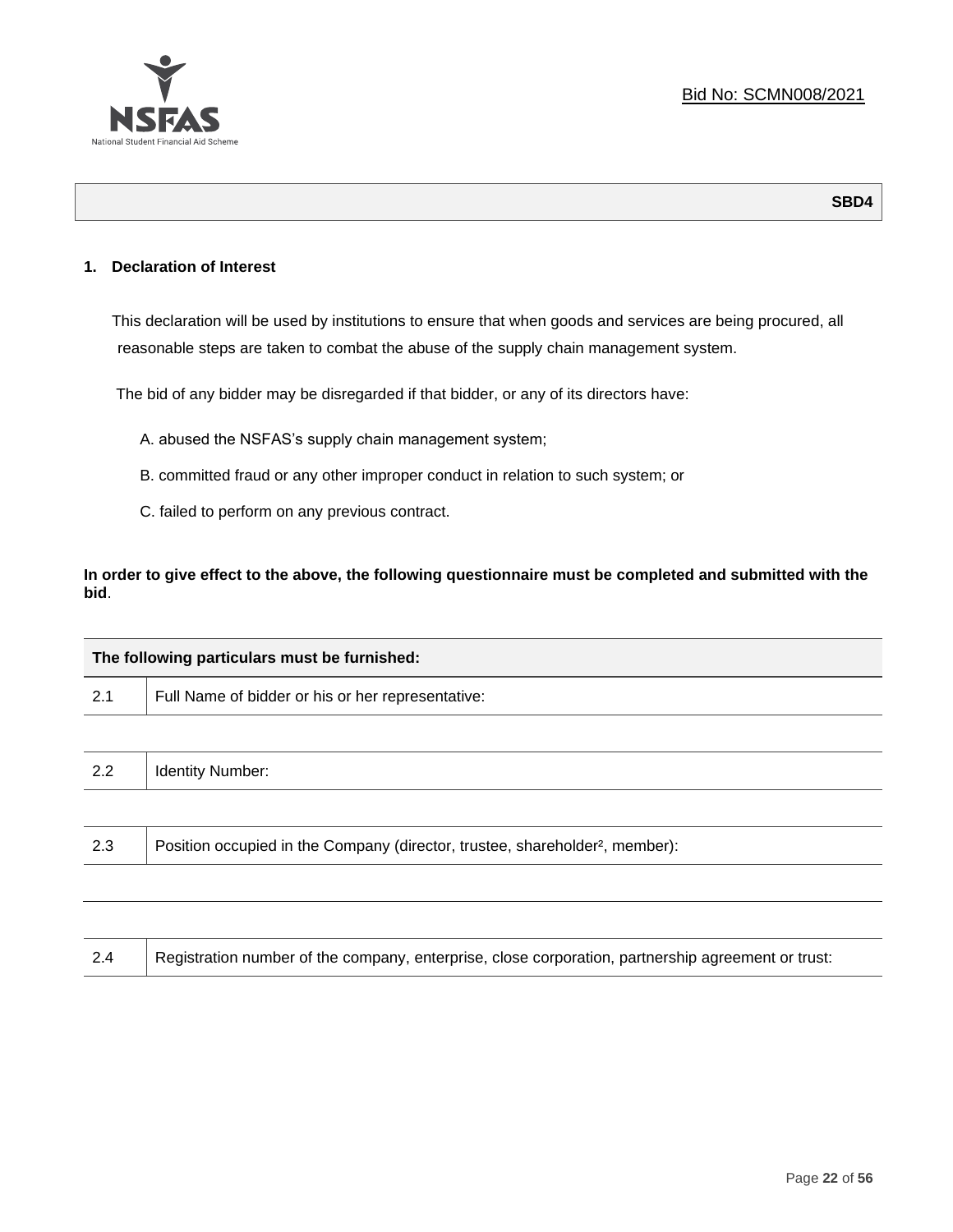Bid No: SCMN008/2021

**SBD4**

## 1. Declaration of Interest

This declaration will be used by institutions to ensure that when goods and services are being procured, all reasonable steps are taken to combat the abuse of the supply chain management system.

The bid of any bidder may be disregarded if that bidder, or any of its directors have:

A. abused the NSFAS's supply chain management system;

B. committed fraud or any other improper conduct in relation to such system; or

C. failed to perform on any previous contract.

**In order to give effect to the above, the following questionnaire must be completed and submitted with the bid**.

| **The following particulars must be furnished:** | |
|---|---|
| 2.1 | Full Name of bidder or his or her representative: |
| | |
| 2.2 | Identity Number: |
| | |
| 2.3 | Position occupied in the Company (director, trustee, shareholder², member): |
| | |
| | |
| 2.4 | Registration number of the company, enterprise, close corporation, partnership agreement or trust: |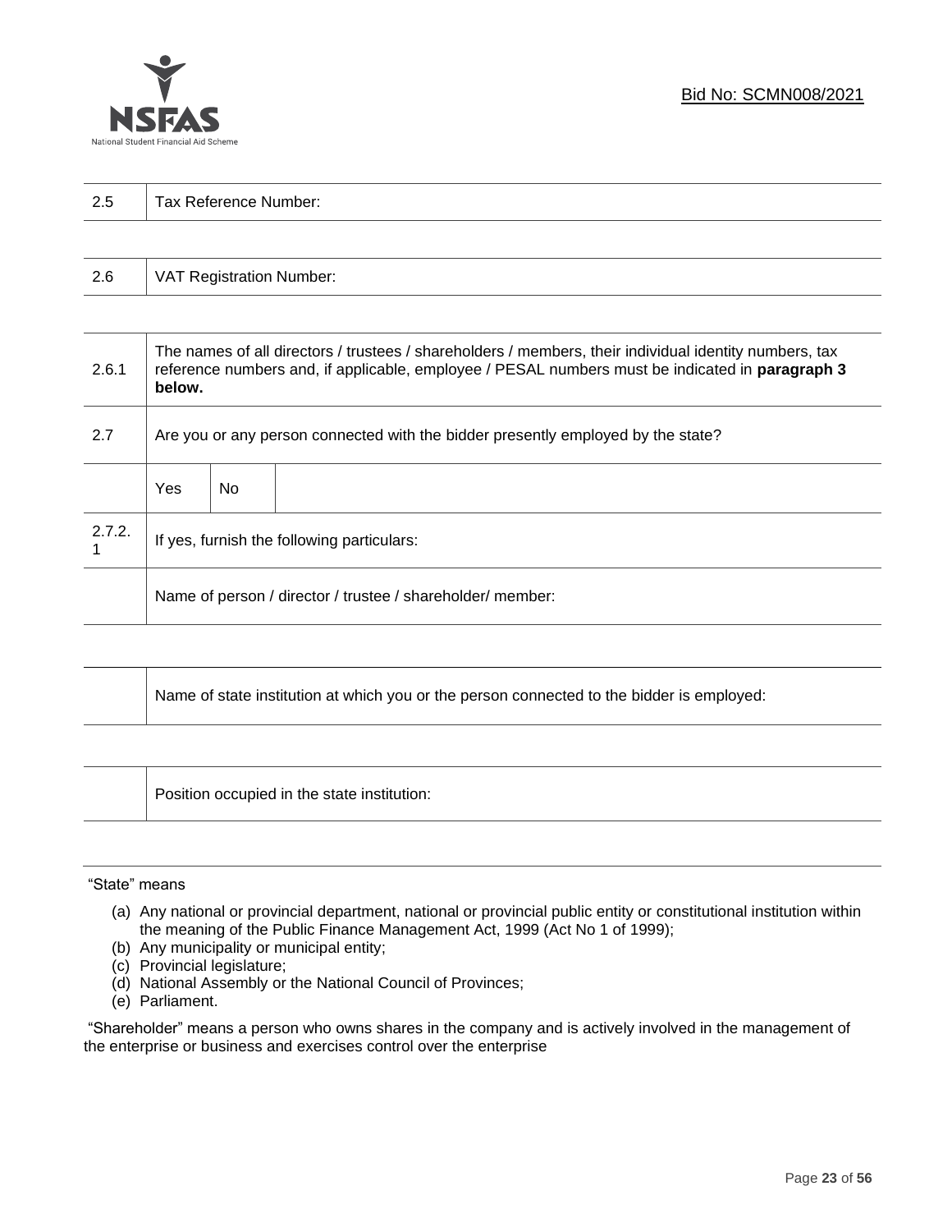| | |
|---|---|
| 2.5 | Tax Reference Number: |

| | |
|---|---|
| 2.6 | VAT Registration Number: |

| | | | |
|---|---|---|---|
| 2.6.1 | The names of all directors / trustees / shareholders / members, their individual identity numbers, tax reference numbers and, if applicable, employee / PESAL numbers must be indicated in **paragraph 3 below.** | | |
| 2.7 | Are you or any person connected with the bidder presently employed by the state? | | |
| | Yes | No | |
| 2.7.2.1 | If yes, furnish the following particulars: | | |
| | Name of person / director / trustee / shareholder/ member: | | |

| | |
|---|---|
| | Name of state institution at which you or the person connected to the bidder is employed: |

| | |
|---|---|
| | Position occupied in the state institution: |

"State" means

(a) Any national or provincial department, national or provincial public entity or constitutional institution within the meaning of the Public Finance Management Act, 1999 (Act No 1 of 1999);
(b) Any municipality or municipal entity;
(c) Provincial legislature;
(d) National Assembly or the National Council of Provinces;
(e) Parliament.

"Shareholder" means a person who owns shares in the company and is actively involved in the management of the enterprise or business and exercises control over the enterprise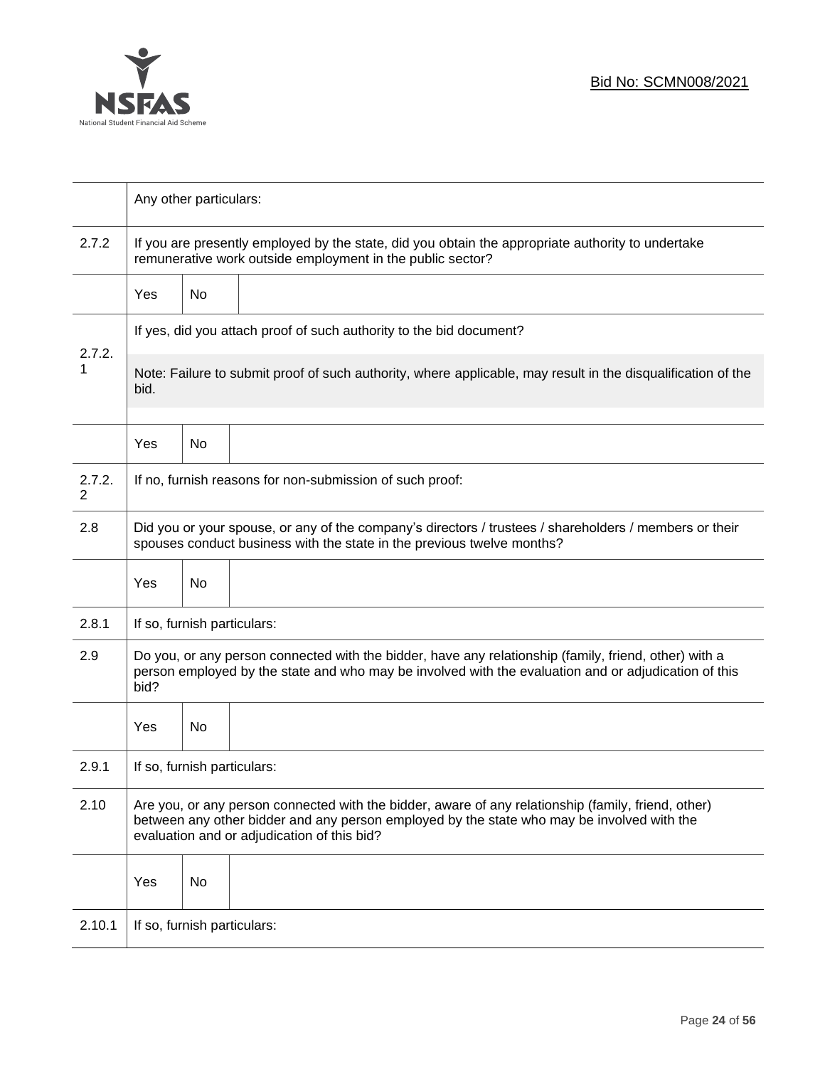| | | | |
|---|---|---|---|
| | Any other particulars: | | |
| 2.7.2 | If you are presently employed by the state, did you obtain the appropriate authority to undertake remunerative work outside employment in the public sector? | | |
| | Yes | No | |
| 2.7.2.1 | If yes, did you attach proof of such authority to the bid document? | | |
| | Note: Failure to submit proof of such authority, where applicable, may result in the disqualification of the bid. | | |
| | Yes | No | |
| 2.7.2.2 | If no, furnish reasons for non-submission of such proof: | | |
| 2.8 | Did you or your spouse, or any of the company's directors / trustees / shareholders / members or their spouses conduct business with the state in the previous twelve months? | | |
| | Yes | No | |
| 2.8.1 | If so, furnish particulars: | | |
| 2.9 | Do you, or any person connected with the bidder, have any relationship (family, friend, other) with a person employed by the state and who may be involved with the evaluation and or adjudication of this bid? | | |
| | Yes | No | |
| 2.9.1 | If so, furnish particulars: | | |
| 2.10 | Are you, or any person connected with the bidder, aware of any relationship (family, friend, other) between any other bidder and any person employed by the state who may be involved with the evaluation and or adjudication of this bid? | | |
| | Yes | No | |
| 2.10.1 | If so, furnish particulars: | | |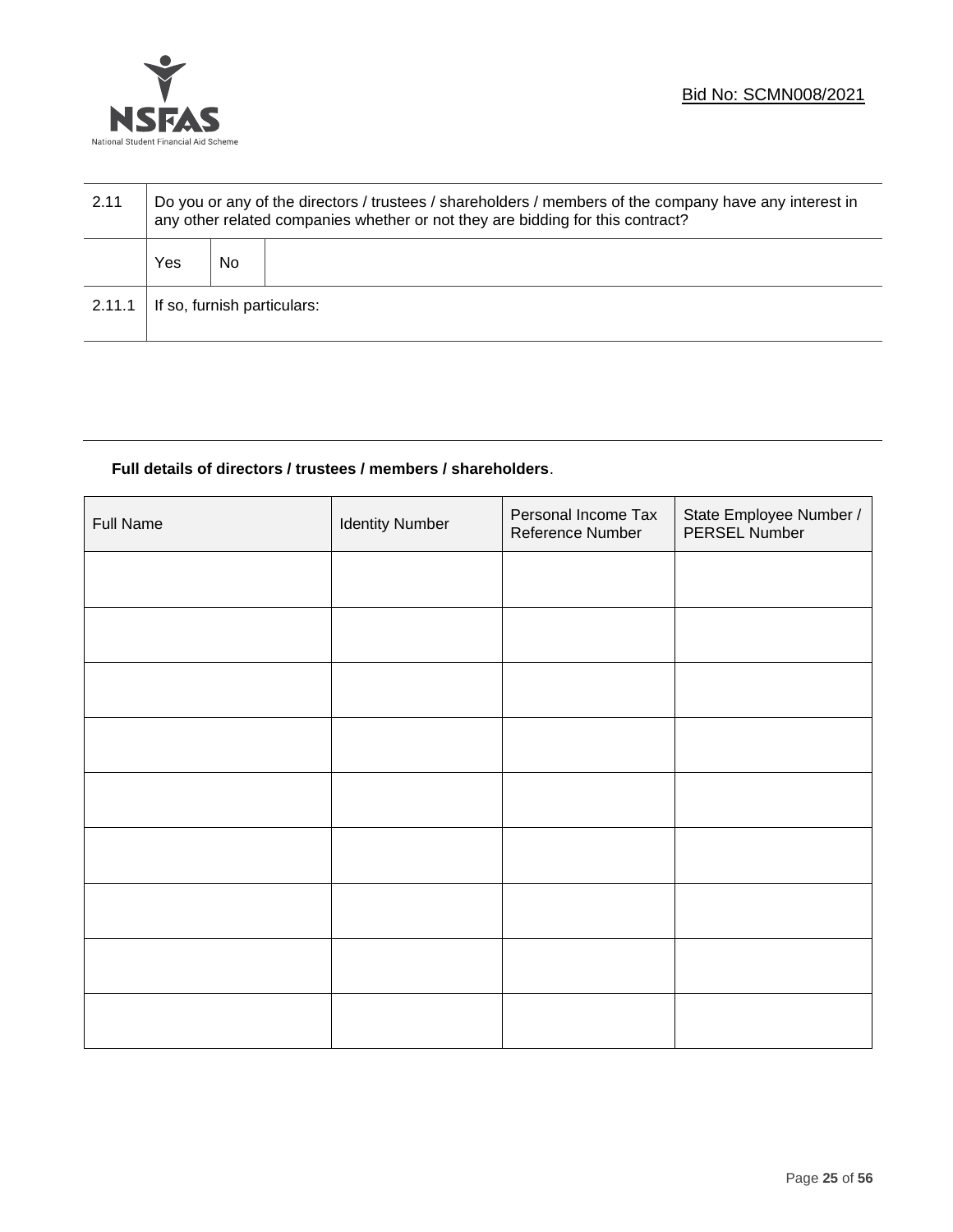| | | | |
|---|---|---|---|
| 2.11 | Do you or any of the directors / trustees / shareholders / members of the company have any interest in any other related companies whether or not they are bidding for this contract? | | |
| | Yes | No | |
| 2.11.1 | If so, furnish particulars: | | |

**Full details of directors / trustees / members / shareholders**.

| Full Name | Identity Number | Personal Income Tax Reference Number | State Employee Number / PERSEL Number |
|---|---|---|---|
| | | | |
| | | | |
| | | | |
| | | | |
| | | | |
| | | | |
| | | | |
| | | | |
| | | | |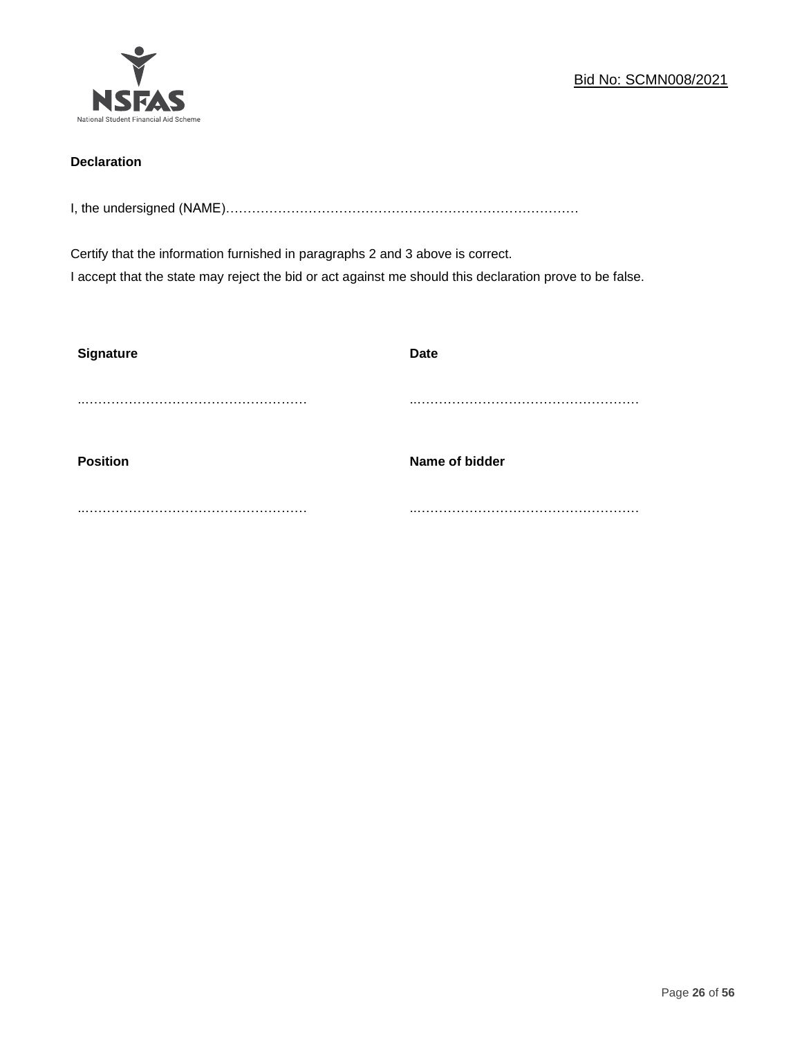**Declaration**

I, the undersigned (NAME)……………………………………………………………………

Certify that the information furnished in paragraphs 2 and 3 above is correct.
I accept that the state may reject the bid or act against me should this declaration prove to be false.

| | |
|---|---|
| **Signature** | **Date** |
| ..…………………………………………… | ..…………………………………………… |
| **Position** | **Name of bidder** |
| ..…………………………………………… | ..…………………………………………… |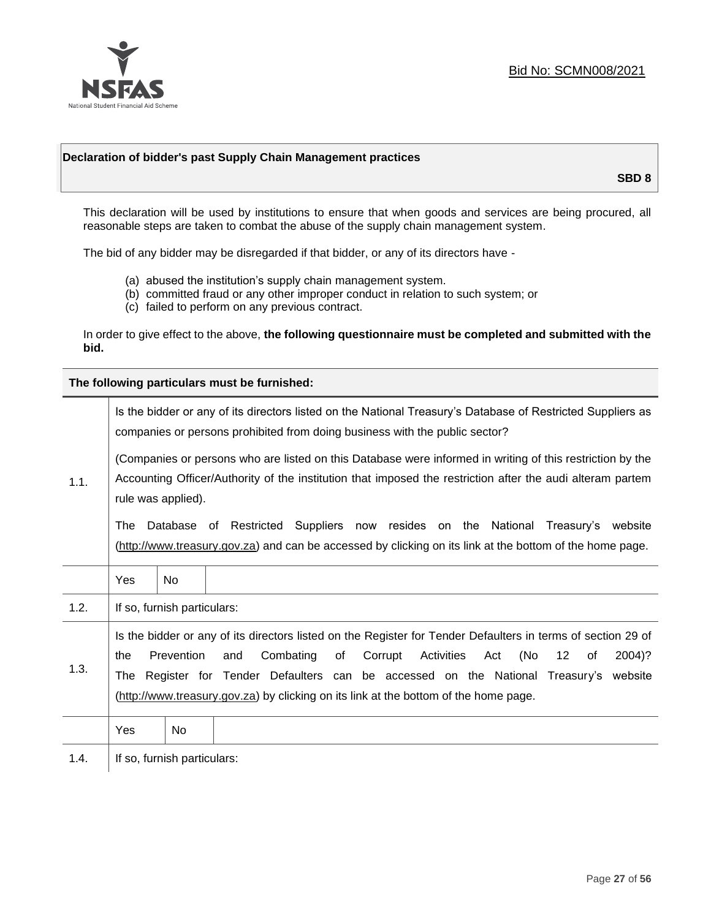Bid No: SCMN008/2021

**Declaration of bidder's past Supply Chain Management practices**

**SBD 8**

This declaration will be used by institutions to ensure that when goods and services are being procured, all reasonable steps are taken to combat the abuse of the supply chain management system.

The bid of any bidder may be disregarded if that bidder, or any of its directors have -

(a) abused the institution's supply chain management system.
(b) committed fraud or any other improper conduct in relation to such system; or
(c) failed to perform on any previous contract.

In order to give effect to the above, **the following questionnaire must be completed and submitted with the bid.**

| **The following particulars must be furnished:** | | | |
|---|---|---|---|
| 1.1. | Is the bidder or any of its directors listed on the National Treasury's Database of Restricted Suppliers as companies or persons prohibited from doing business with the public sector?<br><br>(Companies or persons who are listed on this Database were informed in writing of this restriction by the Accounting Officer/Authority of the institution that imposed the restriction after the audi alteram partem rule was applied).<br><br>The Database of Restricted Suppliers now resides on the National Treasury's website (http://www.treasury.gov.za) and can be accessed by clicking on its link at the bottom of the home page. | | |
| | Yes | No | |
| 1.2. | If so, furnish particulars: | | |
| 1.3. | Is the bidder or any of its directors listed on the Register for Tender Defaulters in terms of section 29 of the Prevention and Combating of Corrupt Activities Act (No 12 of 2004)? The Register for Tender Defaulters can be accessed on the National Treasury's website (http://www.treasury.gov.za) by clicking on its link at the bottom of the home page. | | |
| | Yes | No | |
| 1.4. | If so, furnish particulars: | | |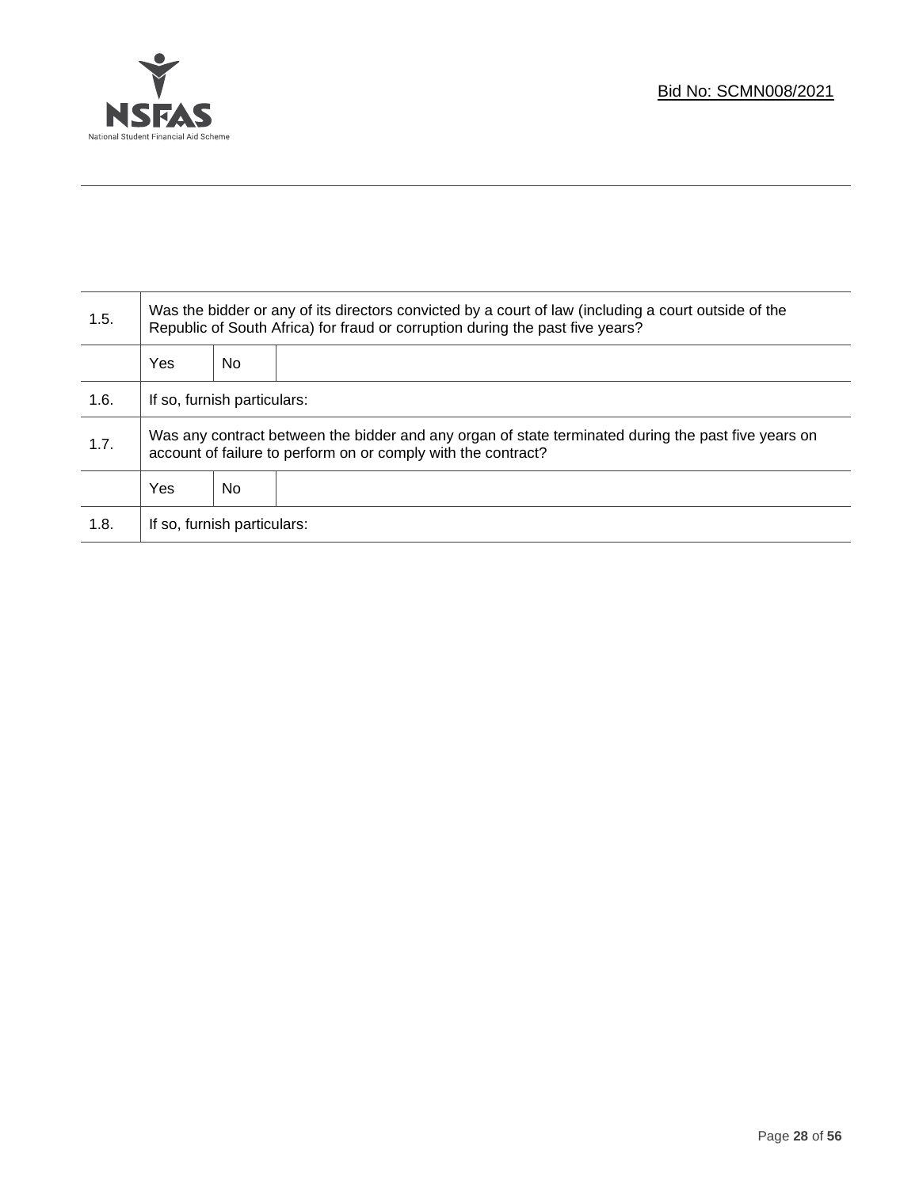| | | | |
|---|---|---|---|
| 1.5. | Was the bidder or any of its directors convicted by a court of law (including a court outside of the Republic of South Africa) for fraud or corruption during the past five years? | | |
| | Yes | No | |
| 1.6. | If so, furnish particulars: | | |
| 1.7. | Was any contract between the bidder and any organ of state terminated during the past five years on account of failure to perform on or comply with the contract? | | |
| | Yes | No | |
| 1.8. | If so, furnish particulars: | | |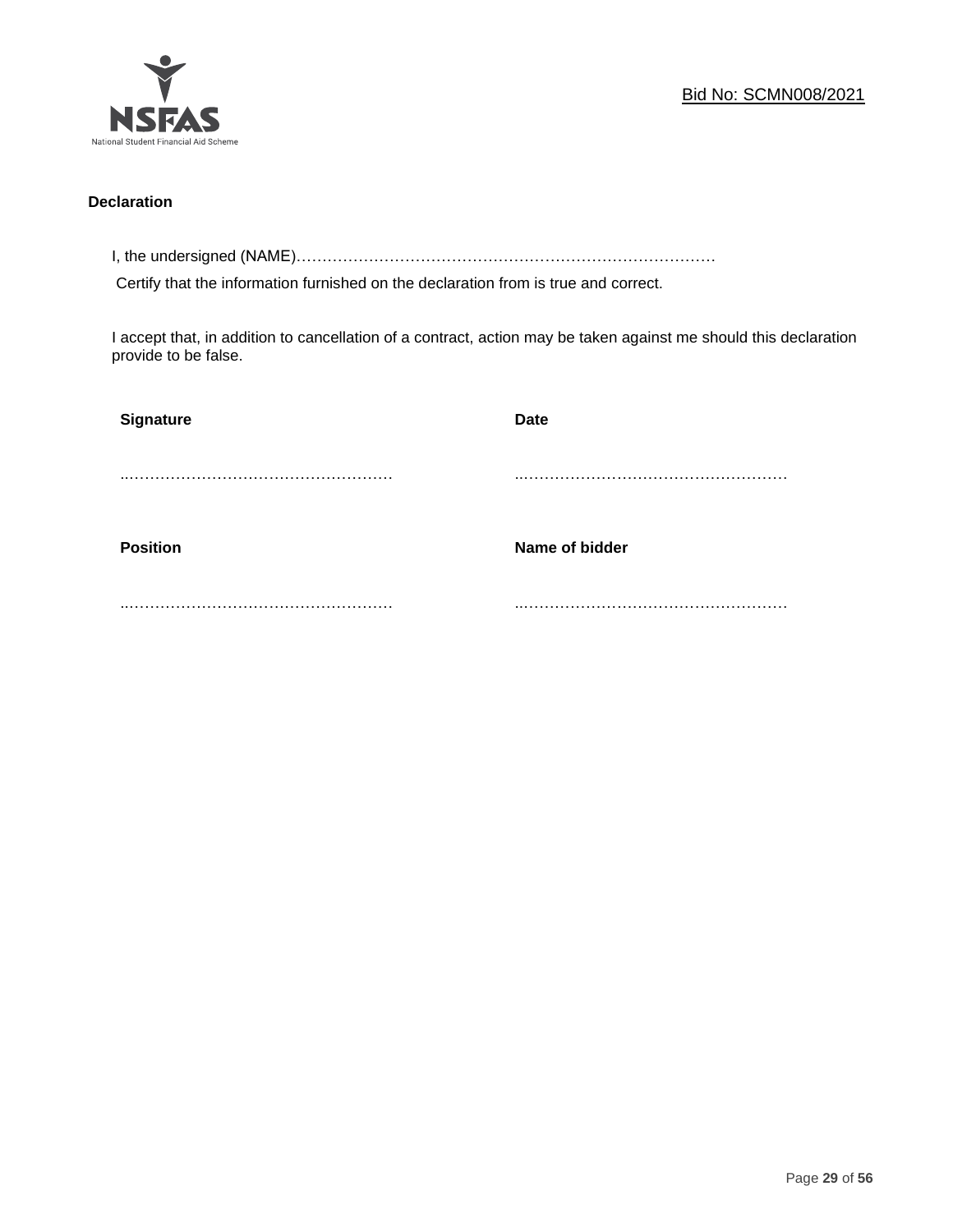Bid No: SCMN008/2021

**Declaration**

I, the undersigned (NAME)…………………………………………………………………………

Certify that the information furnished on the declaration from is true and correct.

I accept that, in addition to cancellation of a contract, action may be taken against me should this declaration provide to be false.

| **Signature** | **Date** |
|---|---|
| …………………………………………… | …………………………………………… |
| **Position** | **Name of bidder** |
| …………………………………………… | …………………………………………… |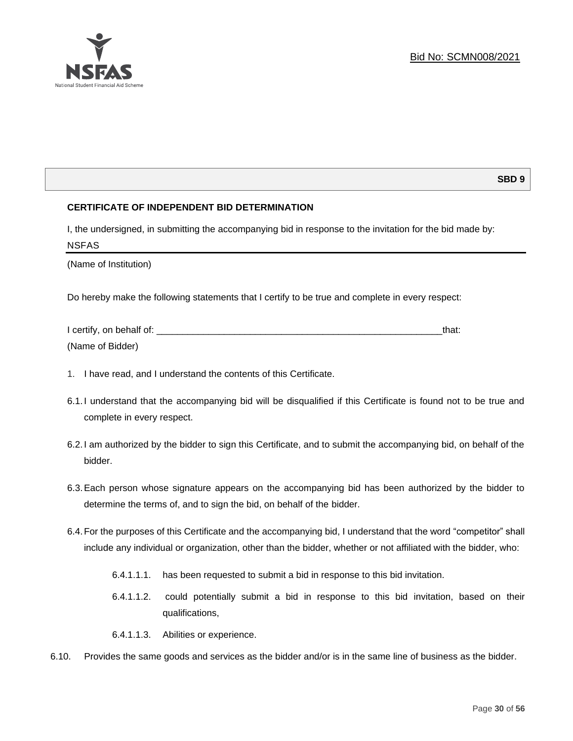**SBD 9**

**CERTIFICATE OF INDEPENDENT BID DETERMINATION**

I, the undersigned, in submitting the accompanying bid in response to the invitation for the bid made by:

NSFAS

(Name of Institution)

Do hereby make the following statements that I certify to be true and complete in every respect:

I certify, on behalf of: ___________________________________________________________that:

(Name of Bidder)

1. I have read, and I understand the contents of this Certificate.

6.1. I understand that the accompanying bid will be disqualified if this Certificate is found not to be true and complete in every respect.

6.2. I am authorized by the bidder to sign this Certificate, and to submit the accompanying bid, on behalf of the bidder.

6.3. Each person whose signature appears on the accompanying bid has been authorized by the bidder to determine the terms of, and to sign the bid, on behalf of the bidder.

6.4. For the purposes of this Certificate and the accompanying bid, I understand that the word "competitor" shall include any individual or organization, other than the bidder, whether or not affiliated with the bidder, who:

6.4.1.1.1. has been requested to submit a bid in response to this bid invitation.

6.4.1.1.2. could potentially submit a bid in response to this bid invitation, based on their qualifications,

6.4.1.1.3. Abilities or experience.

6.10. Provides the same goods and services as the bidder and/or is in the same line of business as the bidder.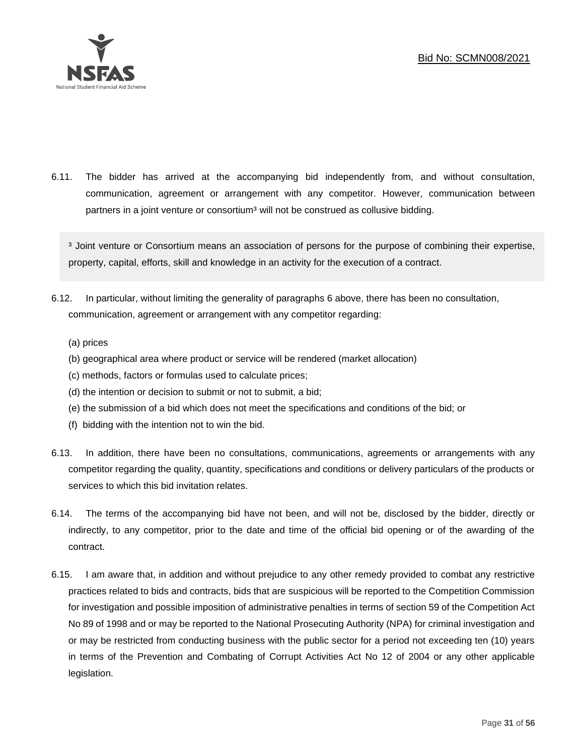6.11. The bidder has arrived at the accompanying bid independently from, and without consultation, communication, agreement or arrangement with any competitor. However, communication between partners in a joint venture or consortium[3] will not be construed as collusive bidding.

> [3] Joint venture or Consortium means an association of persons for the purpose of combining their expertise, property, capital, efforts, skill and knowledge in an activity for the execution of a contract.

6.12. In particular, without limiting the generality of paragraphs 6 above, there has been no consultation, communication, agreement or arrangement with any competitor regarding:

(a) prices
(b) geographical area where product or service will be rendered (market allocation)
(c) methods, factors or formulas used to calculate prices;
(d) the intention or decision to submit or not to submit, a bid;
(e) the submission of a bid which does not meet the specifications and conditions of the bid; or
(f) bidding with the intention not to win the bid.

6.13. In addition, there have been no consultations, communications, agreements or arrangements with any competitor regarding the quality, quantity, specifications and conditions or delivery particulars of the products or services to which this bid invitation relates.

6.14. The terms of the accompanying bid have not been, and will not be, disclosed by the bidder, directly or indirectly, to any competitor, prior to the date and time of the official bid opening or of the awarding of the contract.

6.15. I am aware that, in addition and without prejudice to any other remedy provided to combat any restrictive practices related to bids and contracts, bids that are suspicious will be reported to the Competition Commission for investigation and possible imposition of administrative penalties in terms of section 59 of the Competition Act No 89 of 1998 and or may be reported to the National Prosecuting Authority (NPA) for criminal investigation and or may be restricted from conducting business with the public sector for a period not exceeding ten (10) years in terms of the Prevention and Combating of Corrupt Activities Act No 12 of 2004 or any other applicable legislation.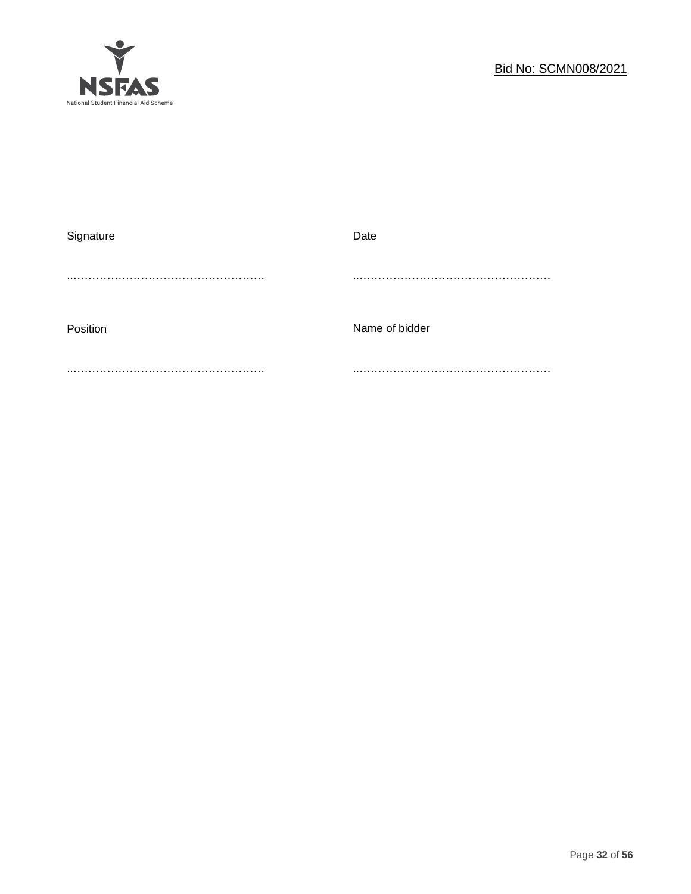| | |
|---|---|
| Signature | Date |
| ………………………………………… | ………………………………………… |
| Position | Name of bidder |
| ………………………………………… | ………………………………………… |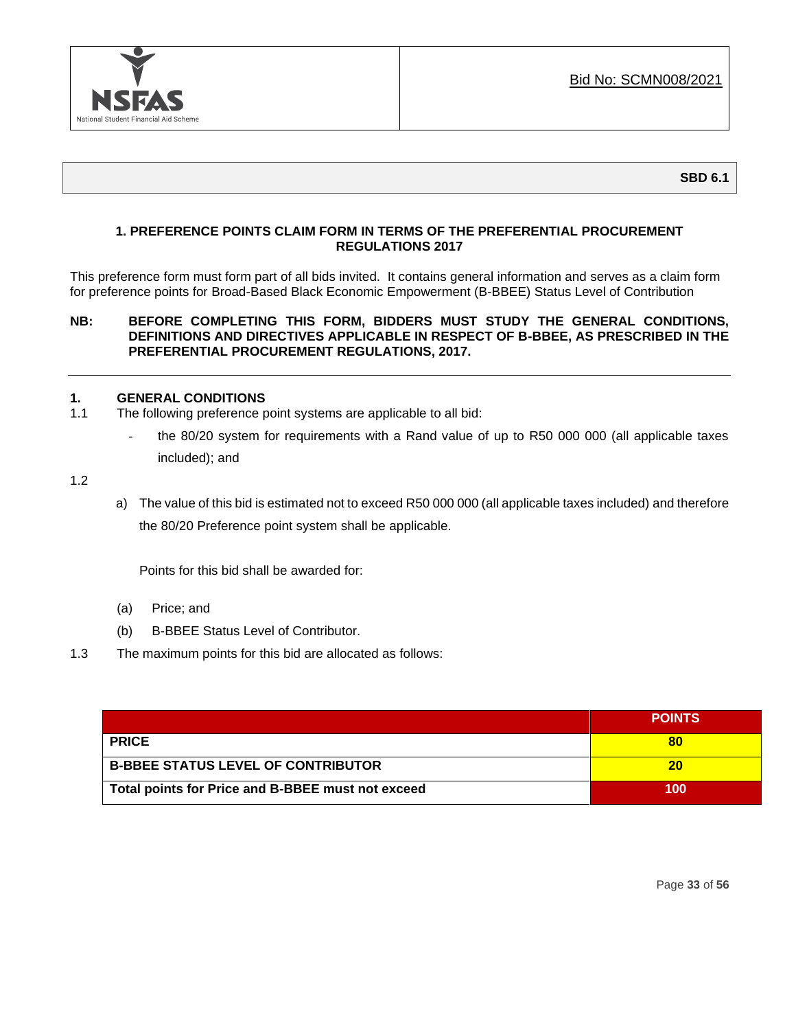Bid No: SCMN008/2021

**SBD 6.1**

**1. PREFERENCE POINTS CLAIM FORM IN TERMS OF THE PREFERENTIAL PROCUREMENT REGULATIONS 2017**

This preference form must form part of all bids invited. It contains general information and serves as a claim form for preference points for Broad-Based Black Economic Empowerment (B-BBEE) Status Level of Contribution

**NB: BEFORE COMPLETING THIS FORM, BIDDERS MUST STUDY THE GENERAL CONDITIONS, DEFINITIONS AND DIRECTIVES APPLICABLE IN RESPECT OF B-BBEE, AS PRESCRIBED IN THE PREFERENTIAL PROCUREMENT REGULATIONS, 2017.**

---

## 1. GENERAL CONDITIONS

1.1 The following preference point systems are applicable to all bid:

- the 80/20 system for requirements with a Rand value of up to R50 000 000 (all applicable taxes included); and

1.2

a) The value of this bid is estimated not to exceed R50 000 000 (all applicable taxes included) and therefore the 80/20 Preference point system shall be applicable.

Points for this bid shall be awarded for:

(a) Price; and

(b) B-BBEE Status Level of Contributor.

1.3 The maximum points for this bid are allocated as follows:

| | POINTS |
|---|---|
| **PRICE** | **80** |
| **B-BBEE STATUS LEVEL OF CONTRIBUTOR** | **20** |
| **Total points for Price and B-BBEE must not exceed** | **100** |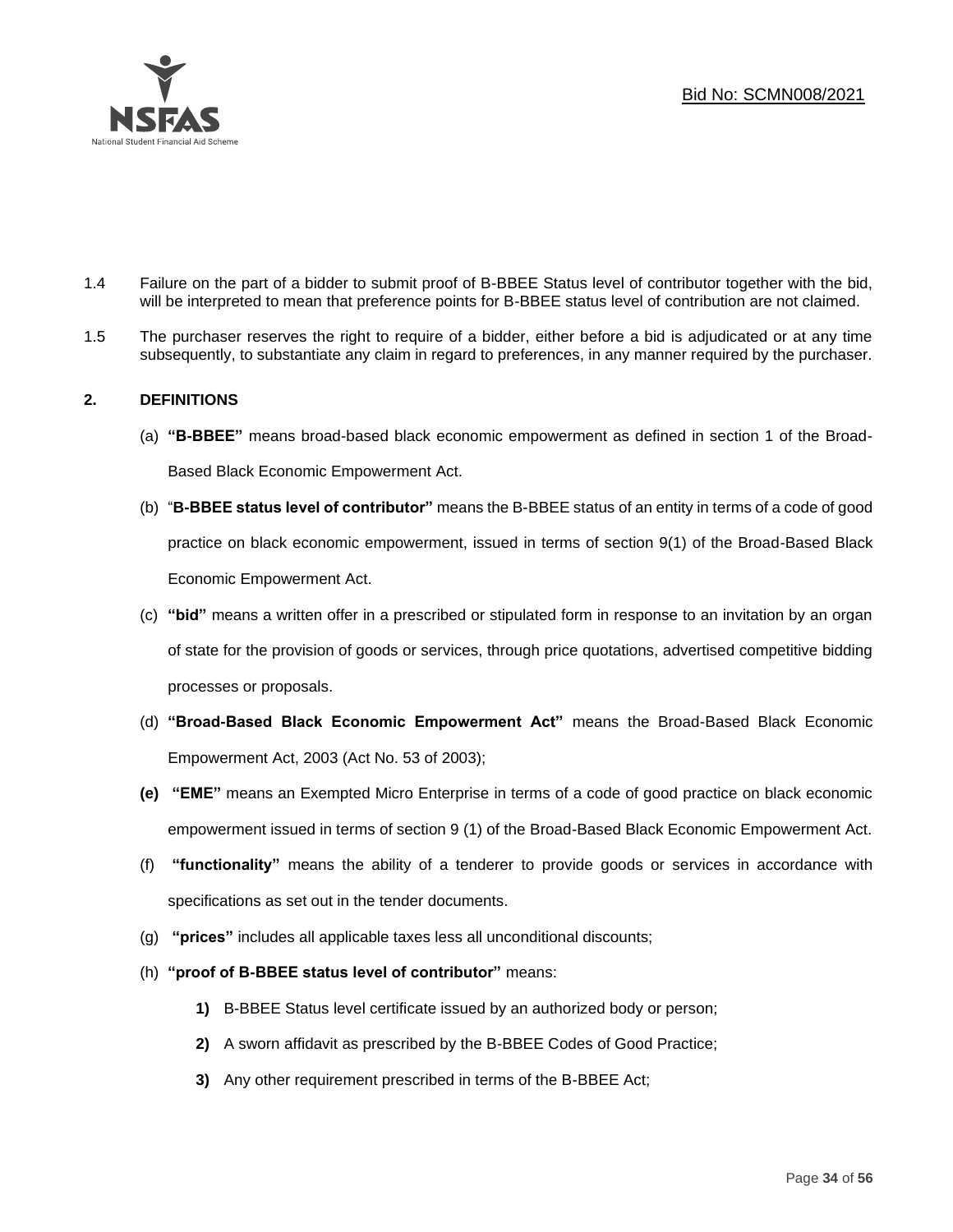1.4 Failure on the part of a bidder to submit proof of B-BBEE Status level of contributor together with the bid, will be interpreted to mean that preference points for B-BBEE status level of contribution are not claimed.

1.5 The purchaser reserves the right to require of a bidder, either before a bid is adjudicated or at any time subsequently, to substantiate any claim in regard to preferences, in any manner required by the purchaser.

## 2. DEFINITIONS

(a) **"B-BBEE"** means broad-based black economic empowerment as defined in section 1 of the Broad-Based Black Economic Empowerment Act.

(b) "**B-BBEE status level of contributor"** means the B-BBEE status of an entity in terms of a code of good practice on black economic empowerment, issued in terms of section 9(1) of the Broad-Based Black Economic Empowerment Act.

(c) **"bid"** means a written offer in a prescribed or stipulated form in response to an invitation by an organ of state for the provision of goods or services, through price quotations, advertised competitive bidding processes or proposals.

(d) **"Broad-Based Black Economic Empowerment Act"** means the Broad-Based Black Economic Empowerment Act, 2003 (Act No. 53 of 2003);

**(e)** **"EME"** means an Exempted Micro Enterprise in terms of a code of good practice on black economic empowerment issued in terms of section 9 (1) of the Broad-Based Black Economic Empowerment Act.

(f) **"functionality"** means the ability of a tenderer to provide goods or services in accordance with specifications as set out in the tender documents.

(g) **"prices"** includes all applicable taxes less all unconditional discounts;

(h) **"proof of B-BBEE status level of contributor"** means:

**1)** B-BBEE Status level certificate issued by an authorized body or person;

**2)** A sworn affidavit as prescribed by the B-BBEE Codes of Good Practice;

**3)** Any other requirement prescribed in terms of the B-BBEE Act;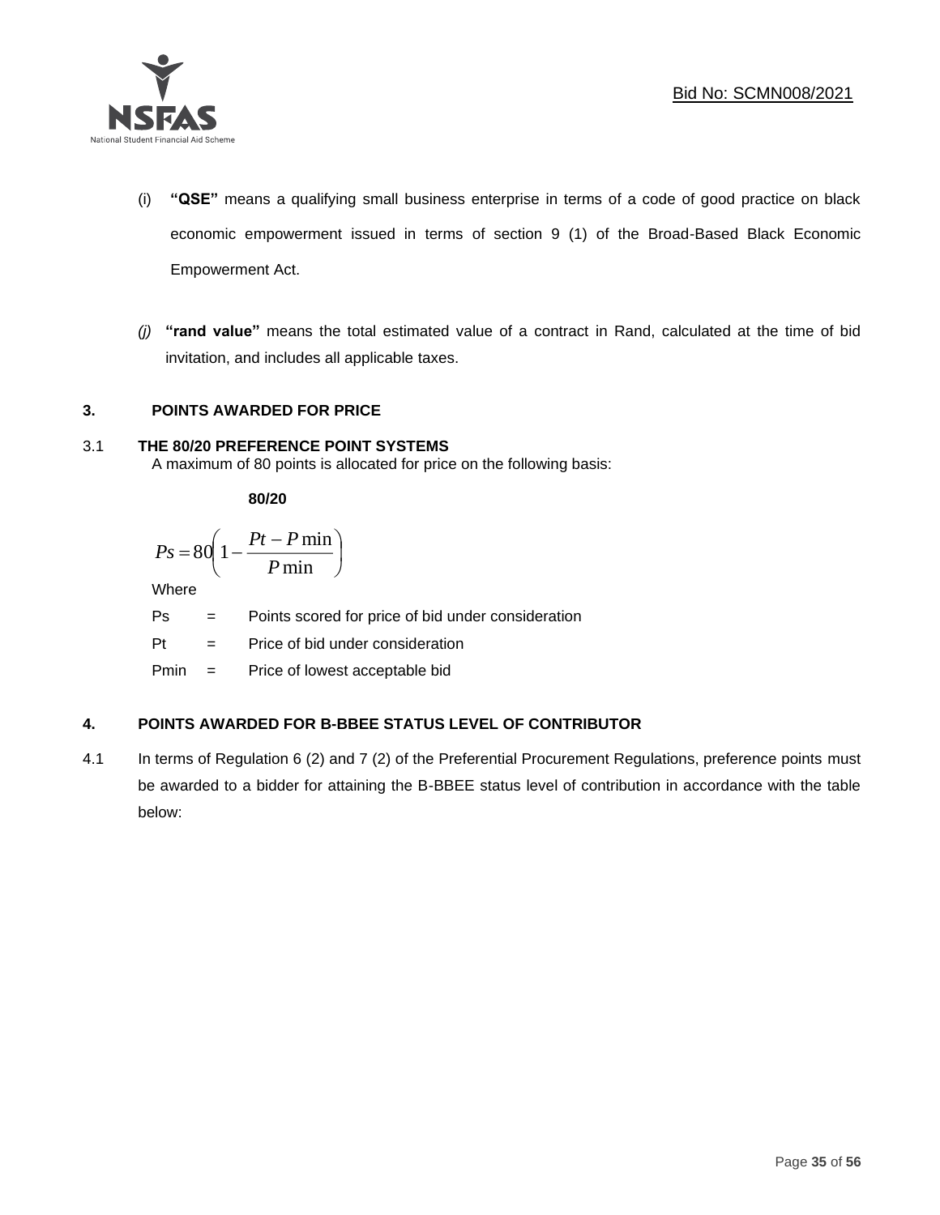(i) **"QSE"** means a qualifying small business enterprise in terms of a code of good practice on black economic empowerment issued in terms of section 9 (1) of the Broad-Based Black Economic Empowerment Act.

*(j)* **"rand value"** means the total estimated value of a contract in Rand, calculated at the time of bid invitation, and includes all applicable taxes.

## 3. POINTS AWARDED FOR PRICE

### 3.1 THE 80/20 PREFERENCE POINT SYSTEMS

A maximum of 80 points is allocated for price on the following basis:

**80/20**

$$Ps = 80\left(1 - \frac{Pt - P\min}{P\min}\right)$$

Where

Ps = Points scored for price of bid under consideration

Pt = Price of bid under consideration

Pmin = Price of lowest acceptable bid

## 4. POINTS AWARDED FOR B-BBEE STATUS LEVEL OF CONTRIBUTOR

4.1 In terms of Regulation 6 (2) and 7 (2) of the Preferential Procurement Regulations, preference points must be awarded to a bidder for attaining the B-BBEE status level of contribution in accordance with the table below: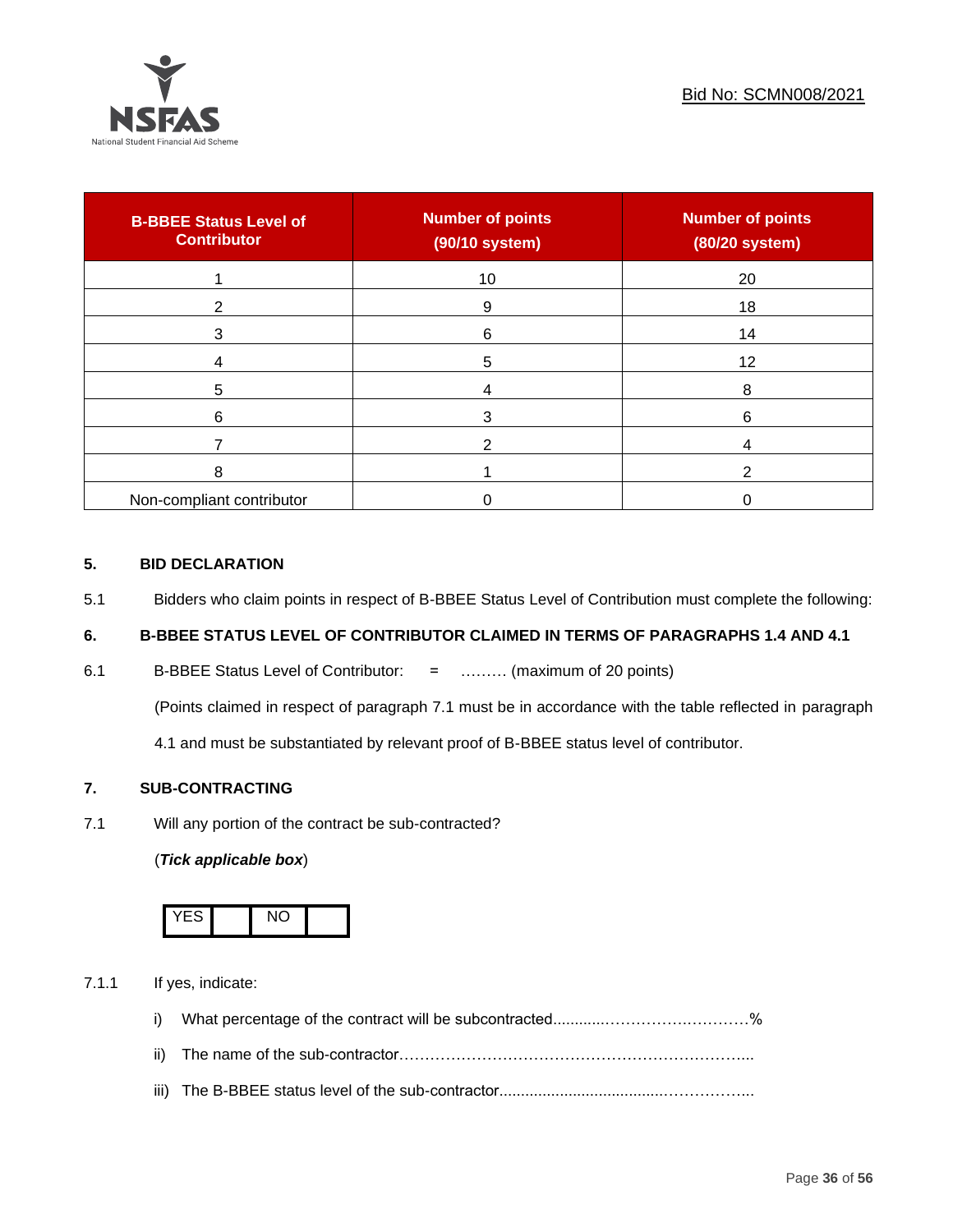| B-BBEE Status Level of Contributor | Number of points (90/10 system) | Number of points (80/20 system) |
|---|---|---|
| 1 | 10 | 20 |
| 2 | 9 | 18 |
| 3 | 6 | 14 |
| 4 | 5 | 12 |
| 5 | 4 | 8 |
| 6 | 3 | 6 |
| 7 | 2 | 4 |
| 8 | 1 | 2 |
| Non-compliant contributor | 0 | 0 |

## 5. BID DECLARATION

5.1 Bidders who claim points in respect of B-BBEE Status Level of Contribution must complete the following:

## 6. B-BBEE STATUS LEVEL OF CONTRIBUTOR CLAIMED IN TERMS OF PARAGRAPHS 1.4 AND 4.1

6.1 B-BBEE Status Level of Contributor: = ……… (maximum of 20 points)

(Points claimed in respect of paragraph 7.1 must be in accordance with the table reflected in paragraph 4.1 and must be substantiated by relevant proof of B-BBEE status level of contributor.

## 7. SUB-CONTRACTING

7.1 Will any portion of the contract be sub-contracted?

(***Tick applicable box***)

| YES | | NO | |
|---|---|---|---|

7.1.1 If yes, indicate:

i) What percentage of the contract will be subcontracted............…………….…………%

ii) The name of the sub-contractor…………………………………………………………..

iii) The B-BBEE status level of the sub-contractor......................................……………..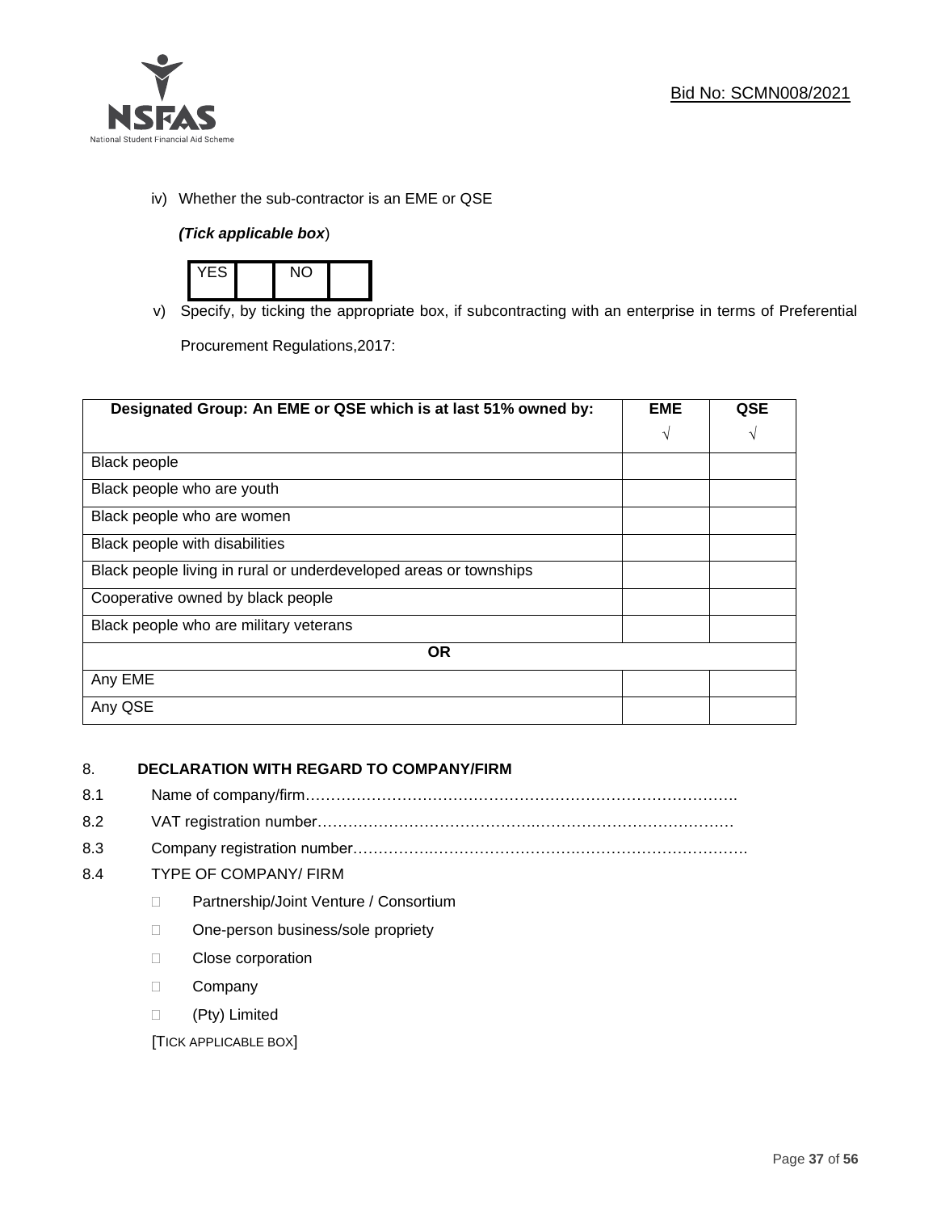iv) Whether the sub-contractor is an EME or QSE

*(Tick applicable box*)

| YES | | NO | |
|---|---|---|---|

v) Specify, by ticking the appropriate box, if subcontracting with an enterprise in terms of Preferential Procurement Regulations,2017:

| Designated Group: An EME or QSE which is at last 51% owned by: | EME √ | QSE √ |
|---|---|---|
| Black people | | |
| Black people who are youth | | |
| Black people who are women | | |
| Black people with disabilities | | |
| Black people living in rural or underdeveloped areas or townships | | |
| Cooperative owned by black people | | |
| Black people who are military veterans | | |
| **OR** | | |
| Any EME | | |
| Any QSE | | |

8. **DECLARATION WITH REGARD TO COMPANY/FIRM**

8.1 Name of company/firm……………………………………………………………………………

8.2 VAT registration number………………………………………………………………………

8.3 Company registration number……………………………………………………………………

8.4 TYPE OF COMPANY/ FIRM

- ☐ Partnership/Joint Venture / Consortium
- ☐ One-person business/sole propriety
- ☐ Close corporation
- ☐ Company
- ☐ (Pty) Limited

[TICK APPLICABLE BOX]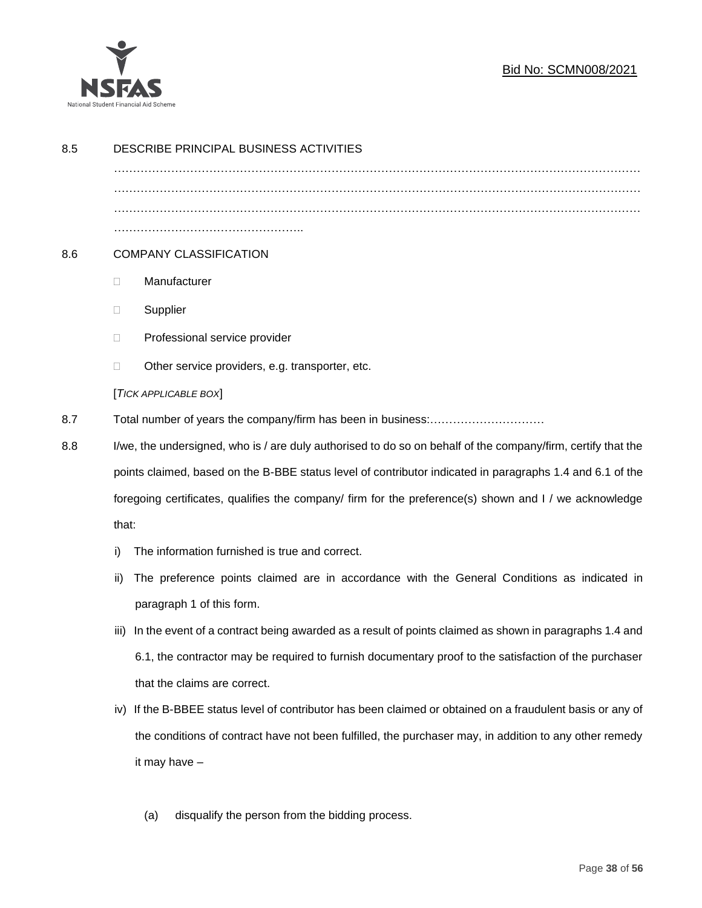8.5 DESCRIBE PRINCIPAL BUSINESS ACTIVITIES

…………………………………………………………………………………………………………………………
…………………………………………………………………………………………………………………………
…………………………………………………………………………………………………………………………
…………………………………………..

8.6 COMPANY CLASSIFICATION

- Manufacturer
- Supplier
- Professional service provider
- Other service providers, e.g. transporter, etc.

[*TICK APPLICABLE BOX*]

8.7 Total number of years the company/firm has been in business:…………………………

8.8 I/we, the undersigned, who is / are duly authorised to do so on behalf of the company/firm, certify that the points claimed, based on the B-BBE status level of contributor indicated in paragraphs 1.4 and 6.1 of the foregoing certificates, qualifies the company/ firm for the preference(s) shown and I / we acknowledge that:

i) The information furnished is true and correct.

ii) The preference points claimed are in accordance with the General Conditions as indicated in paragraph 1 of this form.

iii) In the event of a contract being awarded as a result of points claimed as shown in paragraphs 1.4 and 6.1, the contractor may be required to furnish documentary proof to the satisfaction of the purchaser that the claims are correct.

iv) If the B-BBEE status level of contributor has been claimed or obtained on a fraudulent basis or any of the conditions of contract have not been fulfilled, the purchaser may, in addition to any other remedy it may have –

(a) disqualify the person from the bidding process.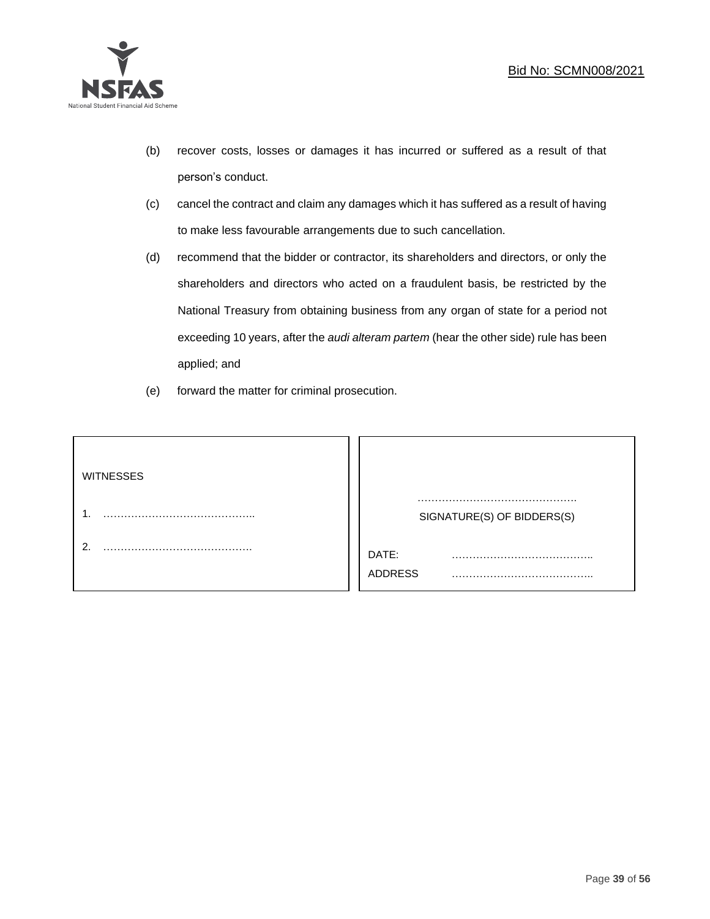(b) recover costs, losses or damages it has incurred or suffered as a result of that person's conduct.

(c) cancel the contract and claim any damages which it has suffered as a result of having to make less favourable arrangements due to such cancellation.

(d) recommend that the bidder or contractor, its shareholders and directors, or only the shareholders and directors who acted on a fraudulent basis, be restricted by the National Treasury from obtaining business from any organ of state for a period not exceeding 10 years, after the *audi alteram partem* (hear the other side) rule has been applied; and

(e) forward the matter for criminal prosecution.

| | |
|---|---|
| WITNESSES<br><br>1. ……………………………………..<br><br>2. ……………………………………. | ……………………………………….<br>SIGNATURE(S) OF BIDDERS(S)<br><br>DATE: …………………………………..<br>ADDRESS ………………………………….. |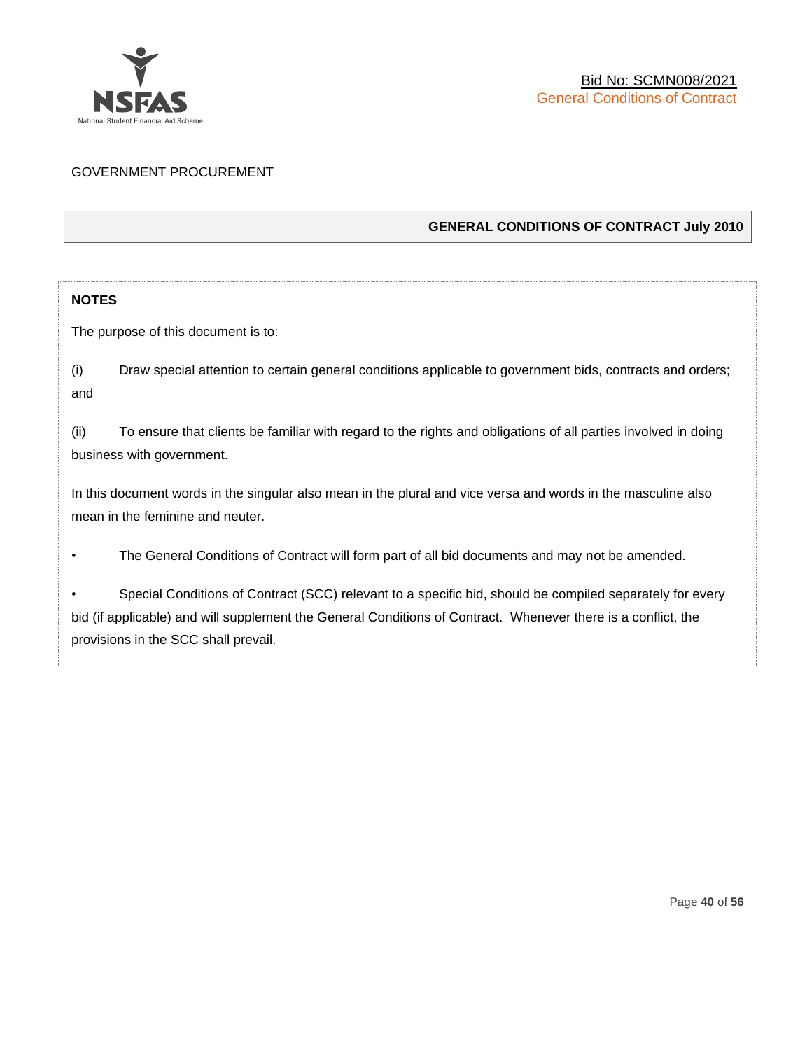GOVERNMENT PROCUREMENT

## GENERAL CONDITIONS OF CONTRACT July 2010

**NOTES**

The purpose of this document is to:

(i) Draw special attention to certain general conditions applicable to government bids, contracts and orders; and

(ii) To ensure that clients be familiar with regard to the rights and obligations of all parties involved in doing business with government.

In this document words in the singular also mean in the plural and vice versa and words in the masculine also mean in the feminine and neuter.

- The General Conditions of Contract will form part of all bid documents and may not be amended.
- Special Conditions of Contract (SCC) relevant to a specific bid, should be compiled separately for every bid (if applicable) and will supplement the General Conditions of Contract. Whenever there is a conflict, the provisions in the SCC shall prevail.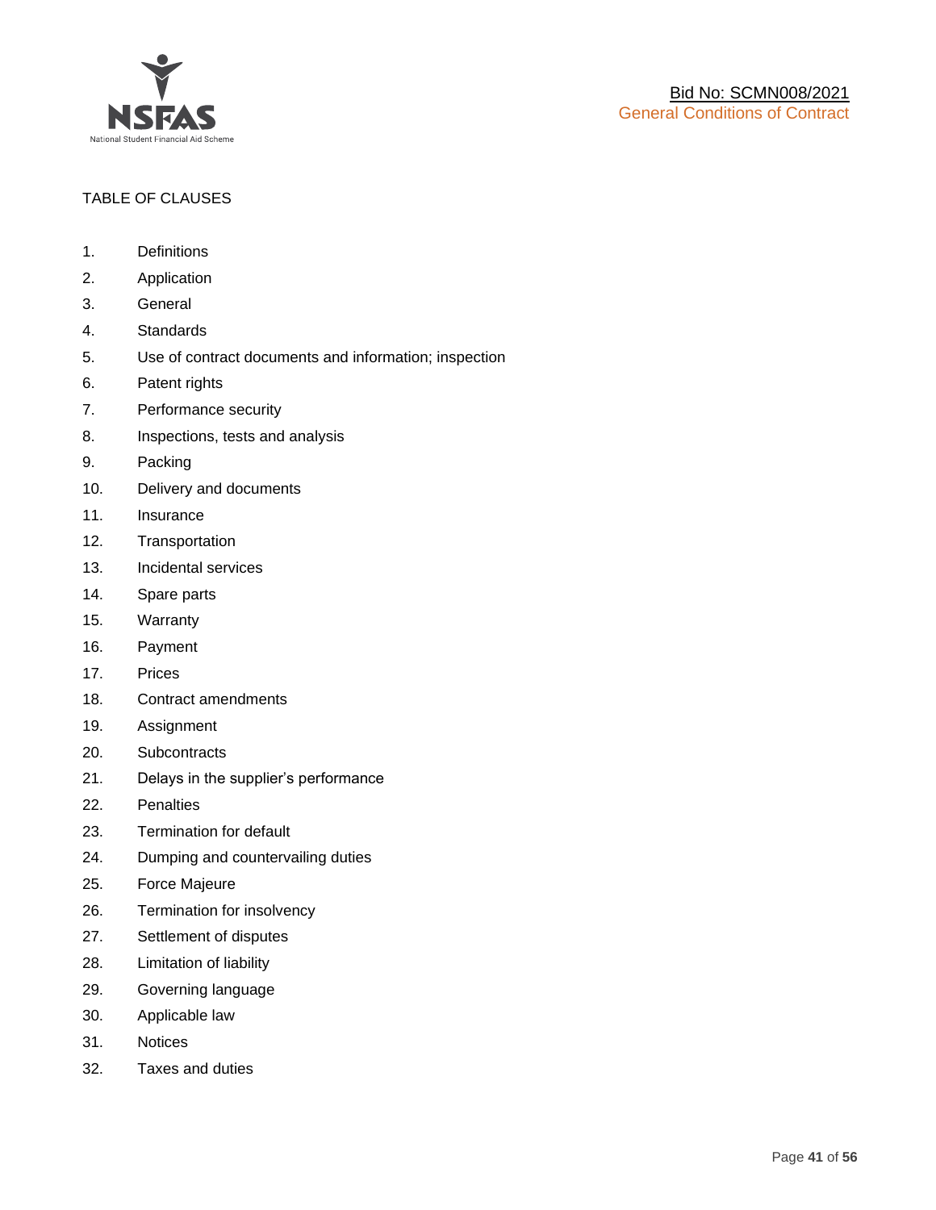TABLE OF CLAUSES

1. Definitions
2. Application
3. General
4. Standards
5. Use of contract documents and information; inspection
6. Patent rights
7. Performance security
8. Inspections, tests and analysis
9. Packing
10. Delivery and documents
11. Insurance
12. Transportation
13. Incidental services
14. Spare parts
15. Warranty
16. Payment
17. Prices
18. Contract amendments
19. Assignment
20. Subcontracts
21. Delays in the supplier's performance
22. Penalties
23. Termination for default
24. Dumping and countervailing duties
25. Force Majeure
26. Termination for insolvency
27. Settlement of disputes
28. Limitation of liability
29. Governing language
30. Applicable law
31. Notices
32. Taxes and duties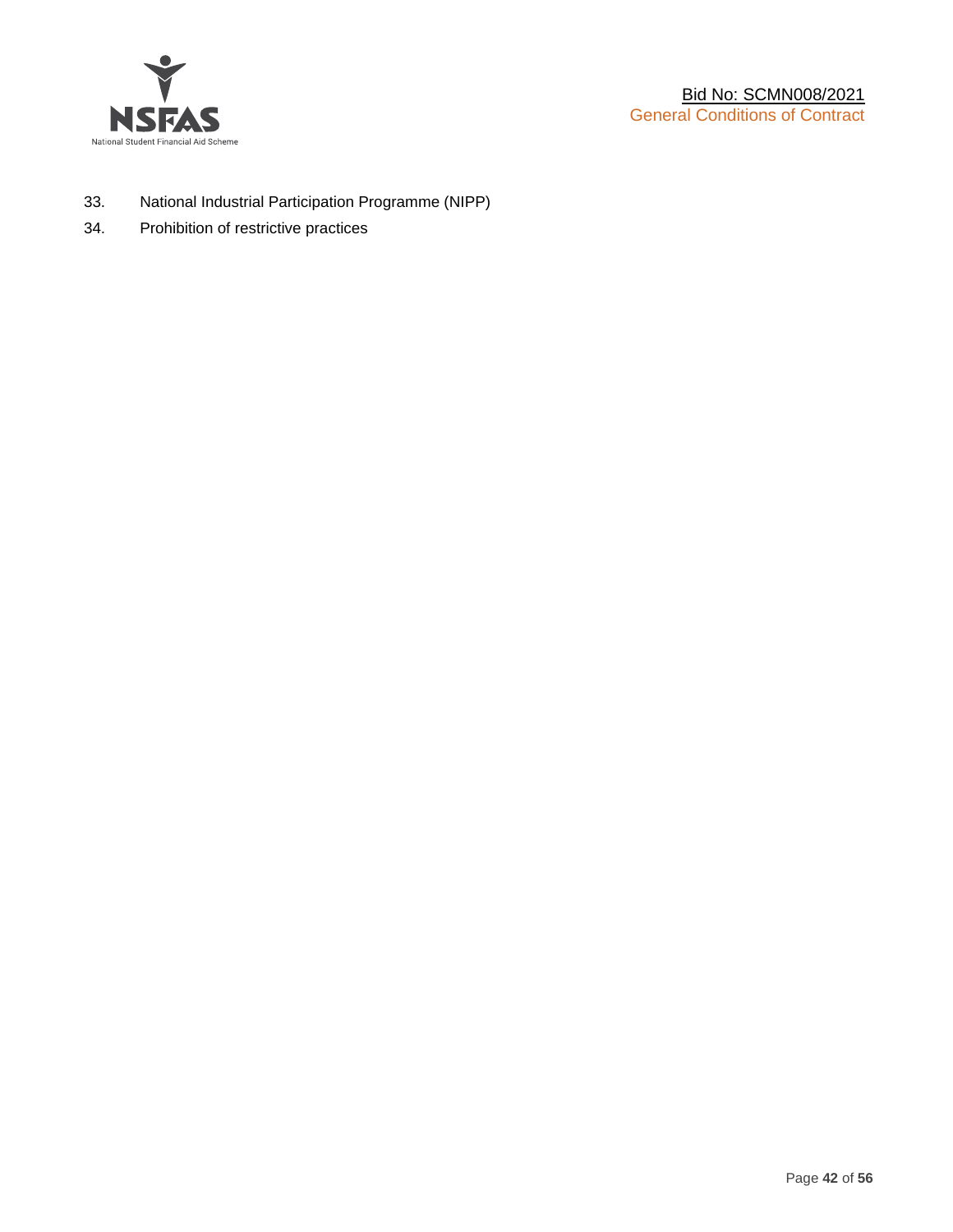33. National Industrial Participation Programme (NIPP)
34. Prohibition of restrictive practices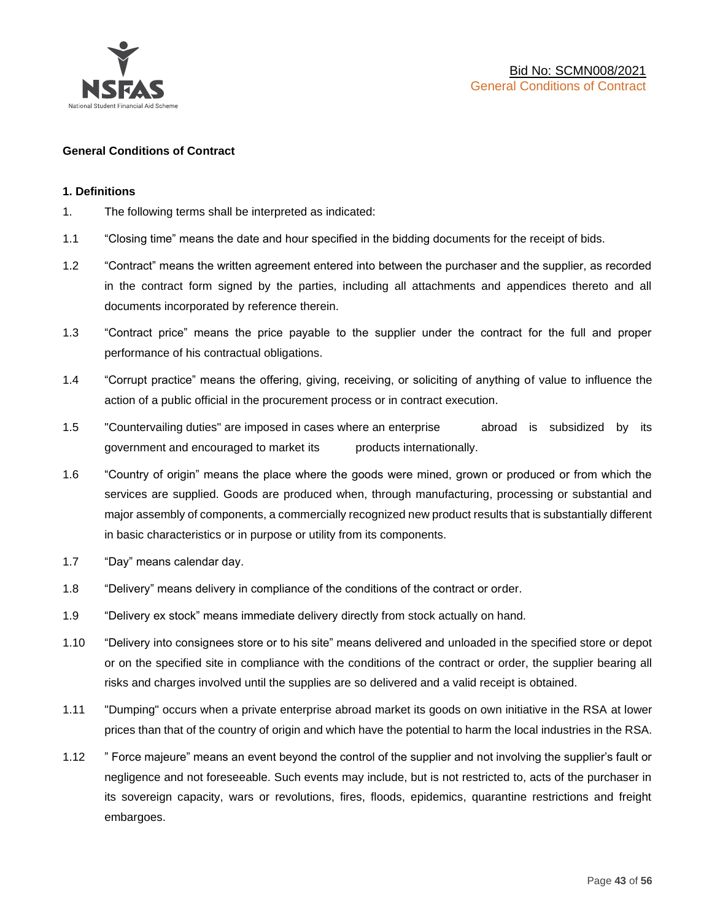**General Conditions of Contract**

**1. Definitions**

1. The following terms shall be interpreted as indicated:

1.1 “Closing time” means the date and hour specified in the bidding documents for the receipt of bids.

1.2 “Contract” means the written agreement entered into between the purchaser and the supplier, as recorded in the contract form signed by the parties, including all attachments and appendices thereto and all documents incorporated by reference therein.

1.3 “Contract price” means the price payable to the supplier under the contract for the full and proper performance of his contractual obligations.

1.4 “Corrupt practice” means the offering, giving, receiving, or soliciting of anything of value to influence the action of a public official in the procurement process or in contract execution.

1.5 "Countervailing duties" are imposed in cases where an enterprise abroad is subsidized by its government and encouraged to market its products internationally.

1.6 “Country of origin” means the place where the goods were mined, grown or produced or from which the services are supplied. Goods are produced when, through manufacturing, processing or substantial and major assembly of components, a commercially recognized new product results that is substantially different in basic characteristics or in purpose or utility from its components.

1.7 “Day” means calendar day.

1.8 “Delivery” means delivery in compliance of the conditions of the contract or order.

1.9 “Delivery ex stock” means immediate delivery directly from stock actually on hand.

1.10 “Delivery into consignees store or to his site” means delivered and unloaded in the specified store or depot or on the specified site in compliance with the conditions of the contract or order, the supplier bearing all risks and charges involved until the supplies are so delivered and a valid receipt is obtained.

1.11 "Dumping" occurs when a private enterprise abroad market its goods on own initiative in the RSA at lower prices than that of the country of origin and which have the potential to harm the local industries in the RSA.

1.12 ” Force majeure” means an event beyond the control of the supplier and not involving the supplier’s fault or negligence and not foreseeable. Such events may include, but is not restricted to, acts of the purchaser in its sovereign capacity, wars or revolutions, fires, floods, epidemics, quarantine restrictions and freight embargoes.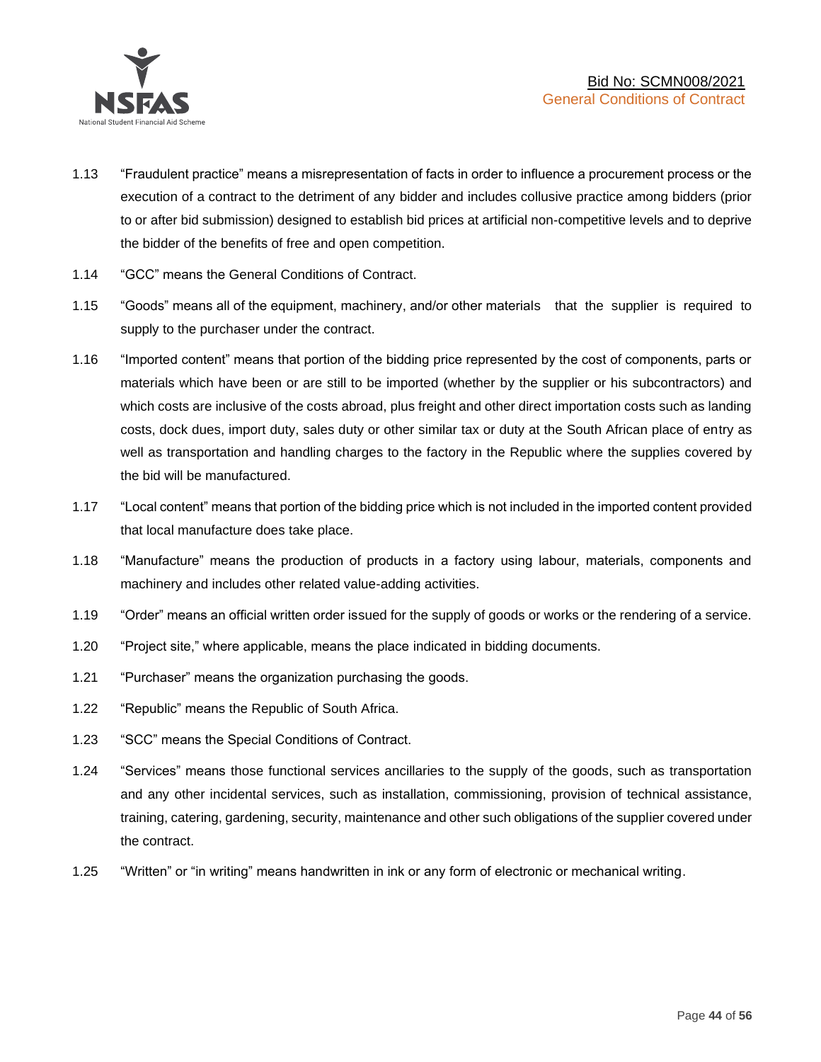1.13 "Fraudulent practice" means a misrepresentation of facts in order to influence a procurement process or the execution of a contract to the detriment of any bidder and includes collusive practice among bidders (prior to or after bid submission) designed to establish bid prices at artificial non-competitive levels and to deprive the bidder of the benefits of free and open competition.

1.14 "GCC" means the General Conditions of Contract.

1.15 "Goods" means all of the equipment, machinery, and/or other materials that the supplier is required to supply to the purchaser under the contract.

1.16 "Imported content" means that portion of the bidding price represented by the cost of components, parts or materials which have been or are still to be imported (whether by the supplier or his subcontractors) and which costs are inclusive of the costs abroad, plus freight and other direct importation costs such as landing costs, dock dues, import duty, sales duty or other similar tax or duty at the South African place of entry as well as transportation and handling charges to the factory in the Republic where the supplies covered by the bid will be manufactured.

1.17 "Local content" means that portion of the bidding price which is not included in the imported content provided that local manufacture does take place.

1.18 "Manufacture" means the production of products in a factory using labour, materials, components and machinery and includes other related value-adding activities.

1.19 "Order" means an official written order issued for the supply of goods or works or the rendering of a service.

1.20 "Project site," where applicable, means the place indicated in bidding documents.

1.21 "Purchaser" means the organization purchasing the goods.

1.22 "Republic" means the Republic of South Africa.

1.23 "SCC" means the Special Conditions of Contract.

1.24 "Services" means those functional services ancillaries to the supply of the goods, such as transportation and any other incidental services, such as installation, commissioning, provision of technical assistance, training, catering, gardening, security, maintenance and other such obligations of the supplier covered under the contract.

1.25 "Written" or "in writing" means handwritten in ink or any form of electronic or mechanical writing.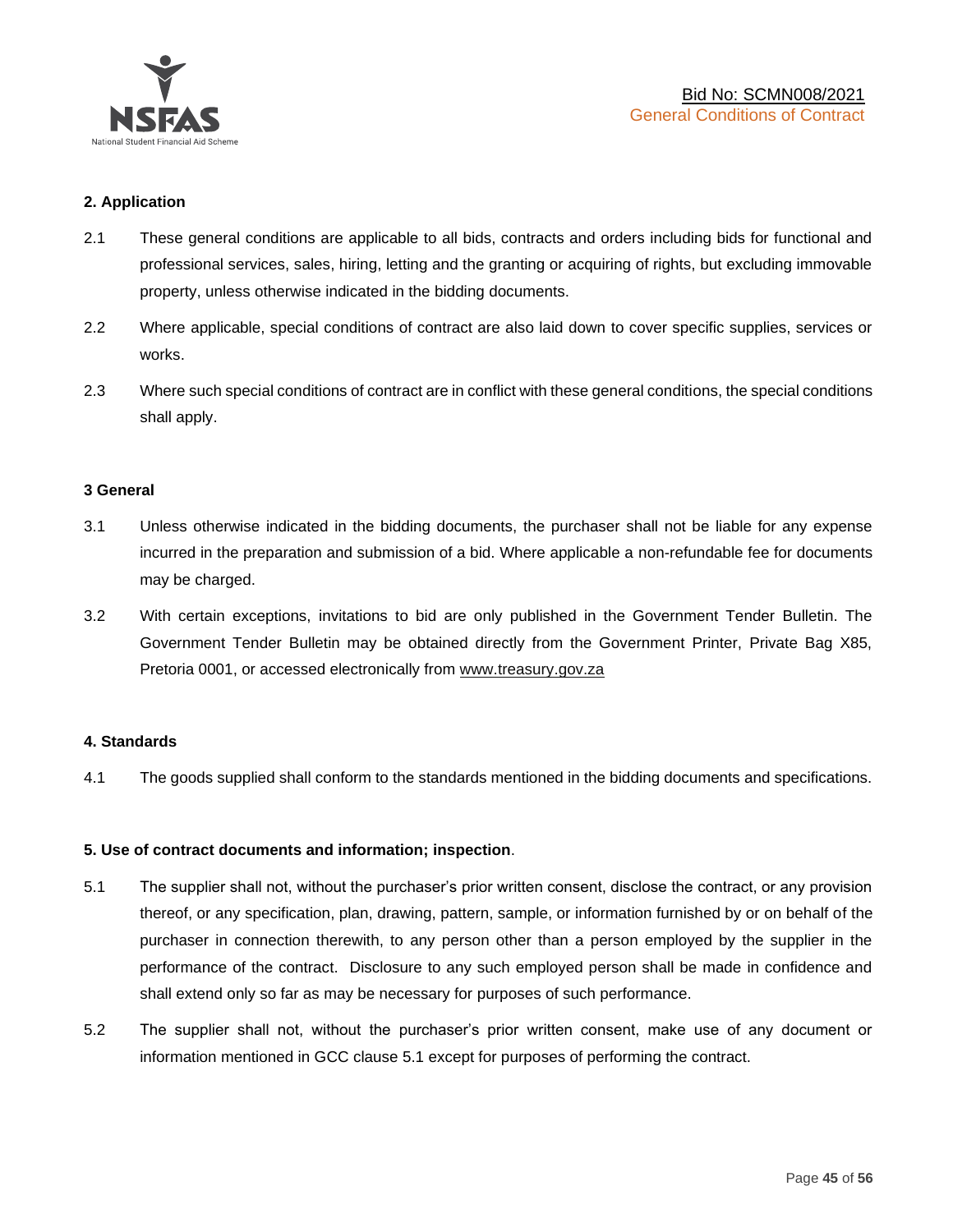## 2. Application

2.1 These general conditions are applicable to all bids, contracts and orders including bids for functional and professional services, sales, hiring, letting and the granting or acquiring of rights, but excluding immovable property, unless otherwise indicated in the bidding documents.

2.2 Where applicable, special conditions of contract are also laid down to cover specific supplies, services or works.

2.3 Where such special conditions of contract are in conflict with these general conditions, the special conditions shall apply.

## 3 General

3.1 Unless otherwise indicated in the bidding documents, the purchaser shall not be liable for any expense incurred in the preparation and submission of a bid. Where applicable a non-refundable fee for documents may be charged.

3.2 With certain exceptions, invitations to bid are only published in the Government Tender Bulletin. The Government Tender Bulletin may be obtained directly from the Government Printer, Private Bag X85, Pretoria 0001, or accessed electronically from www.treasury.gov.za

## 4. Standards

4.1 The goods supplied shall conform to the standards mentioned in the bidding documents and specifications.

## 5. Use of contract documents and information; inspection.

5.1 The supplier shall not, without the purchaser's prior written consent, disclose the contract, or any provision thereof, or any specification, plan, drawing, pattern, sample, or information furnished by or on behalf of the purchaser in connection therewith, to any person other than a person employed by the supplier in the performance of the contract. Disclosure to any such employed person shall be made in confidence and shall extend only so far as may be necessary for purposes of such performance.

5.2 The supplier shall not, without the purchaser's prior written consent, make use of any document or information mentioned in GCC clause 5.1 except for purposes of performing the contract.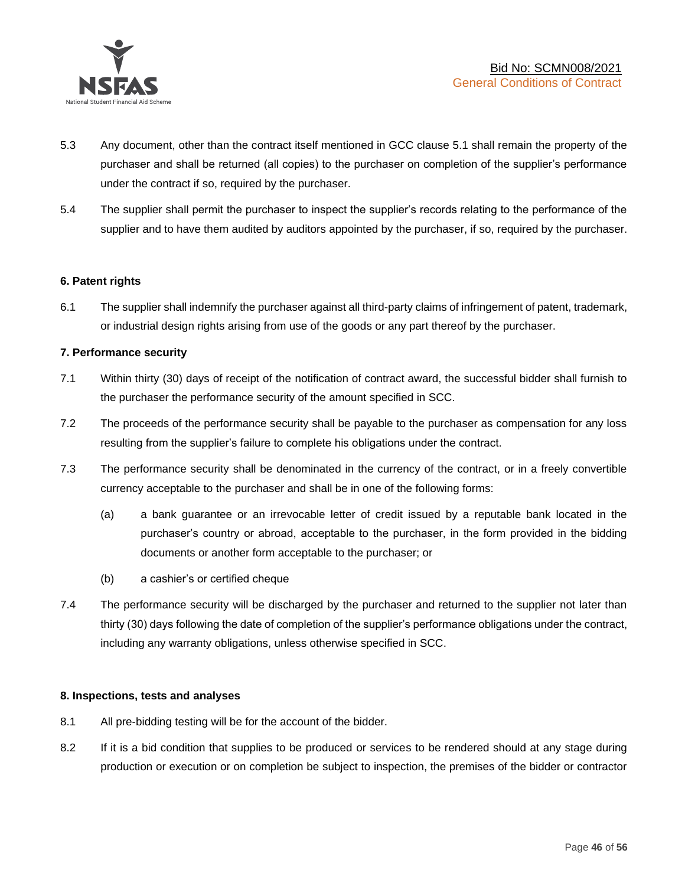5.3 Any document, other than the contract itself mentioned in GCC clause 5.1 shall remain the property of the purchaser and shall be returned (all copies) to the purchaser on completion of the supplier's performance under the contract if so, required by the purchaser.

5.4 The supplier shall permit the purchaser to inspect the supplier's records relating to the performance of the supplier and to have them audited by auditors appointed by the purchaser, if so, required by the purchaser.

**6. Patent rights**

6.1 The supplier shall indemnify the purchaser against all third-party claims of infringement of patent, trademark, or industrial design rights arising from use of the goods or any part thereof by the purchaser.

**7. Performance security**

7.1 Within thirty (30) days of receipt of the notification of contract award, the successful bidder shall furnish to the purchaser the performance security of the amount specified in SCC.

7.2 The proceeds of the performance security shall be payable to the purchaser as compensation for any loss resulting from the supplier's failure to complete his obligations under the contract.

7.3 The performance security shall be denominated in the currency of the contract, or in a freely convertible currency acceptable to the purchaser and shall be in one of the following forms:

(a) a bank guarantee or an irrevocable letter of credit issued by a reputable bank located in the purchaser's country or abroad, acceptable to the purchaser, in the form provided in the bidding documents or another form acceptable to the purchaser; or

(b) a cashier's or certified cheque

7.4 The performance security will be discharged by the purchaser and returned to the supplier not later than thirty (30) days following the date of completion of the supplier's performance obligations under the contract, including any warranty obligations, unless otherwise specified in SCC.

**8. Inspections, tests and analyses**

8.1 All pre-bidding testing will be for the account of the bidder.

8.2 If it is a bid condition that supplies to be produced or services to be rendered should at any stage during production or execution or on completion be subject to inspection, the premises of the bidder or contractor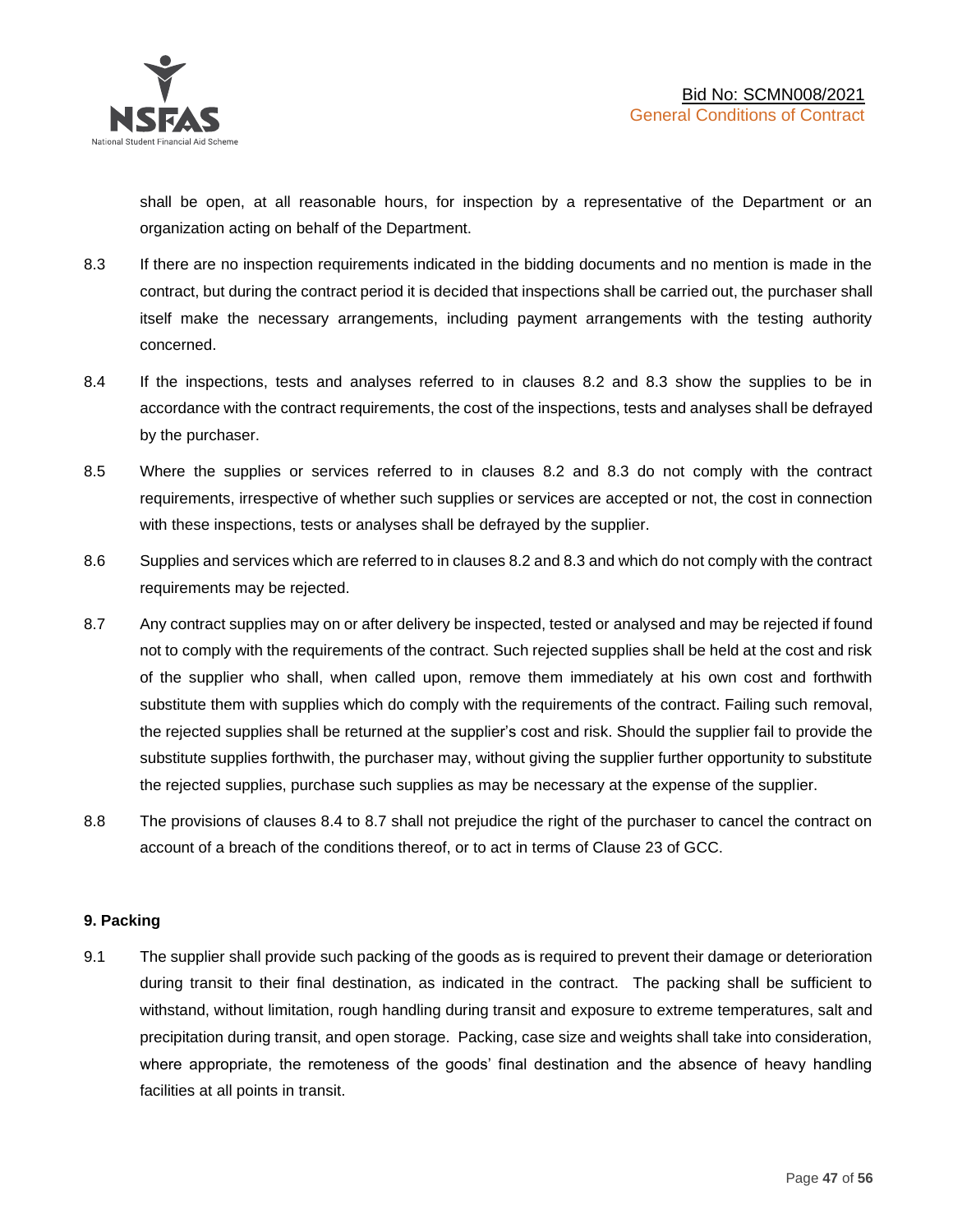shall be open, at all reasonable hours, for inspection by a representative of the Department or an organization acting on behalf of the Department.

8.3 If there are no inspection requirements indicated in the bidding documents and no mention is made in the contract, but during the contract period it is decided that inspections shall be carried out, the purchaser shall itself make the necessary arrangements, including payment arrangements with the testing authority concerned.

8.4 If the inspections, tests and analyses referred to in clauses 8.2 and 8.3 show the supplies to be in accordance with the contract requirements, the cost of the inspections, tests and analyses shall be defrayed by the purchaser.

8.5 Where the supplies or services referred to in clauses 8.2 and 8.3 do not comply with the contract requirements, irrespective of whether such supplies or services are accepted or not, the cost in connection with these inspections, tests or analyses shall be defrayed by the supplier.

8.6 Supplies and services which are referred to in clauses 8.2 and 8.3 and which do not comply with the contract requirements may be rejected.

8.7 Any contract supplies may on or after delivery be inspected, tested or analysed and may be rejected if found not to comply with the requirements of the contract. Such rejected supplies shall be held at the cost and risk of the supplier who shall, when called upon, remove them immediately at his own cost and forthwith substitute them with supplies which do comply with the requirements of the contract. Failing such removal, the rejected supplies shall be returned at the supplier's cost and risk. Should the supplier fail to provide the substitute supplies forthwith, the purchaser may, without giving the supplier further opportunity to substitute the rejected supplies, purchase such supplies as may be necessary at the expense of the supplier.

8.8 The provisions of clauses 8.4 to 8.7 shall not prejudice the right of the purchaser to cancel the contract on account of a breach of the conditions thereof, or to act in terms of Clause 23 of GCC.

**9. Packing**

9.1 The supplier shall provide such packing of the goods as is required to prevent their damage or deterioration during transit to their final destination, as indicated in the contract. The packing shall be sufficient to withstand, without limitation, rough handling during transit and exposure to extreme temperatures, salt and precipitation during transit, and open storage. Packing, case size and weights shall take into consideration, where appropriate, the remoteness of the goods' final destination and the absence of heavy handling facilities at all points in transit.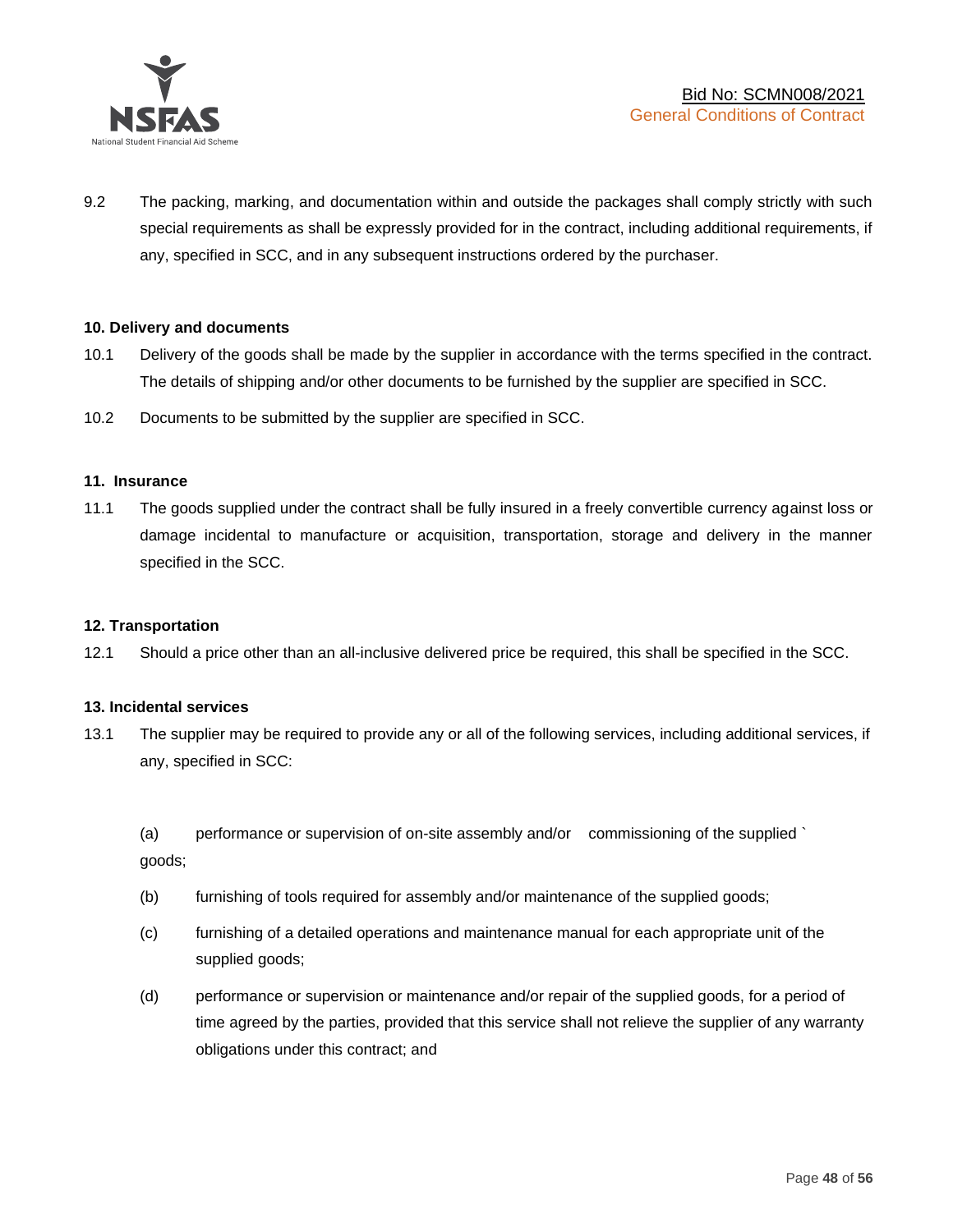9.2 The packing, marking, and documentation within and outside the packages shall comply strictly with such special requirements as shall be expressly provided for in the contract, including additional requirements, if any, specified in SCC, and in any subsequent instructions ordered by the purchaser.

**10. Delivery and documents**

10.1 Delivery of the goods shall be made by the supplier in accordance with the terms specified in the contract. The details of shipping and/or other documents to be furnished by the supplier are specified in SCC.

10.2 Documents to be submitted by the supplier are specified in SCC.

**11. Insurance**

11.1 The goods supplied under the contract shall be fully insured in a freely convertible currency against loss or damage incidental to manufacture or acquisition, transportation, storage and delivery in the manner specified in the SCC.

**12. Transportation**

12.1 Should a price other than an all-inclusive delivered price be required, this shall be specified in the SCC.

**13. Incidental services**

13.1 The supplier may be required to provide any or all of the following services, including additional services, if any, specified in SCC:

(a) performance or supervision of on-site assembly and/or commissioning of the supplied ` goods;

(b) furnishing of tools required for assembly and/or maintenance of the supplied goods;

(c) furnishing of a detailed operations and maintenance manual for each appropriate unit of the supplied goods;

(d) performance or supervision or maintenance and/or repair of the supplied goods, for a period of time agreed by the parties, provided that this service shall not relieve the supplier of any warranty obligations under this contract; and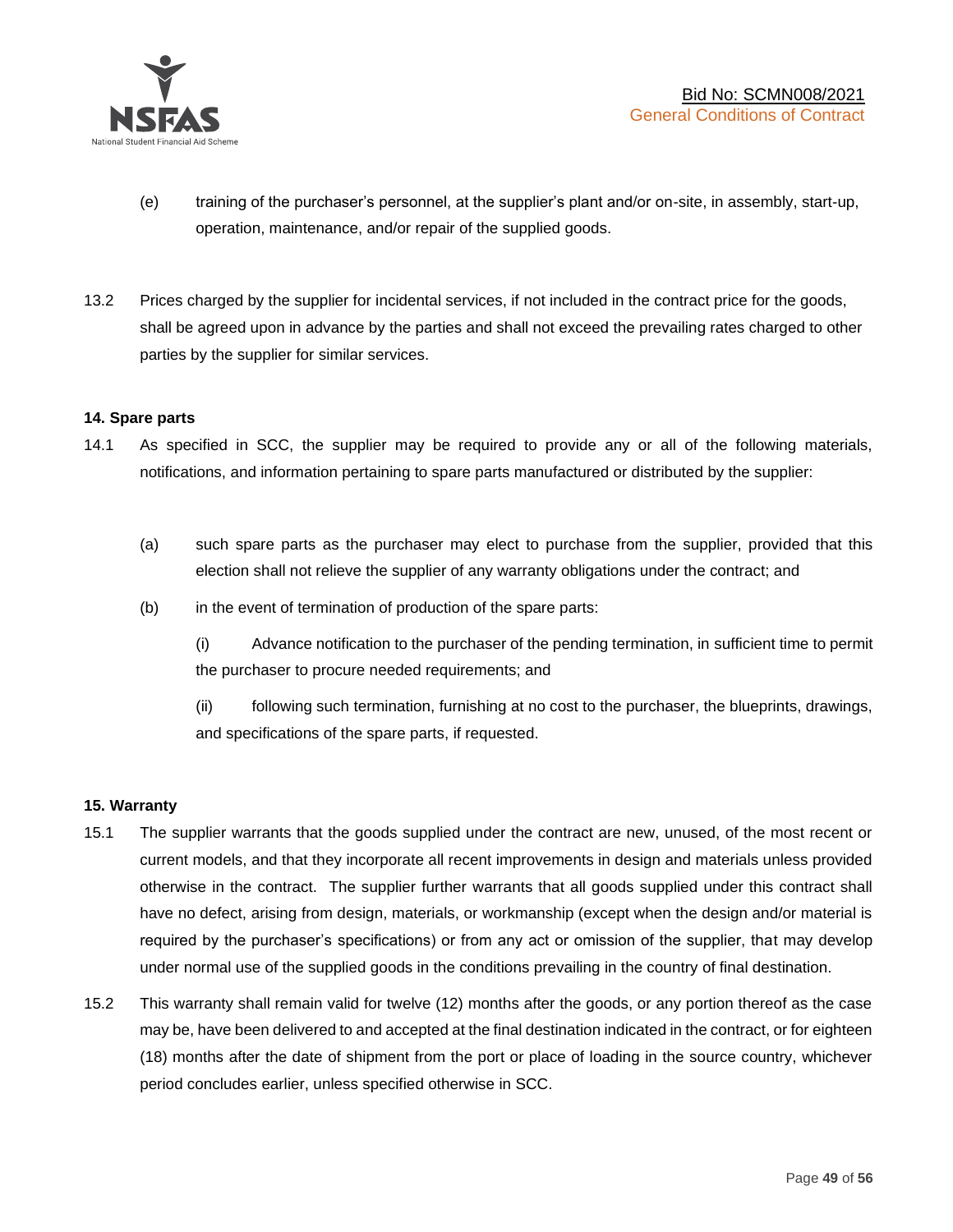(e) training of the purchaser's personnel, at the supplier's plant and/or on-site, in assembly, start-up, operation, maintenance, and/or repair of the supplied goods.

13.2 Prices charged by the supplier for incidental services, if not included in the contract price for the goods, shall be agreed upon in advance by the parties and shall not exceed the prevailing rates charged to other parties by the supplier for similar services.

**14. Spare parts**

14.1 As specified in SCC, the supplier may be required to provide any or all of the following materials, notifications, and information pertaining to spare parts manufactured or distributed by the supplier:

(a) such spare parts as the purchaser may elect to purchase from the supplier, provided that this election shall not relieve the supplier of any warranty obligations under the contract; and

(b) in the event of termination of production of the spare parts:

(i) Advance notification to the purchaser of the pending termination, in sufficient time to permit the purchaser to procure needed requirements; and

(ii) following such termination, furnishing at no cost to the purchaser, the blueprints, drawings, and specifications of the spare parts, if requested.

**15. Warranty**

15.1 The supplier warrants that the goods supplied under the contract are new, unused, of the most recent or current models, and that they incorporate all recent improvements in design and materials unless provided otherwise in the contract. The supplier further warrants that all goods supplied under this contract shall have no defect, arising from design, materials, or workmanship (except when the design and/or material is required by the purchaser's specifications) or from any act or omission of the supplier, that may develop under normal use of the supplied goods in the conditions prevailing in the country of final destination.

15.2 This warranty shall remain valid for twelve (12) months after the goods, or any portion thereof as the case may be, have been delivered to and accepted at the final destination indicated in the contract, or for eighteen (18) months after the date of shipment from the port or place of loading in the source country, whichever period concludes earlier, unless specified otherwise in SCC.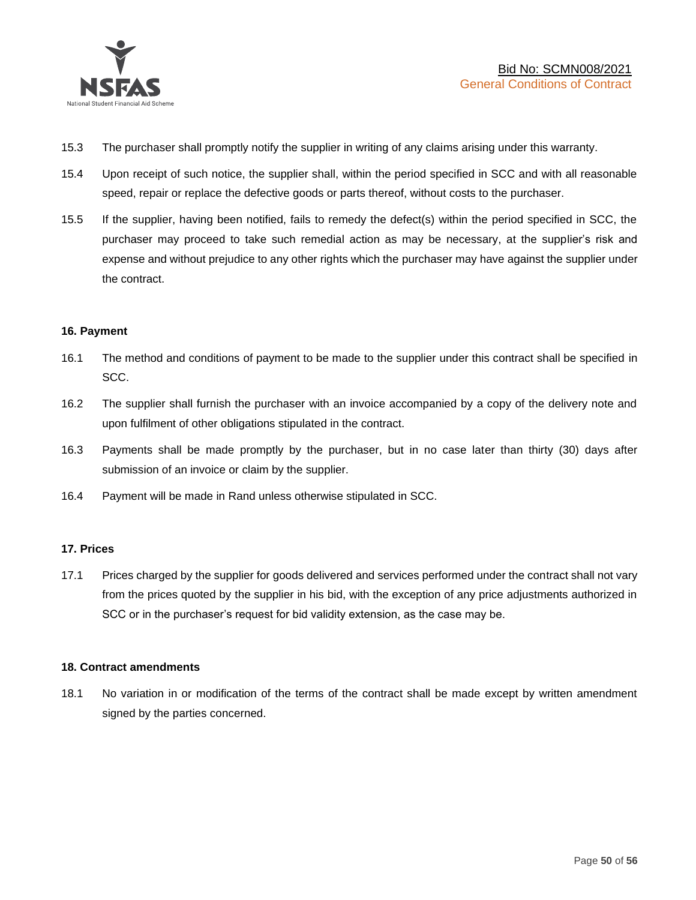15.3 The purchaser shall promptly notify the supplier in writing of any claims arising under this warranty.

15.4 Upon receipt of such notice, the supplier shall, within the period specified in SCC and with all reasonable speed, repair or replace the defective goods or parts thereof, without costs to the purchaser.

15.5 If the supplier, having been notified, fails to remedy the defect(s) within the period specified in SCC, the purchaser may proceed to take such remedial action as may be necessary, at the supplier's risk and expense and without prejudice to any other rights which the purchaser may have against the supplier under the contract.

**16. Payment**

16.1 The method and conditions of payment to be made to the supplier under this contract shall be specified in SCC.

16.2 The supplier shall furnish the purchaser with an invoice accompanied by a copy of the delivery note and upon fulfilment of other obligations stipulated in the contract.

16.3 Payments shall be made promptly by the purchaser, but in no case later than thirty (30) days after submission of an invoice or claim by the supplier.

16.4 Payment will be made in Rand unless otherwise stipulated in SCC.

**17. Prices**

17.1 Prices charged by the supplier for goods delivered and services performed under the contract shall not vary from the prices quoted by the supplier in his bid, with the exception of any price adjustments authorized in SCC or in the purchaser's request for bid validity extension, as the case may be.

**18. Contract amendments**

18.1 No variation in or modification of the terms of the contract shall be made except by written amendment signed by the parties concerned.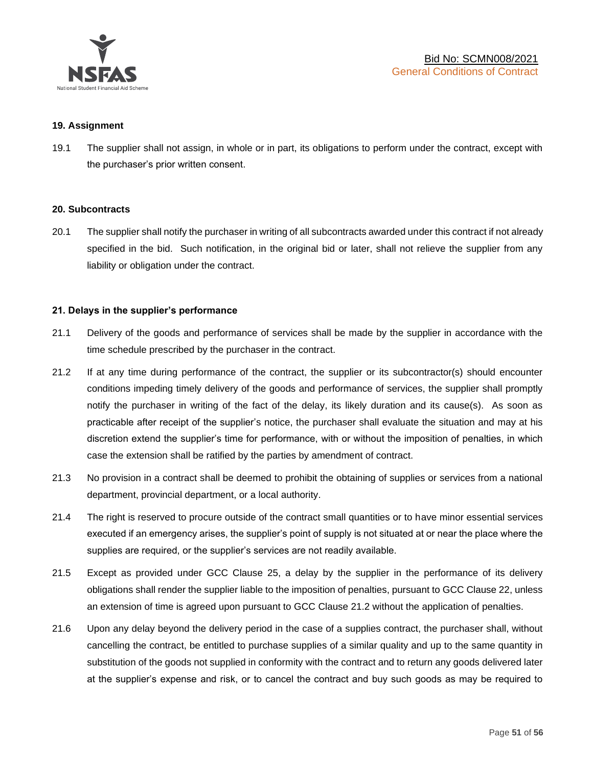**19. Assignment**

19.1 The supplier shall not assign, in whole or in part, its obligations to perform under the contract, except with the purchaser's prior written consent.

**20. Subcontracts**

20.1 The supplier shall notify the purchaser in writing of all subcontracts awarded under this contract if not already specified in the bid. Such notification, in the original bid or later, shall not relieve the supplier from any liability or obligation under the contract.

**21. Delays in the supplier's performance**

21.1 Delivery of the goods and performance of services shall be made by the supplier in accordance with the time schedule prescribed by the purchaser in the contract.

21.2 If at any time during performance of the contract, the supplier or its subcontractor(s) should encounter conditions impeding timely delivery of the goods and performance of services, the supplier shall promptly notify the purchaser in writing of the fact of the delay, its likely duration and its cause(s). As soon as practicable after receipt of the supplier's notice, the purchaser shall evaluate the situation and may at his discretion extend the supplier's time for performance, with or without the imposition of penalties, in which case the extension shall be ratified by the parties by amendment of contract.

21.3 No provision in a contract shall be deemed to prohibit the obtaining of supplies or services from a national department, provincial department, or a local authority.

21.4 The right is reserved to procure outside of the contract small quantities or to have minor essential services executed if an emergency arises, the supplier's point of supply is not situated at or near the place where the supplies are required, or the supplier's services are not readily available.

21.5 Except as provided under GCC Clause 25, a delay by the supplier in the performance of its delivery obligations shall render the supplier liable to the imposition of penalties, pursuant to GCC Clause 22, unless an extension of time is agreed upon pursuant to GCC Clause 21.2 without the application of penalties.

21.6 Upon any delay beyond the delivery period in the case of a supplies contract, the purchaser shall, without cancelling the contract, be entitled to purchase supplies of a similar quality and up to the same quantity in substitution of the goods not supplied in conformity with the contract and to return any goods delivered later at the supplier's expense and risk, or to cancel the contract and buy such goods as may be required to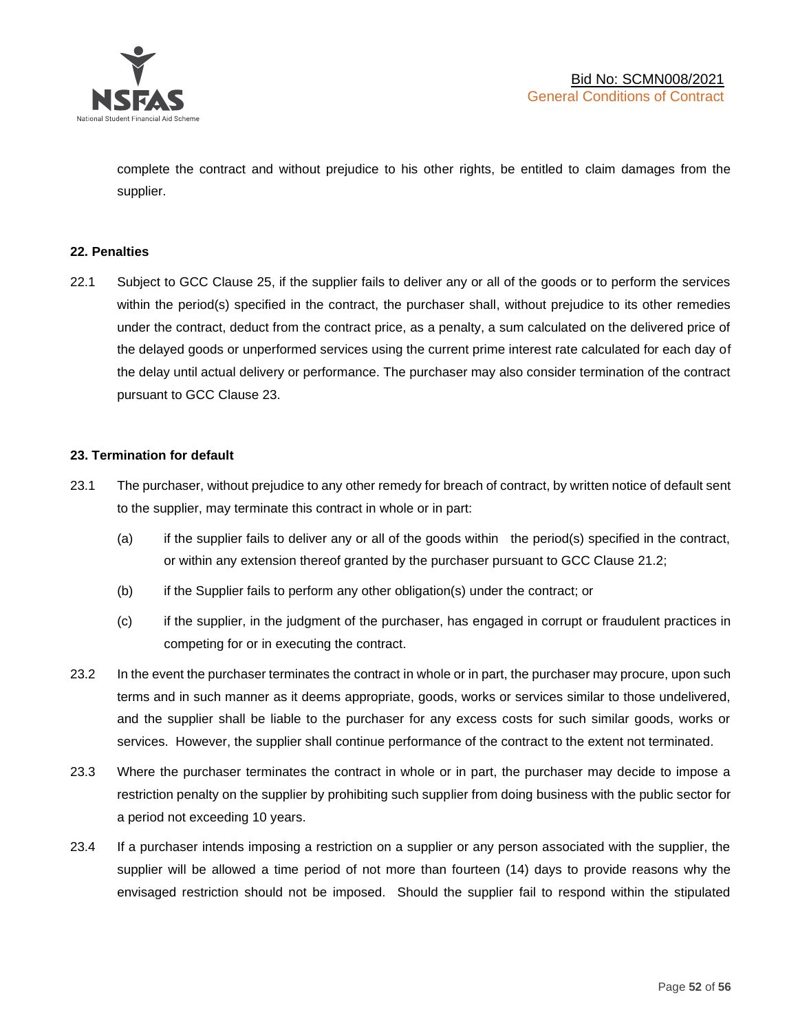complete the contract and without prejudice to his other rights, be entitled to claim damages from the supplier.

**22. Penalties**

22.1 Subject to GCC Clause 25, if the supplier fails to deliver any or all of the goods or to perform the services within the period(s) specified in the contract, the purchaser shall, without prejudice to its other remedies under the contract, deduct from the contract price, as a penalty, a sum calculated on the delivered price of the delayed goods or unperformed services using the current prime interest rate calculated for each day of the delay until actual delivery or performance. The purchaser may also consider termination of the contract pursuant to GCC Clause 23.

**23. Termination for default**

23.1 The purchaser, without prejudice to any other remedy for breach of contract, by written notice of default sent to the supplier, may terminate this contract in whole or in part:

(a) if the supplier fails to deliver any or all of the goods within the period(s) specified in the contract, or within any extension thereof granted by the purchaser pursuant to GCC Clause 21.2;

(b) if the Supplier fails to perform any other obligation(s) under the contract; or

(c) if the supplier, in the judgment of the purchaser, has engaged in corrupt or fraudulent practices in competing for or in executing the contract.

23.2 In the event the purchaser terminates the contract in whole or in part, the purchaser may procure, upon such terms and in such manner as it deems appropriate, goods, works or services similar to those undelivered, and the supplier shall be liable to the purchaser for any excess costs for such similar goods, works or services. However, the supplier shall continue performance of the contract to the extent not terminated.

23.3 Where the purchaser terminates the contract in whole or in part, the purchaser may decide to impose a restriction penalty on the supplier by prohibiting such supplier from doing business with the public sector for a period not exceeding 10 years.

23.4 If a purchaser intends imposing a restriction on a supplier or any person associated with the supplier, the supplier will be allowed a time period of not more than fourteen (14) days to provide reasons why the envisaged restriction should not be imposed. Should the supplier fail to respond within the stipulated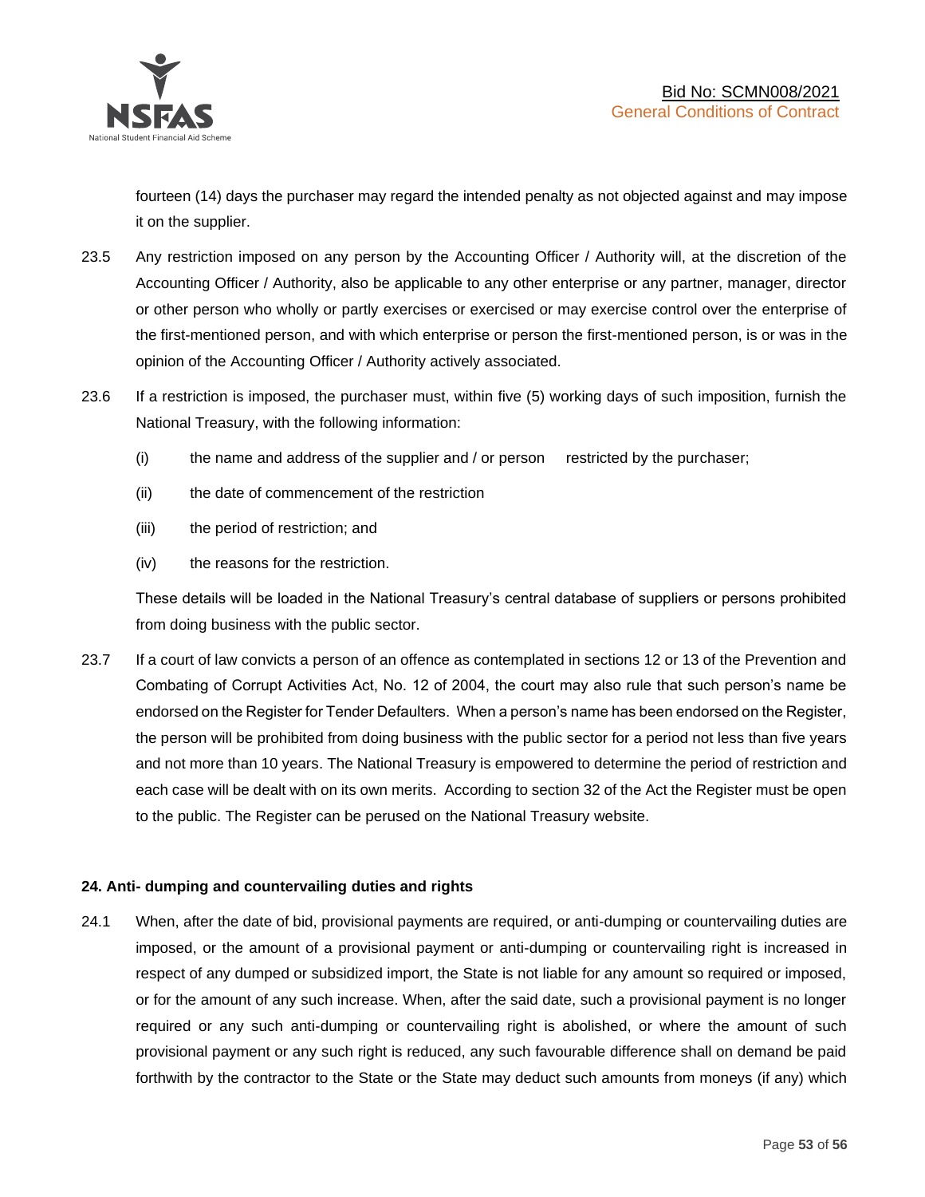fourteen (14) days the purchaser may regard the intended penalty as not objected against and may impose it on the supplier.

23.5 Any restriction imposed on any person by the Accounting Officer / Authority will, at the discretion of the Accounting Officer / Authority, also be applicable to any other enterprise or any partner, manager, director or other person who wholly or partly exercises or exercised or may exercise control over the enterprise of the first-mentioned person, and with which enterprise or person the first-mentioned person, is or was in the opinion of the Accounting Officer / Authority actively associated.

23.6 If a restriction is imposed, the purchaser must, within five (5) working days of such imposition, furnish the National Treasury, with the following information:

(i) the name and address of the supplier and / or person restricted by the purchaser;

(ii) the date of commencement of the restriction

(iii) the period of restriction; and

(iv) the reasons for the restriction.

These details will be loaded in the National Treasury's central database of suppliers or persons prohibited from doing business with the public sector.

23.7 If a court of law convicts a person of an offence as contemplated in sections 12 or 13 of the Prevention and Combating of Corrupt Activities Act, No. 12 of 2004, the court may also rule that such person's name be endorsed on the Register for Tender Defaulters. When a person's name has been endorsed on the Register, the person will be prohibited from doing business with the public sector for a period not less than five years and not more than 10 years. The National Treasury is empowered to determine the period of restriction and each case will be dealt with on its own merits. According to section 32 of the Act the Register must be open to the public. The Register can be perused on the National Treasury website.

**24. Anti- dumping and countervailing duties and rights**

24.1 When, after the date of bid, provisional payments are required, or anti-dumping or countervailing duties are imposed, or the amount of a provisional payment or anti-dumping or countervailing right is increased in respect of any dumped or subsidized import, the State is not liable for any amount so required or imposed, or for the amount of any such increase. When, after the said date, such a provisional payment is no longer required or any such anti-dumping or countervailing right is abolished, or where the amount of such provisional payment or any such right is reduced, any such favourable difference shall on demand be paid forthwith by the contractor to the State or the State may deduct such amounts from moneys (if any) which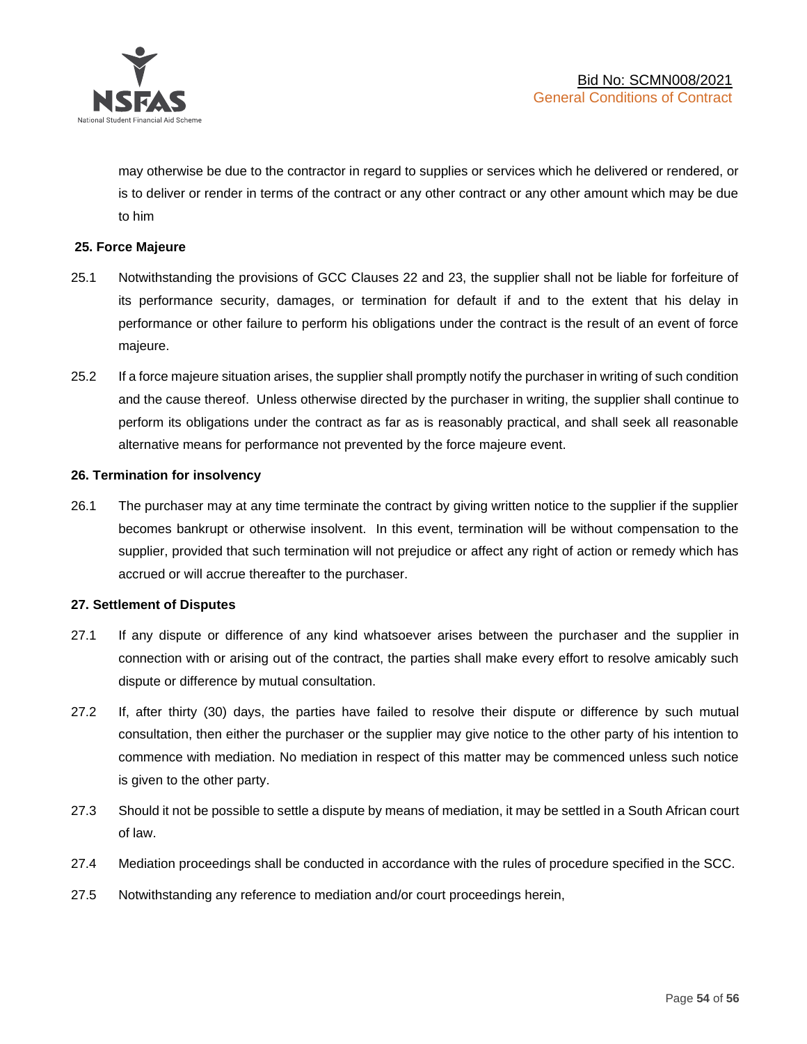may otherwise be due to the contractor in regard to supplies or services which he delivered or rendered, or is to deliver or render in terms of the contract or any other contract or any other amount which may be due to him

**25. Force Majeure**

25.1 Notwithstanding the provisions of GCC Clauses 22 and 23, the supplier shall not be liable for forfeiture of its performance security, damages, or termination for default if and to the extent that his delay in performance or other failure to perform his obligations under the contract is the result of an event of force majeure.

25.2 If a force majeure situation arises, the supplier shall promptly notify the purchaser in writing of such condition and the cause thereof. Unless otherwise directed by the purchaser in writing, the supplier shall continue to perform its obligations under the contract as far as is reasonably practical, and shall seek all reasonable alternative means for performance not prevented by the force majeure event.

**26. Termination for insolvency**

26.1 The purchaser may at any time terminate the contract by giving written notice to the supplier if the supplier becomes bankrupt or otherwise insolvent. In this event, termination will be without compensation to the supplier, provided that such termination will not prejudice or affect any right of action or remedy which has accrued or will accrue thereafter to the purchaser.

**27. Settlement of Disputes**

27.1 If any dispute or difference of any kind whatsoever arises between the purchaser and the supplier in connection with or arising out of the contract, the parties shall make every effort to resolve amicably such dispute or difference by mutual consultation.

27.2 If, after thirty (30) days, the parties have failed to resolve their dispute or difference by such mutual consultation, then either the purchaser or the supplier may give notice to the other party of his intention to commence with mediation. No mediation in respect of this matter may be commenced unless such notice is given to the other party.

27.3 Should it not be possible to settle a dispute by means of mediation, it may be settled in a South African court of law.

27.4 Mediation proceedings shall be conducted in accordance with the rules of procedure specified in the SCC.

27.5 Notwithstanding any reference to mediation and/or court proceedings herein,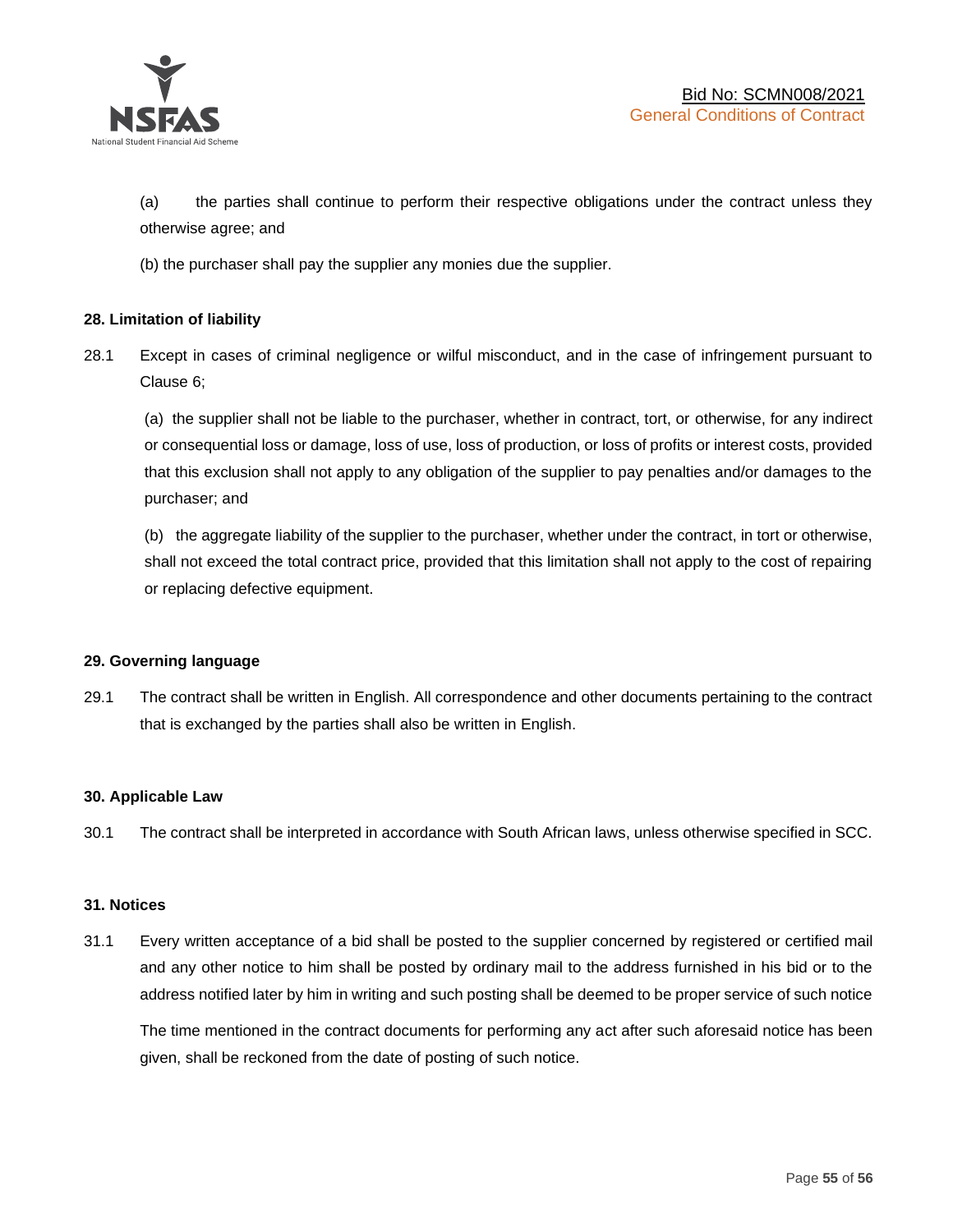(a) the parties shall continue to perform their respective obligations under the contract unless they otherwise agree; and

(b) the purchaser shall pay the supplier any monies due the supplier.

**28. Limitation of liability**

28.1 Except in cases of criminal negligence or wilful misconduct, and in the case of infringement pursuant to Clause 6;

(a) the supplier shall not be liable to the purchaser, whether in contract, tort, or otherwise, for any indirect or consequential loss or damage, loss of use, loss of production, or loss of profits or interest costs, provided that this exclusion shall not apply to any obligation of the supplier to pay penalties and/or damages to the purchaser; and

(b) the aggregate liability of the supplier to the purchaser, whether under the contract, in tort or otherwise, shall not exceed the total contract price, provided that this limitation shall not apply to the cost of repairing or replacing defective equipment.

**29. Governing language**

29.1 The contract shall be written in English. All correspondence and other documents pertaining to the contract that is exchanged by the parties shall also be written in English.

**30. Applicable Law**

30.1 The contract shall be interpreted in accordance with South African laws, unless otherwise specified in SCC.

**31. Notices**

31.1 Every written acceptance of a bid shall be posted to the supplier concerned by registered or certified mail and any other notice to him shall be posted by ordinary mail to the address furnished in his bid or to the address notified later by him in writing and such posting shall be deemed to be proper service of such notice

The time mentioned in the contract documents for performing any act after such aforesaid notice has been given, shall be reckoned from the date of posting of such notice.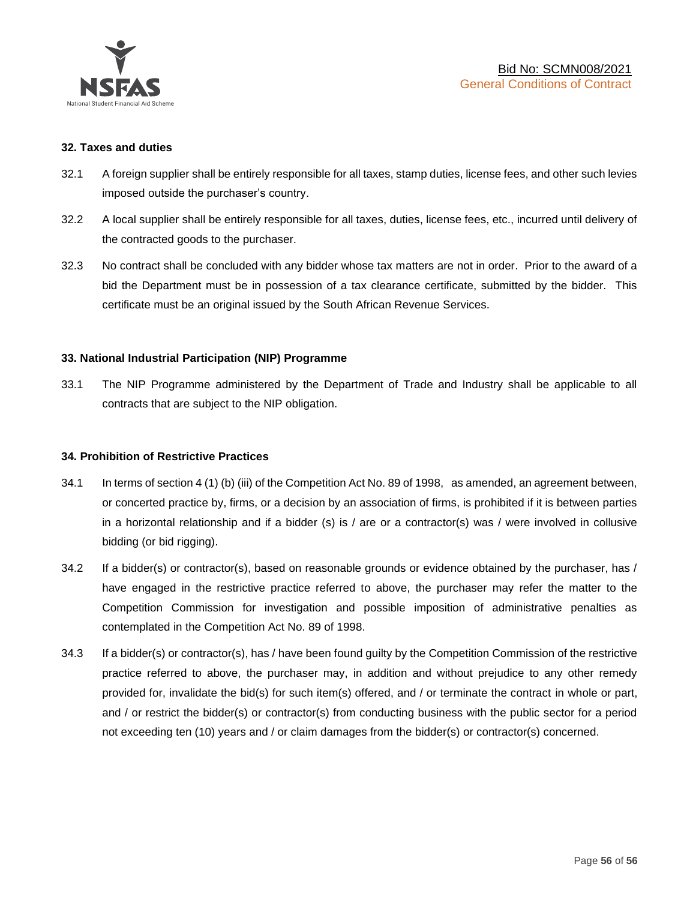### 32. Taxes and duties

32.1 A foreign supplier shall be entirely responsible for all taxes, stamp duties, license fees, and other such levies imposed outside the purchaser's country.

32.2 A local supplier shall be entirely responsible for all taxes, duties, license fees, etc., incurred until delivery of the contracted goods to the purchaser.

32.3 No contract shall be concluded with any bidder whose tax matters are not in order. Prior to the award of a bid the Department must be in possession of a tax clearance certificate, submitted by the bidder. This certificate must be an original issued by the South African Revenue Services.

### 33. National Industrial Participation (NIP) Programme

33.1 The NIP Programme administered by the Department of Trade and Industry shall be applicable to all contracts that are subject to the NIP obligation.

### 34. Prohibition of Restrictive Practices

34.1 In terms of section 4 (1) (b) (iii) of the Competition Act No. 89 of 1998, as amended, an agreement between, or concerted practice by, firms, or a decision by an association of firms, is prohibited if it is between parties in a horizontal relationship and if a bidder (s) is / are or a contractor(s) was / were involved in collusive bidding (or bid rigging).

34.2 If a bidder(s) or contractor(s), based on reasonable grounds or evidence obtained by the purchaser, has / have engaged in the restrictive practice referred to above, the purchaser may refer the matter to the Competition Commission for investigation and possible imposition of administrative penalties as contemplated in the Competition Act No. 89 of 1998.

34.3 If a bidder(s) or contractor(s), has / have been found guilty by the Competition Commission of the restrictive practice referred to above, the purchaser may, in addition and without prejudice to any other remedy provided for, invalidate the bid(s) for such item(s) offered, and / or terminate the contract in whole or part, and / or restrict the bidder(s) or contractor(s) from conducting business with the public sector for a period not exceeding ten (10) years and / or claim damages from the bidder(s) or contractor(s) concerned.